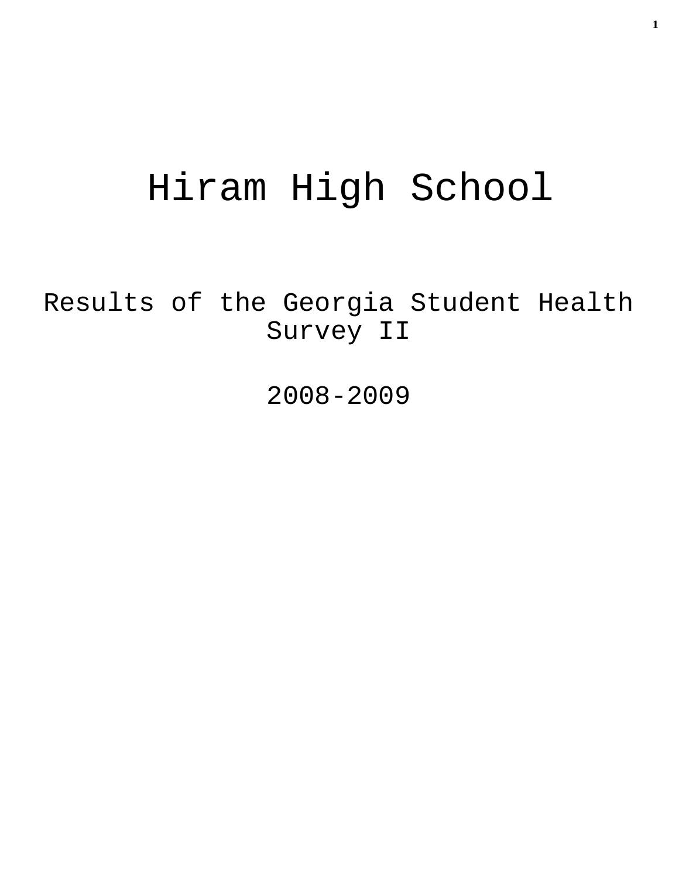# Hiram High School

## Results of the Georgia Student Health Survey II

## 2008-2009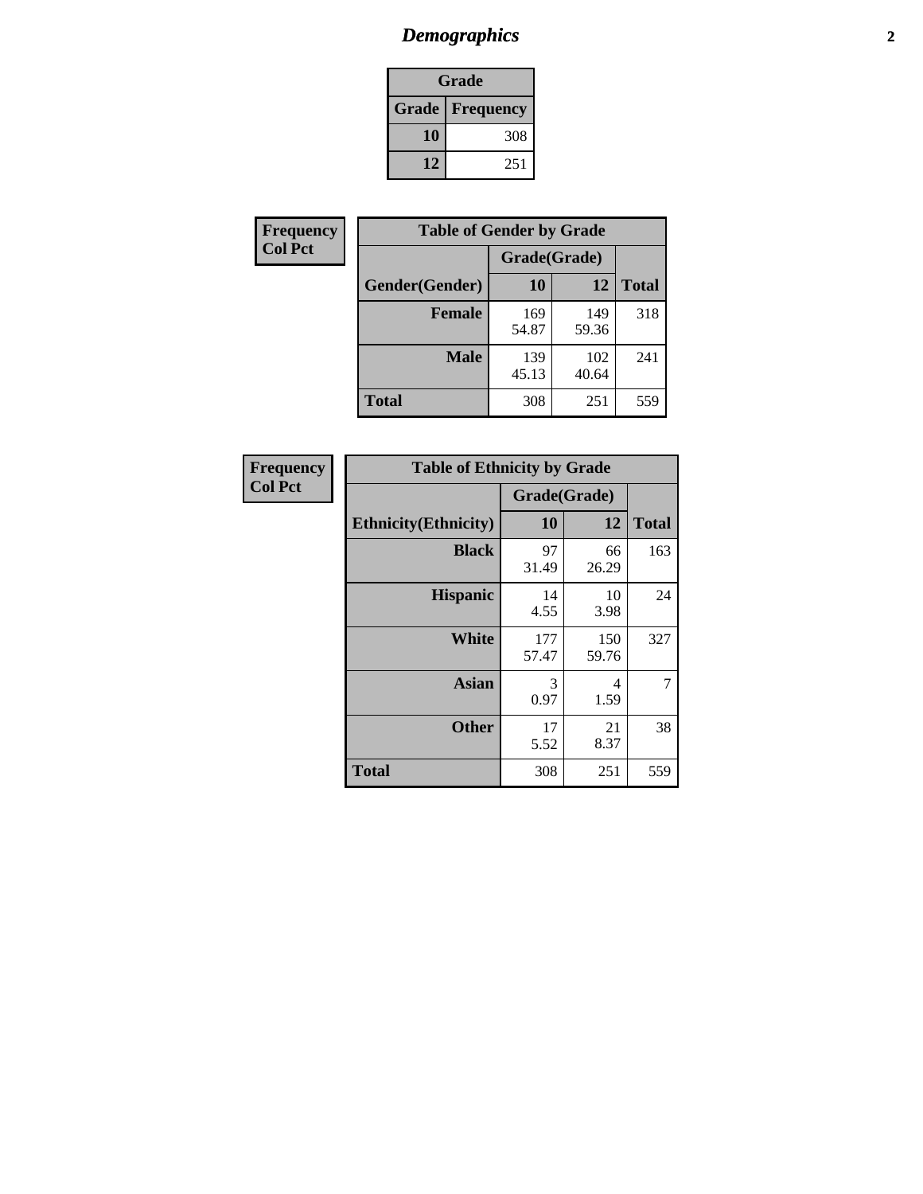# Demographics

| Grade | |
|---|---|
| **Grade** | **Frequency** |
| 10 | 308 |
| 12 | 251 |

**Frequency**
**Col Pct**

| Table of Gender by Grade | | | |
|---|---|---|---|
| | Grade(Grade) | | |
| **Gender(Gender)** | **10** | **12** | **Total** |
| **Female** | 169<br>54.87 | 149<br>59.36 | 318 |
| **Male** | 139<br>45.13 | 102<br>40.64 | 241 |
| **Total** | 308 | 251 | 559 |

**Frequency**
**Col Pct**

| Table of Ethnicity by Grade | | | |
|---|---|---|---|
| | Grade(Grade) | | |
| **Ethnicity(Ethnicity)** | **10** | **12** | **Total** |
| **Black** | 97<br>31.49 | 66<br>26.29 | 163 |
| **Hispanic** | 14<br>4.55 | 10<br>3.98 | 24 |
| **White** | 177<br>57.47 | 150<br>59.76 | 327 |
| **Asian** | 3<br>0.97 | 4<br>1.59 | 7 |
| **Other** | 17<br>5.52 | 21<br>8.37 | 38 |
| **Total** | 308 | 251 | 559 |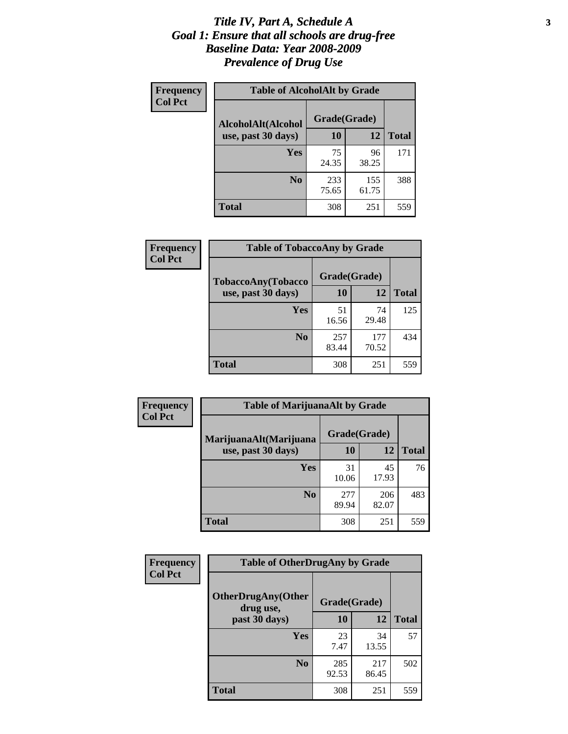# *Title IV, Part A, Schedule A*
## *Goal 1: Ensure that all schools are drug-free*
## *Baseline Data: Year 2008-2009*
## *Prevalence of Drug Use*

**Frequency**
**Col Pct**

**Table of AlcoholAlt by Grade**

| AlcoholAlt(Alcohol use, past 30 days) | Grade(Grade) | | |
|---|---|---|---|
| | **10** | **12** | **Total** |
| **Yes** | 75<br>24.35 | 96<br>38.25 | 171 |
| **No** | 233<br>75.65 | 155<br>61.75 | 388 |
| **Total** | 308 | 251 | 559 |

**Frequency**
**Col Pct**

**Table of TobaccoAny by Grade**

| TobaccoAny(Tobacco use, past 30 days) | Grade(Grade) | | |
|---|---|---|---|
| | **10** | **12** | **Total** |
| **Yes** | 51<br>16.56 | 74<br>29.48 | 125 |
| **No** | 257<br>83.44 | 177<br>70.52 | 434 |
| **Total** | 308 | 251 | 559 |

**Frequency**
**Col Pct**

**Table of MarijuanaAlt by Grade**

| MarijuanaAlt(Marijuana use, past 30 days) | Grade(Grade) | | |
|---|---|---|---|
| | **10** | **12** | **Total** |
| **Yes** | 31<br>10.06 | 45<br>17.93 | 76 |
| **No** | 277<br>89.94 | 206<br>82.07 | 483 |
| **Total** | 308 | 251 | 559 |

**Frequency**
**Col Pct**

**Table of OtherDrugAny by Grade**

| OtherDrugAny(Other drug use, past 30 days) | Grade(Grade) | | |
|---|---|---|---|
| | **10** | **12** | **Total** |
| **Yes** | 23<br>7.47 | 34<br>13.55 | 57 |
| **No** | 285<br>92.53 | 217<br>86.45 | 502 |
| **Total** | 308 | 251 | 559 |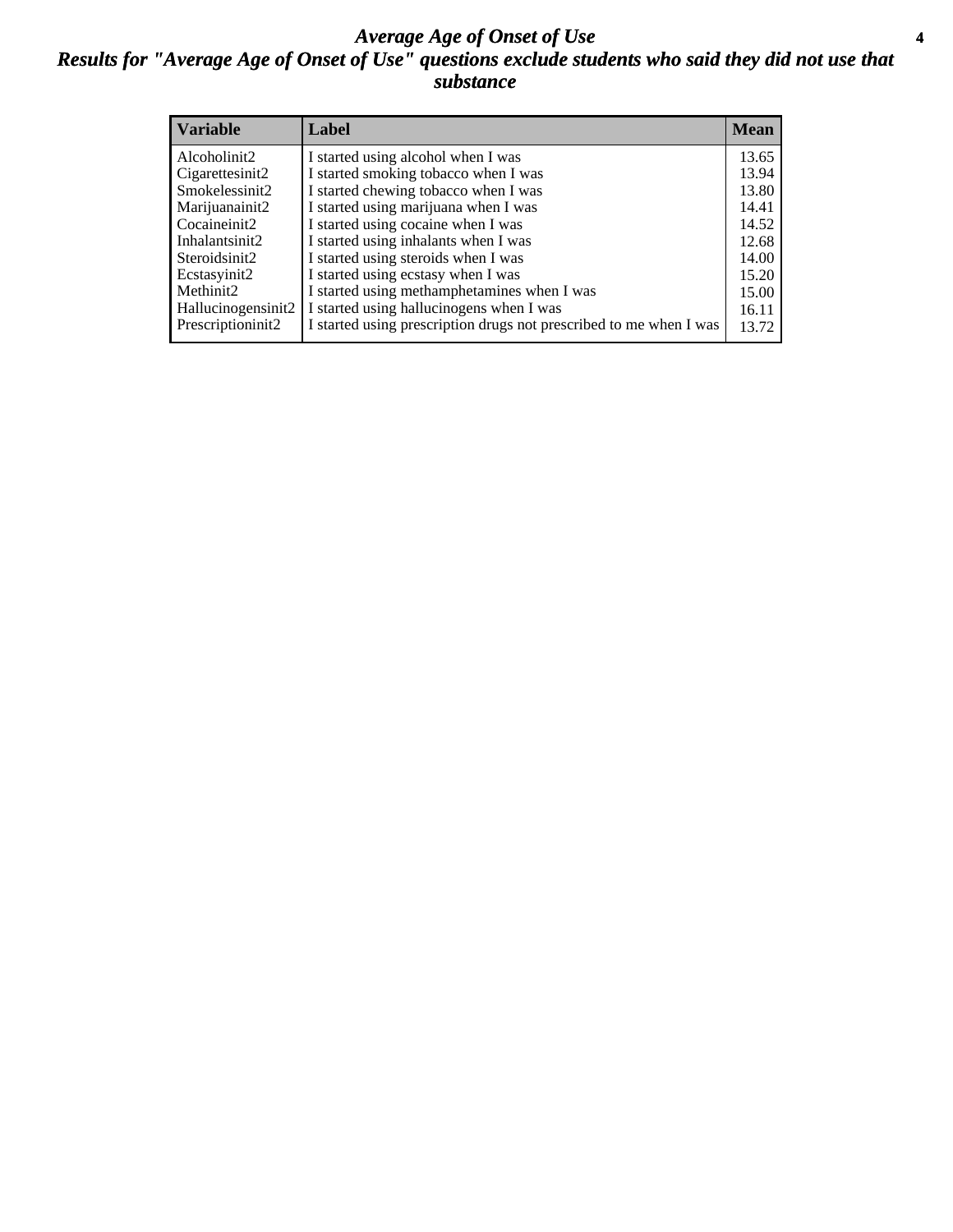# *Average Age of Onset of Use*

## *Results for "Average Age of Onset of Use" questions exclude students who said they did not use that substance*

| Variable | Label | Mean |
|---|---|---|
| Alcoholinit2 | I started using alcohol when I was | 13.65 |
| Cigarettesinit2 | I started smoking tobacco when I was | 13.94 |
| Smokelessinit2 | I started chewing tobacco when I was | 13.80 |
| Marijuanainit2 | I started using marijuana when I was | 14.41 |
| Cocaineinit2 | I started using cocaine when I was | 14.52 |
| Inhalantsinit2 | I started using inhalants when I was | 12.68 |
| Steroidsinit2 | I started using steroids when I was | 14.00 |
| Ecstasyinit2 | I started using ecstasy when I was | 15.20 |
| Methinit2 | I started using methamphetamines when I was | 15.00 |
| Hallucinogensinit2 | I started using hallucinogens when I was | 16.11 |
| Prescriptioninit2 | I started using prescription drugs not prescribed to me when I was | 13.72 |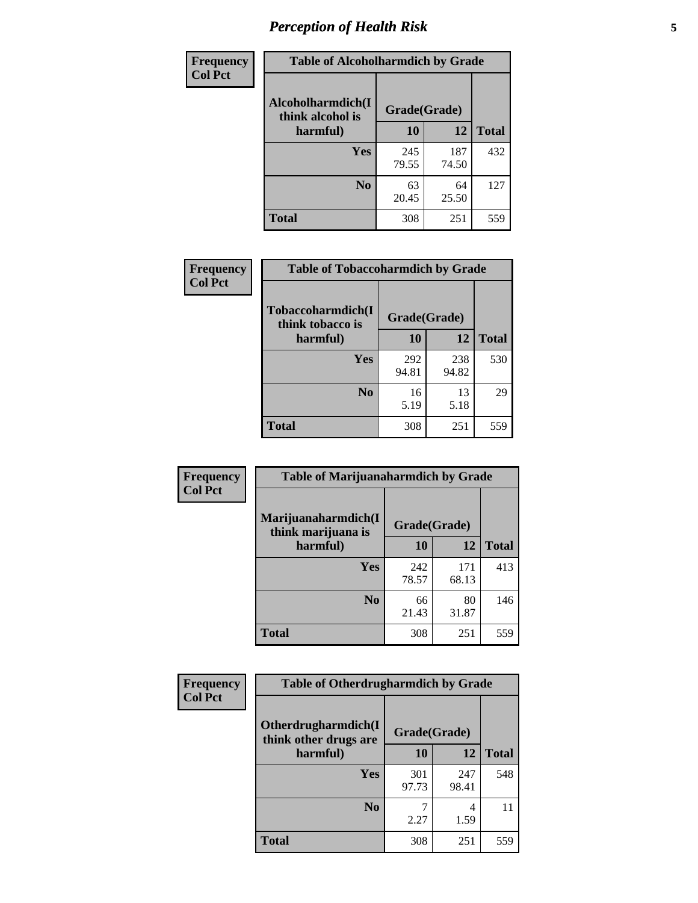# Perception of Health Risk

**Frequency**
**Col Pct**

| Table of Alcoholharmdich by Grade | | | |
|---|---|---|---|
| Alcoholharmdich(I think alcohol is harmful) | Grade(Grade) | | Total |
| | 10 | 12 | |
| Yes | 245<br>79.55 | 187<br>74.50 | 432 |
| No | 63<br>20.45 | 64<br>25.50 | 127 |
| Total | 308 | 251 | 559 |

**Frequency**
**Col Pct**

| Table of Tobaccoharmdich by Grade | | | |
|---|---|---|---|
| Tobaccoharmdich(I think tobacco is harmful) | Grade(Grade) | | Total |
| | 10 | 12 | |
| Yes | 292<br>94.81 | 238<br>94.82 | 530 |
| No | 16<br>5.19 | 13<br>5.18 | 29 |
| Total | 308 | 251 | 559 |

**Frequency**
**Col Pct**

| Table of Marijuanaharmdich by Grade | | | |
|---|---|---|---|
| Marijuanaharmdich(I think marijuana is harmful) | Grade(Grade) | | Total |
| | 10 | 12 | |
| Yes | 242<br>78.57 | 171<br>68.13 | 413 |
| No | 66<br>21.43 | 80<br>31.87 | 146 |
| Total | 308 | 251 | 559 |

**Frequency**
**Col Pct**

| Table of Otherdrugharmdich by Grade | | | |
|---|---|---|---|
| Otherdrugharmdich(I think other drugs are harmful) | Grade(Grade) | | Total |
| | 10 | 12 | |
| Yes | 301<br>97.73 | 247<br>98.41 | 548 |
| No | 7<br>2.27 | 4<br>1.59 | 11 |
| Total | 308 | 251 | 559 |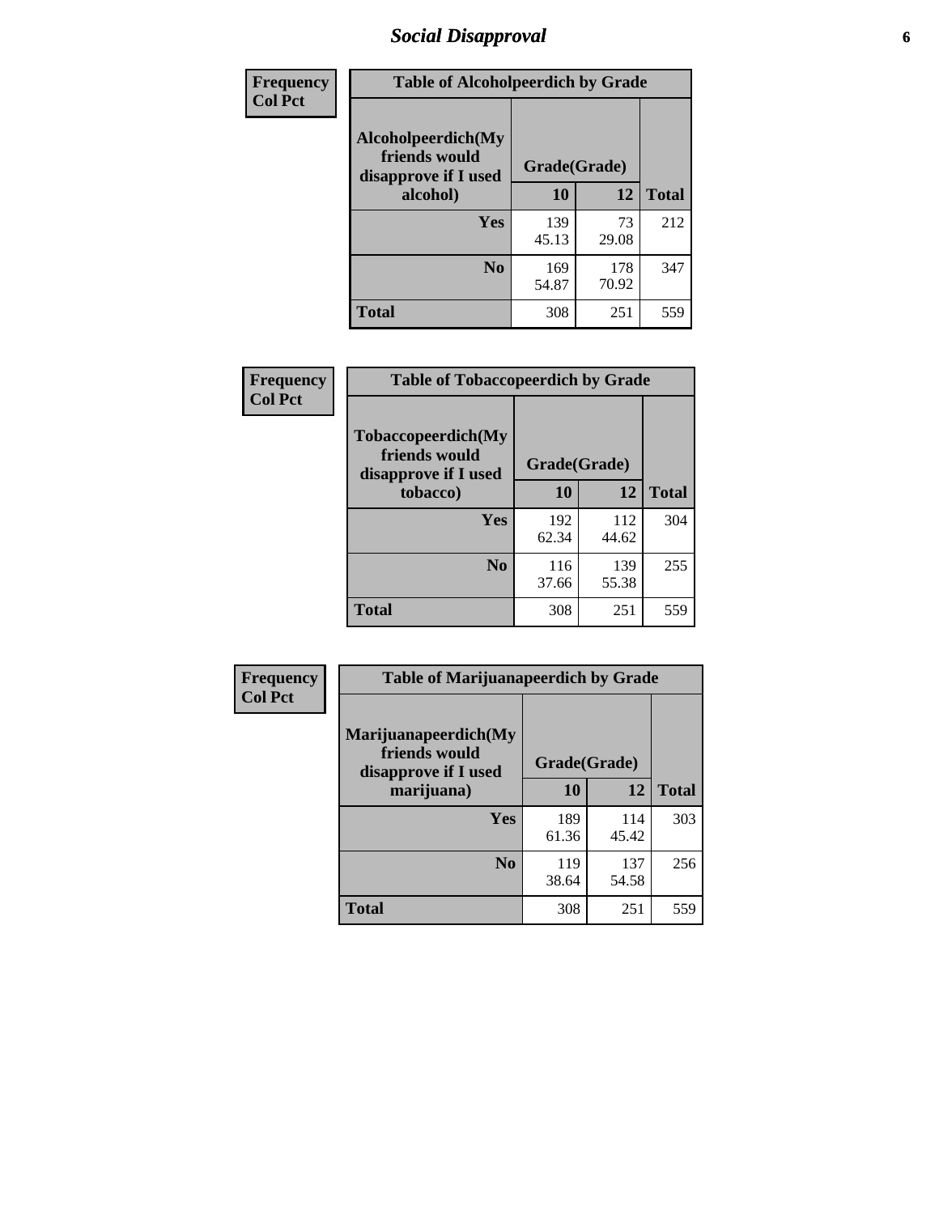## Social Disapproval

| Frequency Col Pct | Table of Alcoholpeerdich by Grade | | |
|---|---|---|---|
| Alcoholpeerdich(My friends would disapprove if I used alcohol) | Grade(Grade) | | |
| | 10 | 12 | Total |
| Yes | 139<br>45.13 | 73<br>29.08 | 212 |
| No | 169<br>54.87 | 178<br>70.92 | 347 |
| Total | 308 | 251 | 559 |

| Frequency Col Pct | Table of Tobaccopeerdich by Grade | | |
|---|---|---|---|
| Tobaccopeerdich(My friends would disapprove if I used tobacco) | Grade(Grade) | | |
| | 10 | 12 | Total |
| Yes | 192<br>62.34 | 112<br>44.62 | 304 |
| No | 116<br>37.66 | 139<br>55.38 | 255 |
| Total | 308 | 251 | 559 |

| Frequency Col Pct | Table of Marijuanapeerdich by Grade | | |
|---|---|---|---|
| Marijuanapeerdich(My friends would disapprove if I used marijuana) | Grade(Grade) | | |
| | 10 | 12 | Total |
| Yes | 189<br>61.36 | 114<br>45.42 | 303 |
| No | 119<br>38.64 | 137<br>54.58 | 256 |
| Total | 308 | 251 | 559 |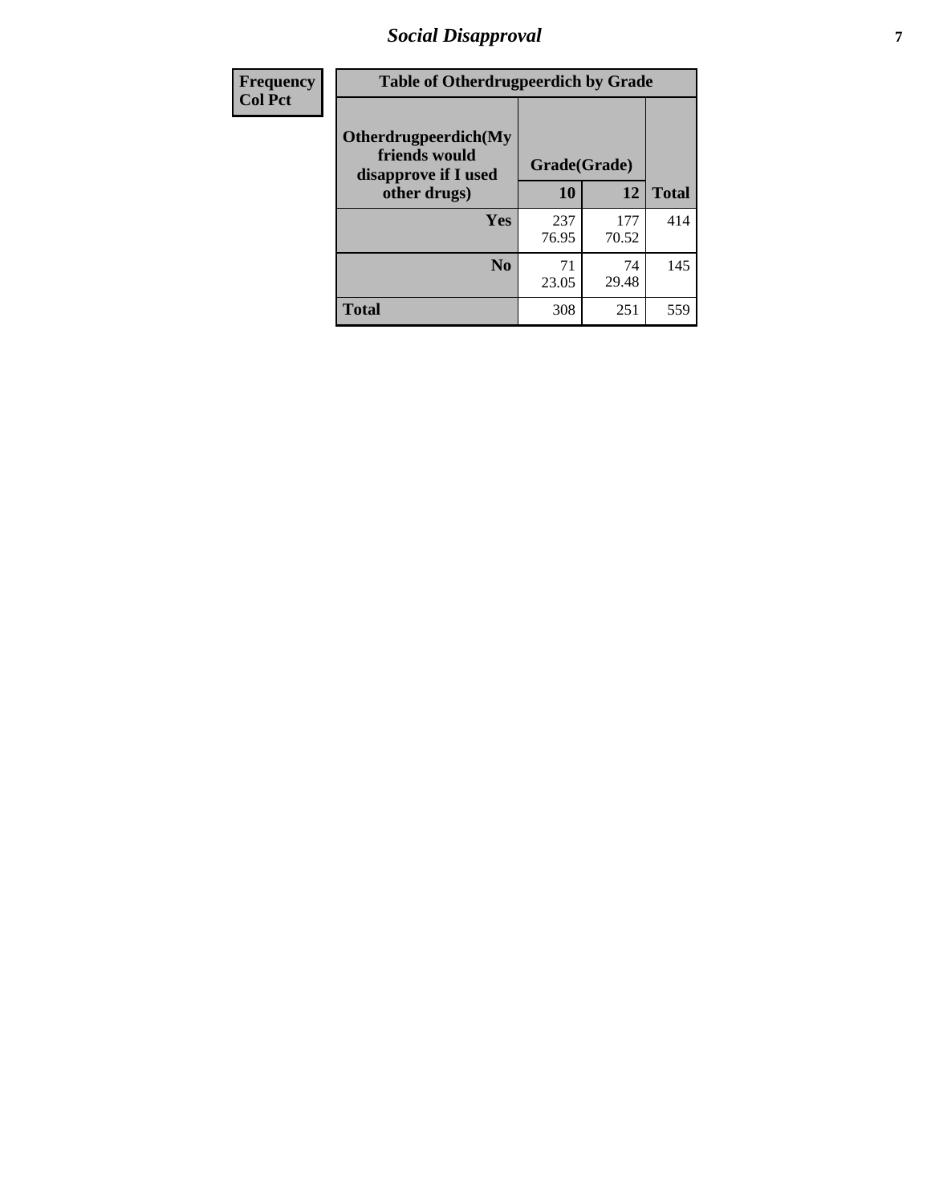| Frequency<br>Col Pct |
|---|

**Table of Otherdrugpeerdich by Grade**

| Otherdrugpeerdich(My friends would disapprove if I used other drugs) | Grade(Grade) | | Total |
|---|---|---|---|
| | 10 | 12 | |
| Yes | 237<br>76.95 | 177<br>70.52 | 414 |
| No | 71<br>23.05 | 74<br>29.48 | 145 |
| Total | 308 | 251 | 559 |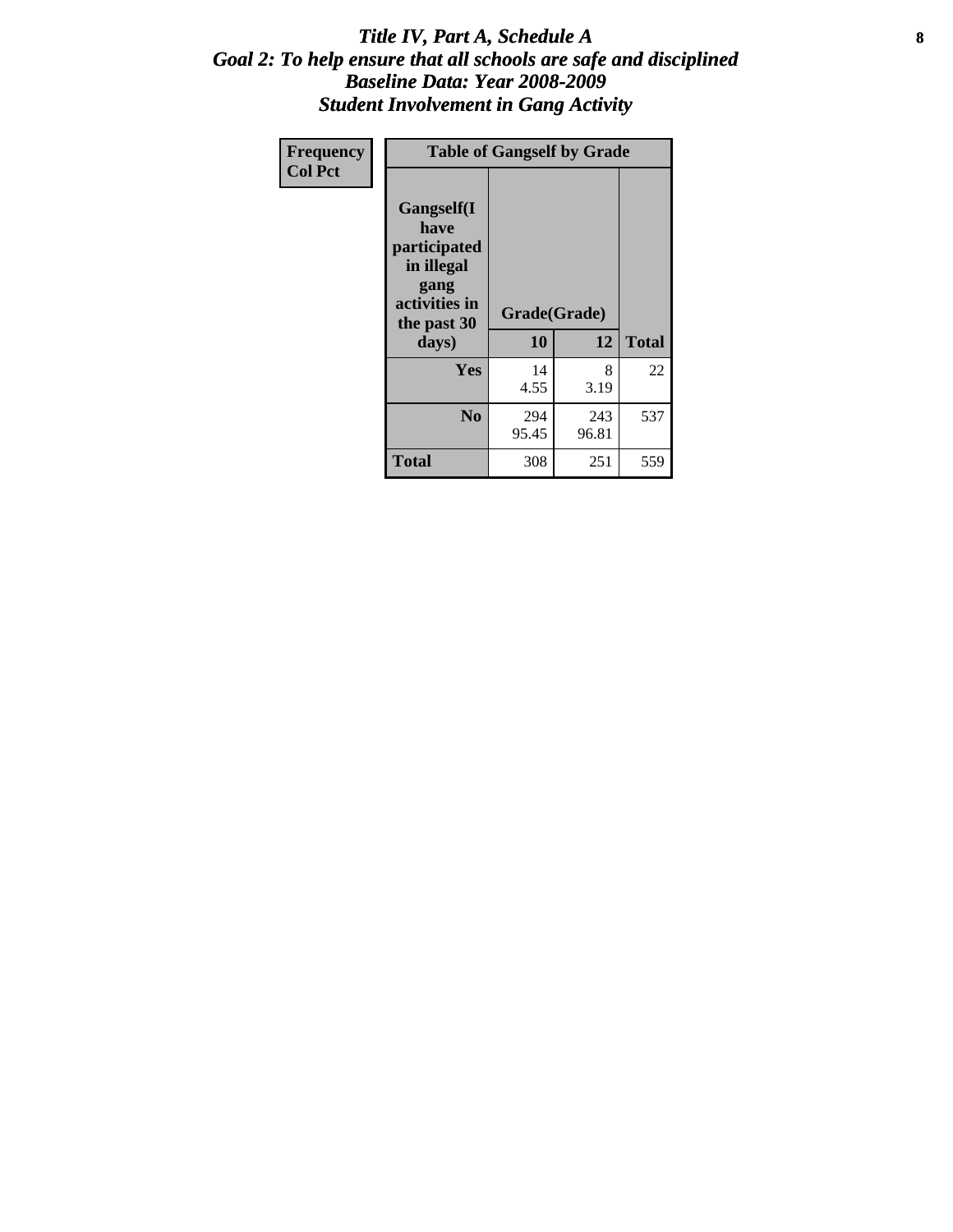# *Title IV, Part A, Schedule A*
## *Goal 2: To help ensure that all schools are safe and disciplined*
## *Baseline Data: Year 2008-2009*
## *Student Involvement in Gang Activity*

| Frequency<br>Col Pct | Table of Gangself by Grade | | |
|---|---|---|---|
| Gangself(I have participated in illegal gang activities in the past 30 days) | Grade(Grade) | | |
| | 10 | 12 | Total |
| Yes | 14<br>4.55 | 8<br>3.19 | 22 |
| No | 294<br>95.45 | 243<br>96.81 | 537 |
| Total | 308 | 251 | 559 |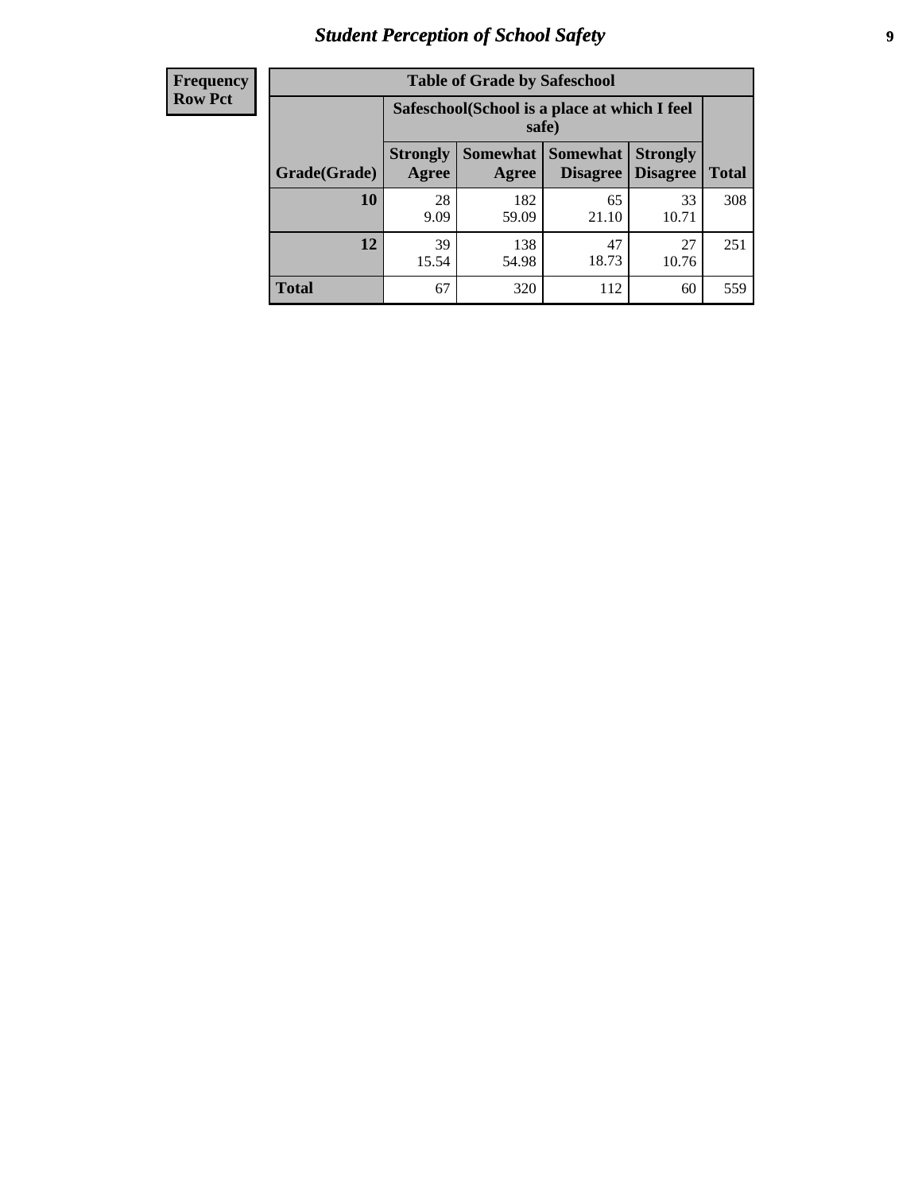| Frequency |
|---|
| Row Pct |

| Table of Grade by Safeschool | | | | | |
|---|---|---|---|---|---|
| | Safeschool(School is a place at which I feel safe) | | | | |
| Grade(Grade) | Strongly Agree | Somewhat Agree | Somewhat Disagree | Strongly Disagree | Total |
| 10 | 28<br>9.09 | 182<br>59.09 | 65<br>21.10 | 33<br>10.71 | 308 |
| 12 | 39<br>15.54 | 138<br>54.98 | 47<br>18.73 | 27<br>10.76 | 251 |
| Total | 67 | 320 | 112 | 60 | 559 |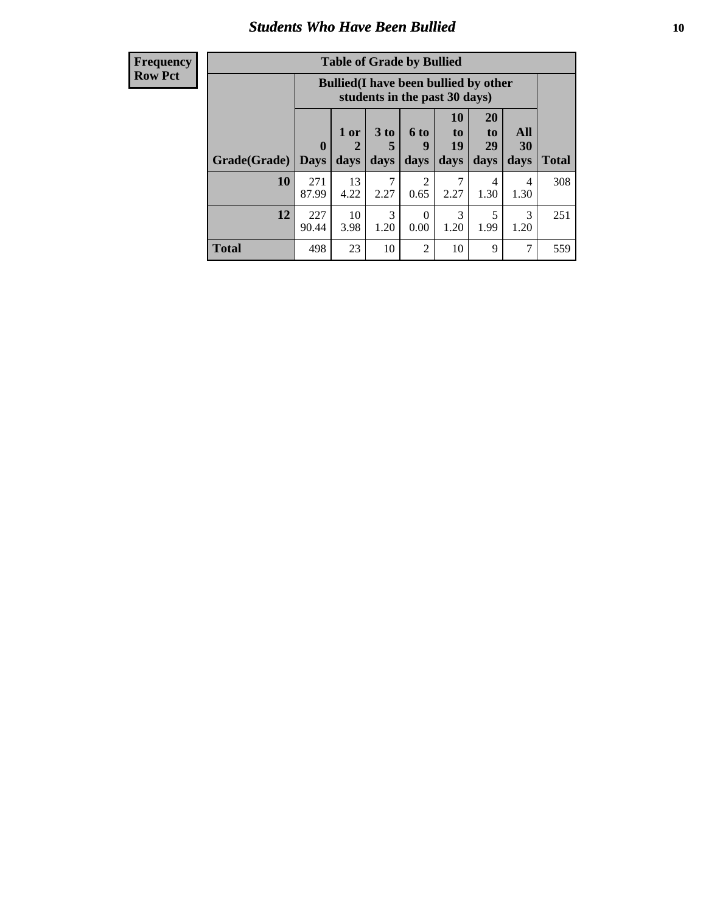# Students Who Have Been Bullied

| Frequency |
|---|
| Row Pct |

| Table of Grade by Bullied | | | | | | | | |
|---|---|---|---|---|---|---|---|---|
| | Bullied(I have been bullied by other students in the past 30 days) | | | | | | | |
| Grade(Grade) | 0 Days | 1 or 2 days | 3 to 5 days | 6 to 9 days | 10 to 19 days | 20 to 29 days | All 30 days | Total |
| 10 | 271<br>87.99 | 13<br>4.22 | 7<br>2.27 | 2<br>0.65 | 7<br>2.27 | 4<br>1.30 | 4<br>1.30 | 308 |
| 12 | 227<br>90.44 | 10<br>3.98 | 3<br>1.20 | 0<br>0.00 | 3<br>1.20 | 5<br>1.99 | 3<br>1.20 | 251 |
| Total | 498 | 23 | 10 | 2 | 10 | 9 | 7 | 559 |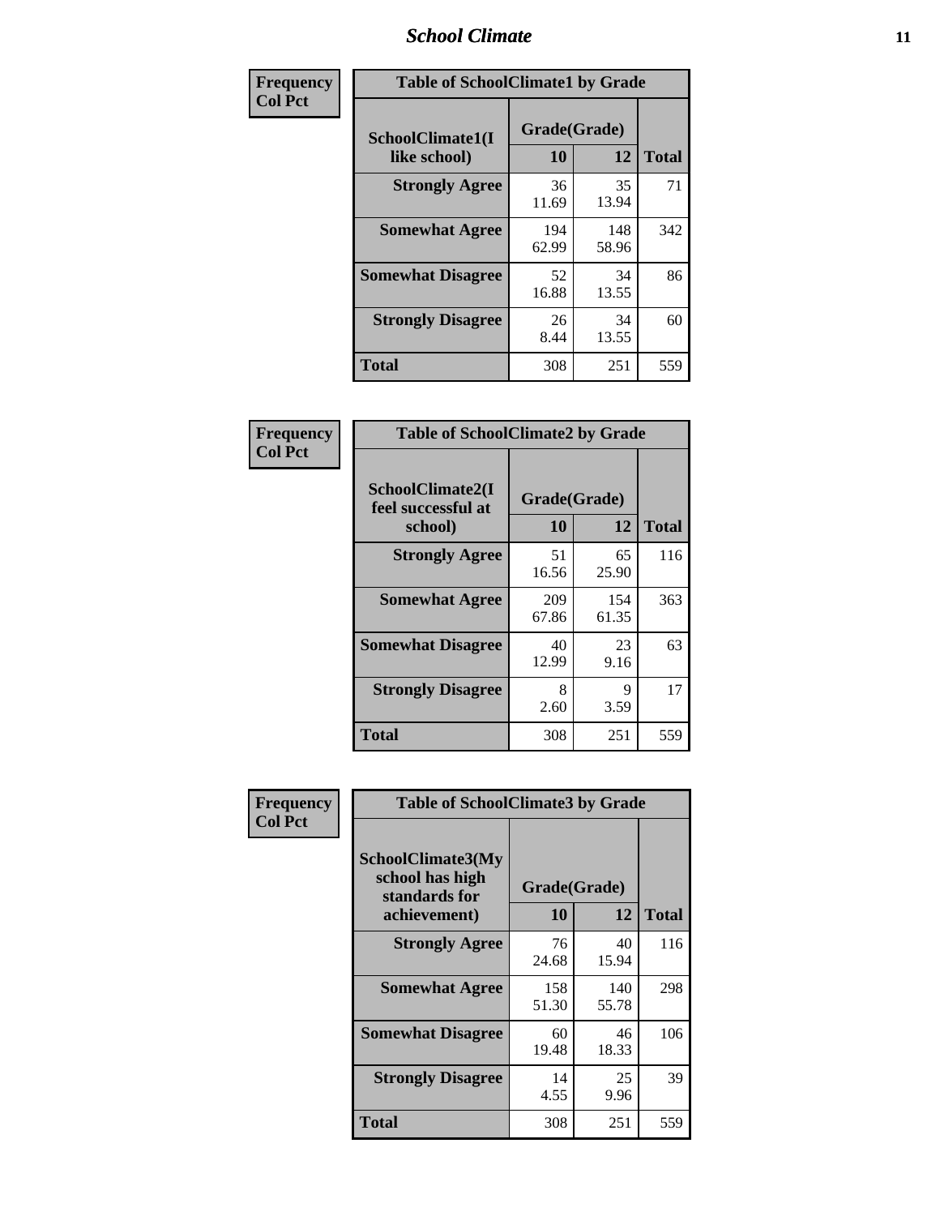| Frequency Col Pct | Table of SchoolClimate1 by Grade | | |
|---|---|---|---|
| SchoolClimate1(I like school) | Grade(Grade) | | |
| | 10 | 12 | Total |
| Strongly Agree | 36<br>11.69 | 35<br>13.94 | 71 |
| Somewhat Agree | 194<br>62.99 | 148<br>58.96 | 342 |
| Somewhat Disagree | 52<br>16.88 | 34<br>13.55 | 86 |
| Strongly Disagree | 26<br>8.44 | 34<br>13.55 | 60 |
| Total | 308 | 251 | 559 |

| Frequency Col Pct | Table of SchoolClimate2 by Grade | | |
|---|---|---|---|
| SchoolClimate2(I feel successful at school) | Grade(Grade) | | |
| | 10 | 12 | Total |
| Strongly Agree | 51<br>16.56 | 65<br>25.90 | 116 |
| Somewhat Agree | 209<br>67.86 | 154<br>61.35 | 363 |
| Somewhat Disagree | 40<br>12.99 | 23<br>9.16 | 63 |
| Strongly Disagree | 8<br>2.60 | 9<br>3.59 | 17 |
| Total | 308 | 251 | 559 |

| Frequency Col Pct | Table of SchoolClimate3 by Grade | | |
|---|---|---|---|
| SchoolClimate3(My school has high standards for achievement) | Grade(Grade) | | |
| | 10 | 12 | Total |
| Strongly Agree | 76<br>24.68 | 40<br>15.94 | 116 |
| Somewhat Agree | 158<br>51.30 | 140<br>55.78 | 298 |
| Somewhat Disagree | 60<br>19.48 | 46<br>18.33 | 106 |
| Strongly Disagree | 14<br>4.55 | 25<br>9.96 | 39 |
| Total | 308 | 251 | 559 |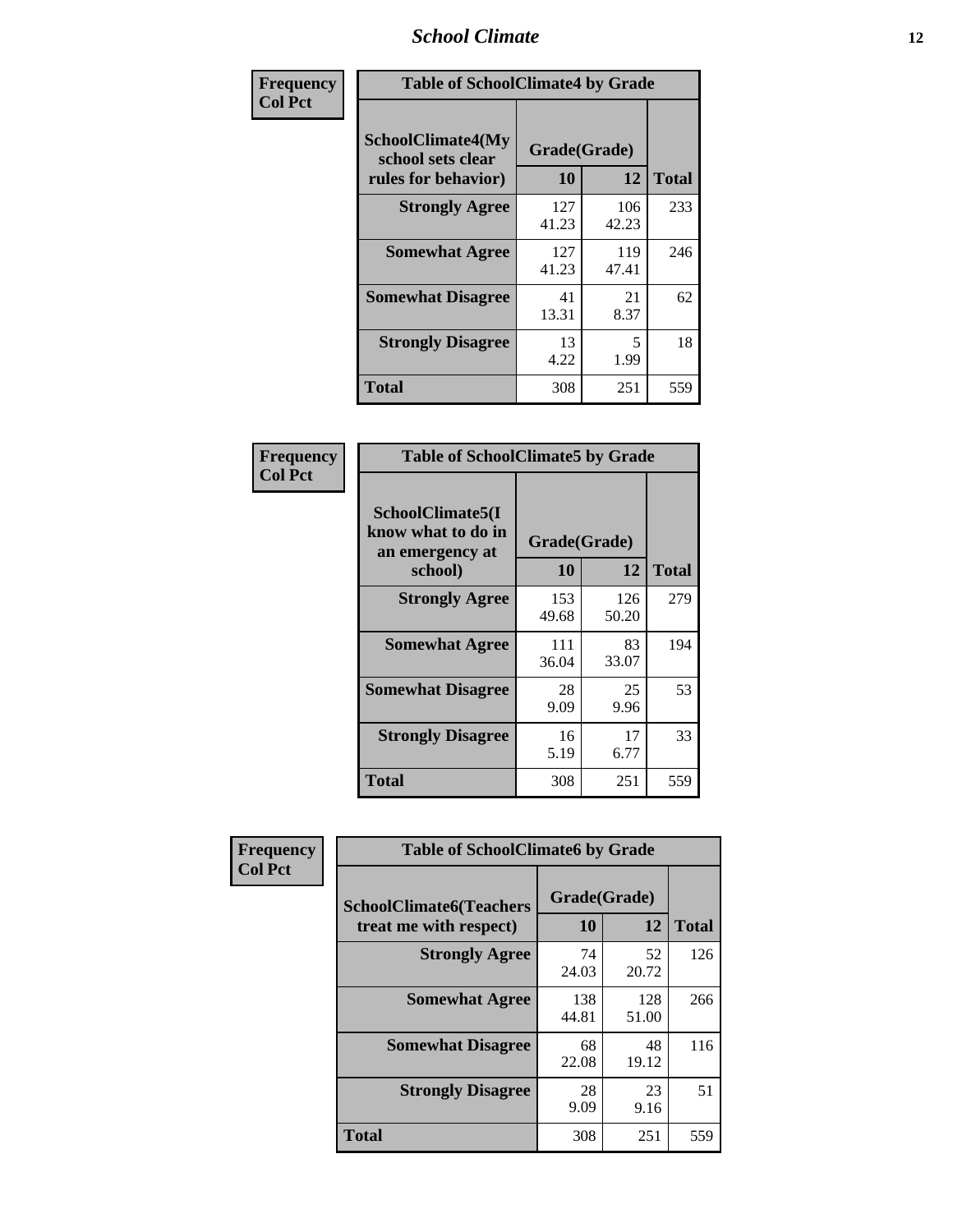| Frequency<br>Col Pct | Table of SchoolClimate4 by Grade | | |
|---|---|---|---|
| SchoolClimate4(My school sets clear rules for behavior) | Grade(Grade) | | |
| | 10 | 12 | Total |
| Strongly Agree | 127<br>41.23 | 106<br>42.23 | 233 |
| Somewhat Agree | 127<br>41.23 | 119<br>47.41 | 246 |
| Somewhat Disagree | 41<br>13.31 | 21<br>8.37 | 62 |
| Strongly Disagree | 13<br>4.22 | 5<br>1.99 | 18 |
| Total | 308 | 251 | 559 |

| Frequency<br>Col Pct | Table of SchoolClimate5 by Grade | | |
|---|---|---|---|
| SchoolClimate5(I know what to do in an emergency at school) | Grade(Grade) | | |
| | 10 | 12 | Total |
| Strongly Agree | 153<br>49.68 | 126<br>50.20 | 279 |
| Somewhat Agree | 111<br>36.04 | 83<br>33.07 | 194 |
| Somewhat Disagree | 28<br>9.09 | 25<br>9.96 | 53 |
| Strongly Disagree | 16<br>5.19 | 17<br>6.77 | 33 |
| Total | 308 | 251 | 559 |

| Frequency<br>Col Pct | Table of SchoolClimate6 by Grade | | |
|---|---|---|---|
| SchoolClimate6(Teachers treat me with respect) | Grade(Grade) | | |
| | 10 | 12 | Total |
| Strongly Agree | 74<br>24.03 | 52<br>20.72 | 126 |
| Somewhat Agree | 138<br>44.81 | 128<br>51.00 | 266 |
| Somewhat Disagree | 68<br>22.08 | 48<br>19.12 | 116 |
| Strongly Disagree | 28<br>9.09 | 23<br>9.16 | 51 |
| Total | 308 | 251 | 559 |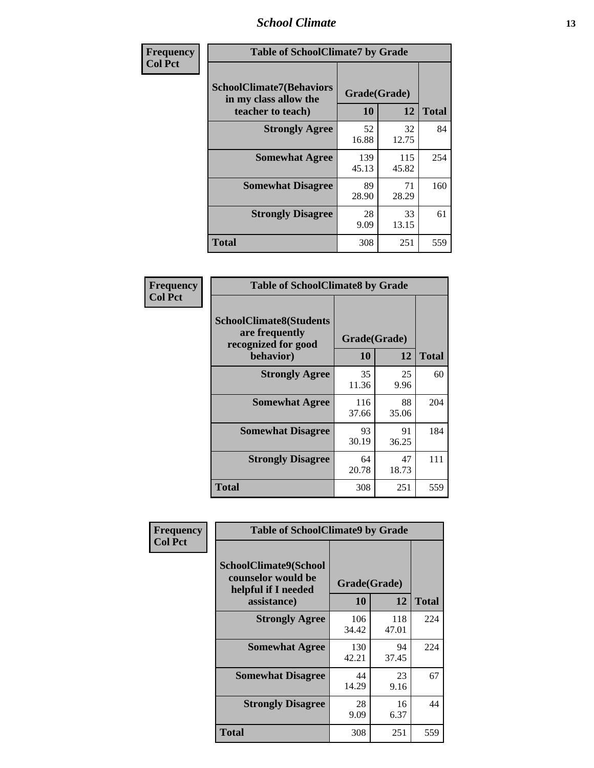| Frequency<br>Col Pct |
|---|

**Table of SchoolClimate7 by Grade**

| SchoolClimate7(Behaviors in my class allow the teacher to teach) | Grade(Grade) | | Total |
|---|---|---|---|
| | 10 | 12 | |
| Strongly Agree | 52<br>16.88 | 32<br>12.75 | 84 |
| Somewhat Agree | 139<br>45.13 | 115<br>45.82 | 254 |
| Somewhat Disagree | 89<br>28.90 | 71<br>28.29 | 160 |
| Strongly Disagree | 28<br>9.09 | 33<br>13.15 | 61 |
| Total | 308 | 251 | 559 |

| Frequency<br>Col Pct |
|---|

**Table of SchoolClimate8 by Grade**

| SchoolClimate8(Students are frequently recognized for good behavior) | Grade(Grade) | | Total |
|---|---|---|---|
| | 10 | 12 | |
| Strongly Agree | 35<br>11.36 | 25<br>9.96 | 60 |
| Somewhat Agree | 116<br>37.66 | 88<br>35.06 | 204 |
| Somewhat Disagree | 93<br>30.19 | 91<br>36.25 | 184 |
| Strongly Disagree | 64<br>20.78 | 47<br>18.73 | 111 |
| Total | 308 | 251 | 559 |

| Frequency<br>Col Pct |
|---|

**Table of SchoolClimate9 by Grade**

| SchoolClimate9(School counselor would be helpful if I needed assistance) | Grade(Grade) | | Total |
|---|---|---|---|
| | 10 | 12 | |
| Strongly Agree | 106<br>34.42 | 118<br>47.01 | 224 |
| Somewhat Agree | 130<br>42.21 | 94<br>37.45 | 224 |
| Somewhat Disagree | 44<br>14.29 | 23<br>9.16 | 67 |
| Strongly Disagree | 28<br>9.09 | 16<br>6.37 | 44 |
| Total | 308 | 251 | 559 |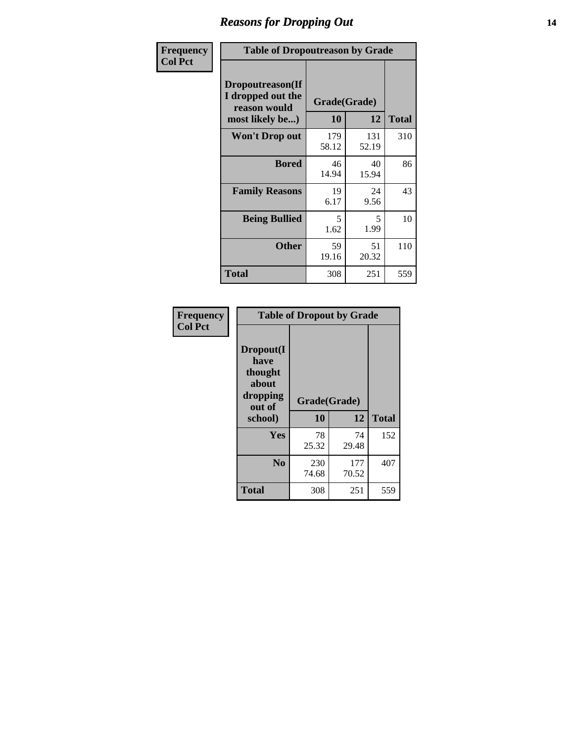# Reasons for Dropping Out

| Frequency<br>Col Pct | | | |
|---|---|---|---|
| **Table of Dropoutreason by Grade** | | | |
| **Dropoutreason(If I dropped out the reason would most likely be...)** | **Grade(Grade)** | | **Total** |
| | **10** | **12** | |
| **Won't Drop out** | 179<br>58.12 | 131<br>52.19 | 310 |
| **Bored** | 46<br>14.94 | 40<br>15.94 | 86 |
| **Family Reasons** | 19<br>6.17 | 24<br>9.56 | 43 |
| **Being Bullied** | 5<br>1.62 | 5<br>1.99 | 10 |
| **Other** | 59<br>19.16 | 51<br>20.32 | 110 |
| **Total** | 308 | 251 | 559 |

| Frequency<br>Col Pct | | | |
|---|---|---|---|
| **Table of Dropout by Grade** | | | |
| **Dropout(I have thought about dropping out of school)** | **Grade(Grade)** | | **Total** |
| | **10** | **12** | |
| **Yes** | 78<br>25.32 | 74<br>29.48 | 152 |
| **No** | 230<br>74.68 | 177<br>70.52 | 407 |
| **Total** | 308 | 251 | 559 |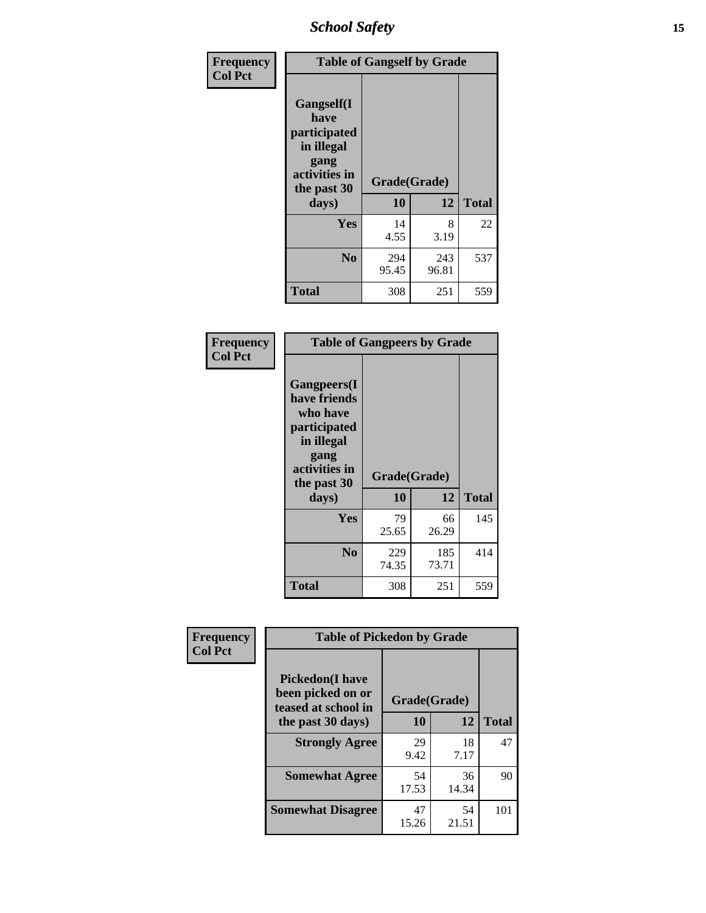| Frequency<br>Col Pct |
|---|

| Table of Gangself by Grade | | | |
|---|---|---|---|
| Gangself(I have participated in illegal gang activities in the past 30 days) | Grade(Grade) | | |
| | 10 | 12 | Total |
| Yes | 14<br>4.55 | 8<br>3.19 | 22 |
| No | 294<br>95.45 | 243<br>96.81 | 537 |
| Total | 308 | 251 | 559 |

| Frequency<br>Col Pct |
|---|

| Table of Gangpeers by Grade | | | |
|---|---|---|---|
| Gangpeers(I have friends who have participated in illegal gang activities in the past 30 days) | Grade(Grade) | | |
| | 10 | 12 | Total |
| Yes | 79<br>25.65 | 66<br>26.29 | 145 |
| No | 229<br>74.35 | 185<br>73.71 | 414 |
| Total | 308 | 251 | 559 |

| Frequency<br>Col Pct |
|---|

| Table of Pickedon by Grade | | | |
|---|---|---|---|
| Pickedon(I have been picked on or teased at school in the past 30 days) | Grade(Grade) | | |
| | 10 | 12 | Total |
| Strongly Agree | 29<br>9.42 | 18<br>7.17 | 47 |
| Somewhat Agree | 54<br>17.53 | 36<br>14.34 | 90 |
| Somewhat Disagree | 47<br>15.26 | 54<br>21.51 | 101 |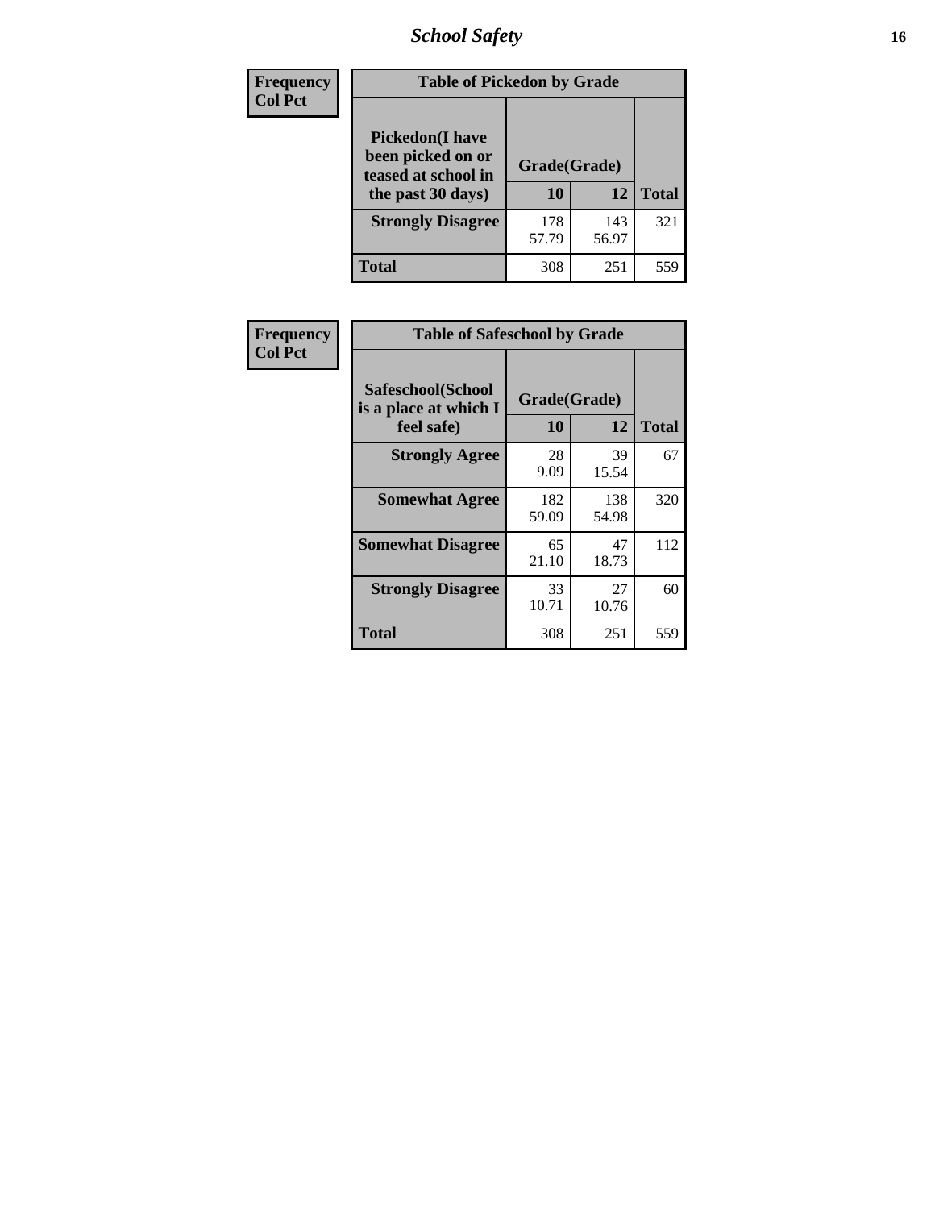## School Safety

**Frequency**
**Col Pct**

| Table of Pickedon by Grade | | | |
|---|---|---|---|
| **Pickedon(I have been picked on or teased at school in the past 30 days)** | **Grade(Grade)** | | **Total** |
| | **10** | **12** | |
| **Strongly Disagree** | 178<br>57.79 | 143<br>56.97 | 321 |
| **Total** | 308 | 251 | 559 |

**Frequency**
**Col Pct**

| Table of Safeschool by Grade | | | |
|---|---|---|---|
| **Safeschool(School is a place at which I feel safe)** | **Grade(Grade)** | | **Total** |
| | **10** | **12** | |
| **Strongly Agree** | 28<br>9.09 | 39<br>15.54 | 67 |
| **Somewhat Agree** | 182<br>59.09 | 138<br>54.98 | 320 |
| **Somewhat Disagree** | 65<br>21.10 | 47<br>18.73 | 112 |
| **Strongly Disagree** | 33<br>10.71 | 27<br>10.76 | 60 |
| **Total** | 308 | 251 | 559 |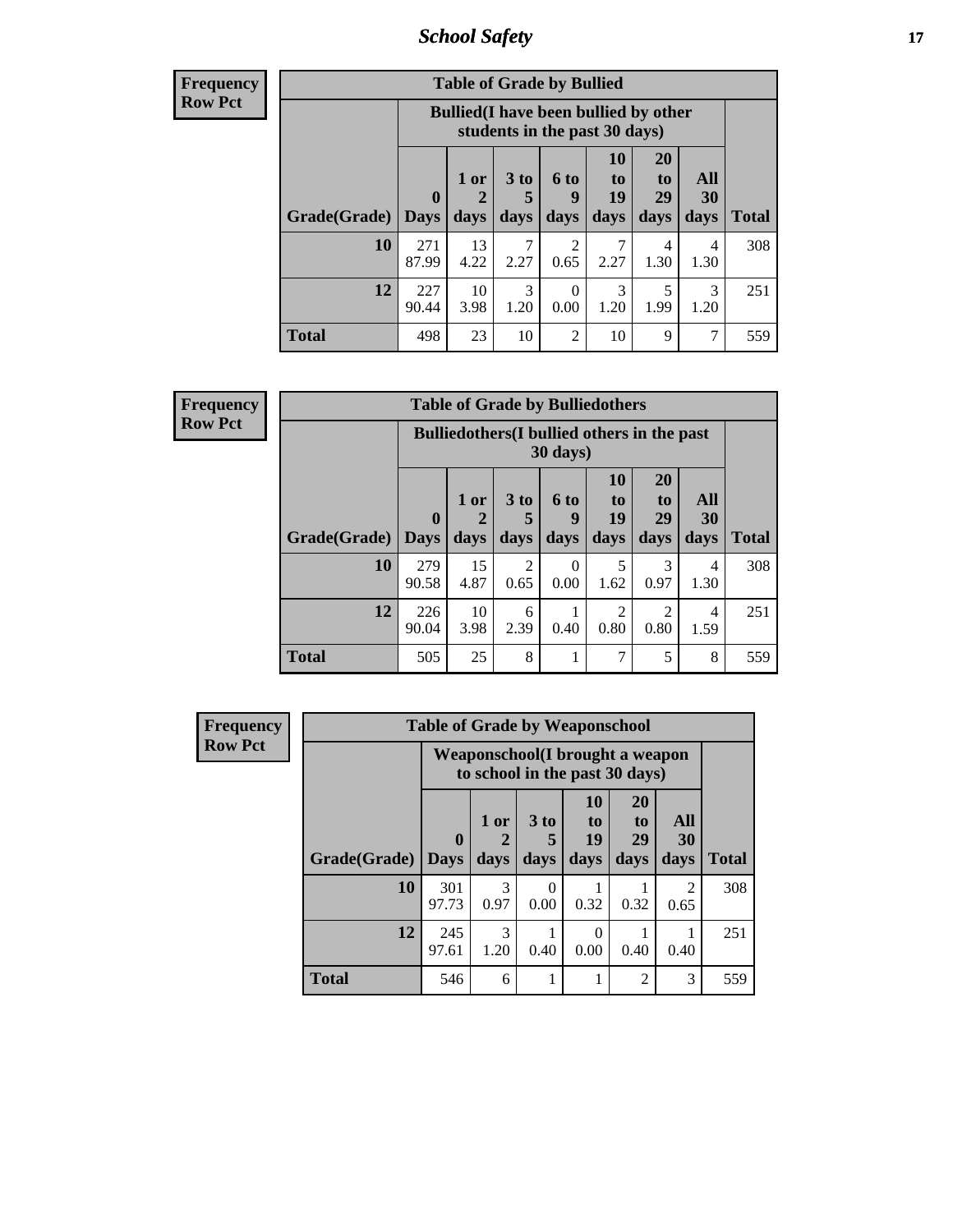| Frequency Row Pct | | | | | | | | |
|---|---|---|---|---|---|---|---|---|
| **Table of Grade by Bullied** | | | | | | | | |
| | **Bullied(I have been bullied by other students in the past 30 days)** | | | | | | | |
| **Grade(Grade)** | **0 Days** | **1 or 2 days** | **3 to 5 days** | **6 to 9 days** | **10 to 19 days** | **20 to 29 days** | **All 30 days** | **Total** |
| **10** | 271 87.99 | 13 4.22 | 7 2.27 | 2 0.65 | 7 2.27 | 4 1.30 | 4 1.30 | 308 |
| **12** | 227 90.44 | 10 3.98 | 3 1.20 | 0 0.00 | 3 1.20 | 5 1.99 | 3 1.20 | 251 |
| **Total** | 498 | 23 | 10 | 2 | 10 | 9 | 7 | 559 |

| Frequency Row Pct | | | | | | | | |
|---|---|---|---|---|---|---|---|---|
| **Table of Grade by Bulliedothers** | | | | | | | | |
| | **Bulliedothers(I bullied others in the past 30 days)** | | | | | | | |
| **Grade(Grade)** | **0 Days** | **1 or 2 days** | **3 to 5 days** | **6 to 9 days** | **10 to 19 days** | **20 to 29 days** | **All 30 days** | **Total** |
| **10** | 279 90.58 | 15 4.87 | 2 0.65 | 0 0.00 | 5 1.62 | 3 0.97 | 4 1.30 | 308 |
| **12** | 226 90.04 | 10 3.98 | 6 2.39 | 1 0.40 | 2 0.80 | 2 0.80 | 4 1.59 | 251 |
| **Total** | 505 | 25 | 8 | 1 | 7 | 5 | 8 | 559 |

| Frequency Row Pct | | | | | | | |
|---|---|---|---|---|---|---|---|
| **Table of Grade by Weaponschool** | | | | | | | |
| | **Weaponschool(I brought a weapon to school in the past 30 days)** | | | | | | |
| **Grade(Grade)** | **0 Days** | **1 or 2 days** | **3 to 5 days** | **10 to 19 days** | **20 to 29 days** | **All 30 days** | **Total** |
| **10** | 301 97.73 | 3 0.97 | 0 0.00 | 1 0.32 | 1 0.32 | 2 0.65 | 308 |
| **12** | 245 97.61 | 3 1.20 | 1 0.40 | 0 0.00 | 1 0.40 | 1 0.40 | 251 |
| **Total** | 546 | 6 | 1 | 1 | 2 | 3 | 559 |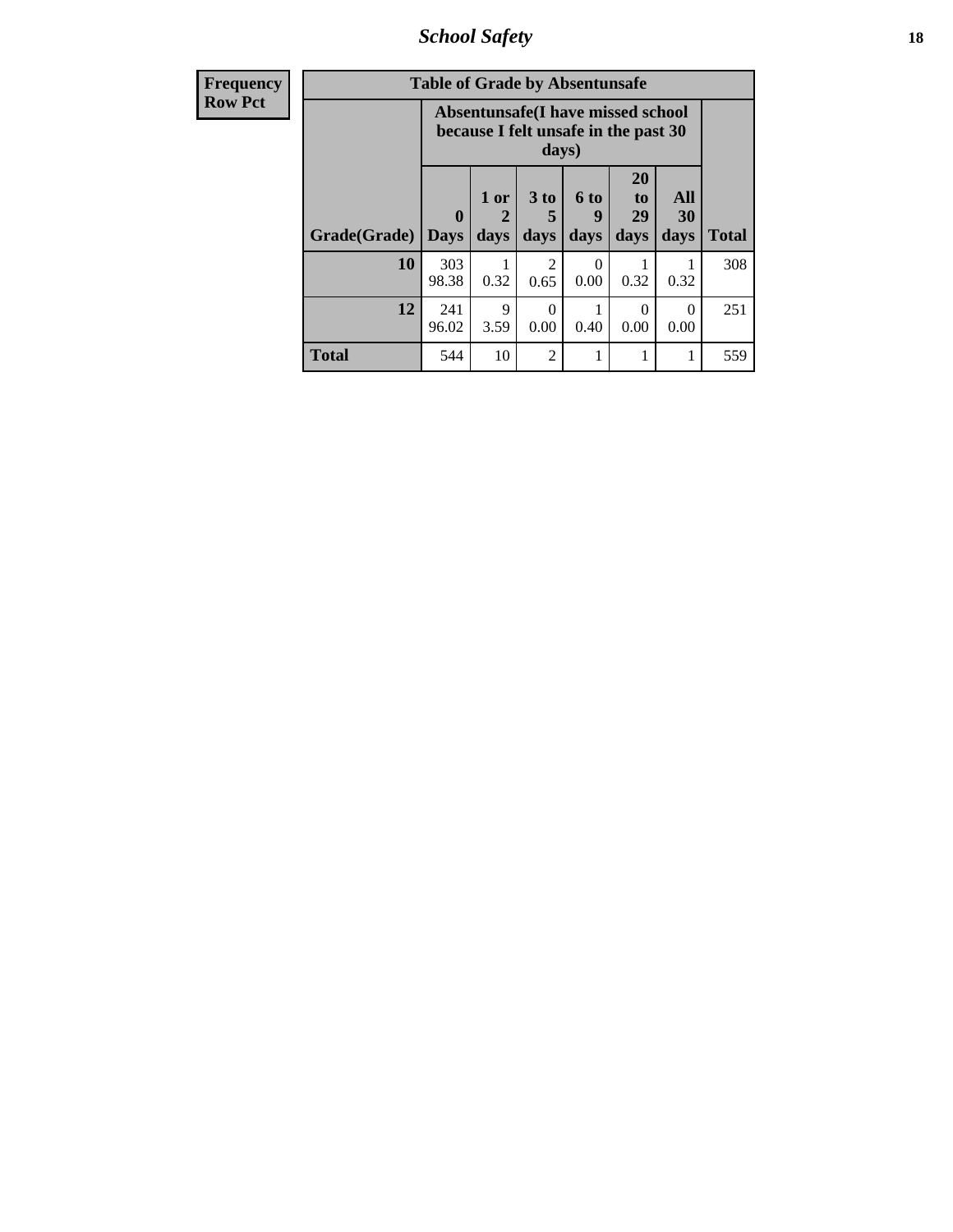| Frequency<br>Row Pct | | | | | | | |
|---|---|---|---|---|---|---|---|

**Table of Grade by Absentunsafe**

| | Absentunsafe(I have missed school because I felt unsafe in the past 30 days) | | | | | | |
|---|---|---|---|---|---|---|---|
| Grade(Grade) | 0 Days | 1 or 2 days | 3 to 5 days | 6 to 9 days | 20 to 29 days | All 30 days | Total |
| 10 | 303<br>98.38 | 1<br>0.32 | 2<br>0.65 | 0<br>0.00 | 1<br>0.32 | 1<br>0.32 | 308 |
| 12 | 241<br>96.02 | 9<br>3.59 | 0<br>0.00 | 1<br>0.40 | 0<br>0.00 | 0<br>0.00 | 251 |
| Total | 544 | 10 | 2 | 1 | 1 | 1 | 559 |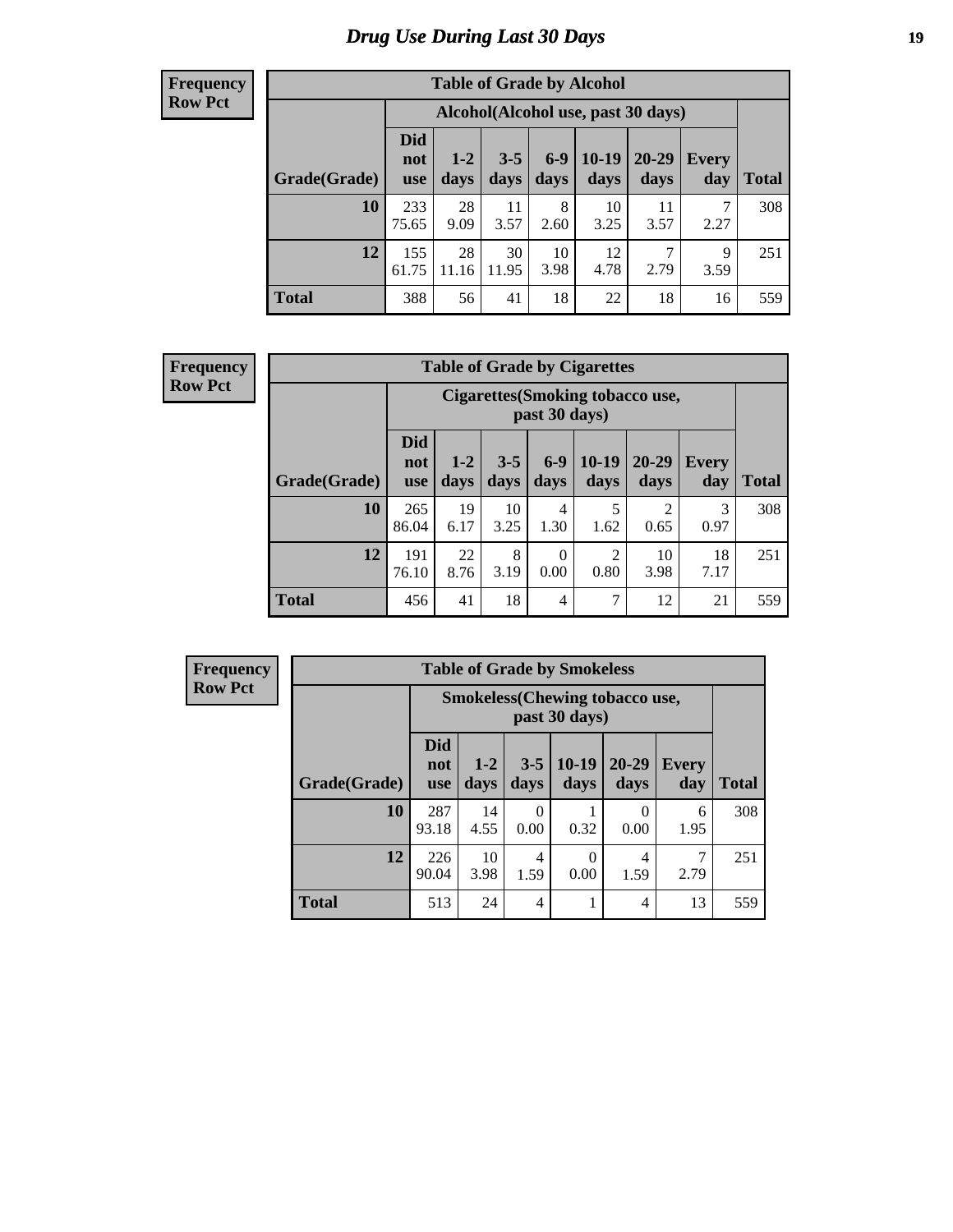# Drug Use During Last 30 Days

**Frequency**
**Row Pct**

| Table of Grade by Alcohol | | | | | | | | |
|---|---|---|---|---|---|---|---|---|
| | Alcohol(Alcohol use, past 30 days) | | | | | | | |
| Grade(Grade) | Did not use | 1-2 days | 3-5 days | 6-9 days | 10-19 days | 20-29 days | Every day | Total |
| 10 | 233<br>75.65 | 28<br>9.09 | 11<br>3.57 | 8<br>2.60 | 10<br>3.25 | 11<br>3.57 | 7<br>2.27 | 308 |
| 12 | 155<br>61.75 | 28<br>11.16 | 30<br>11.95 | 10<br>3.98 | 12<br>4.78 | 7<br>2.79 | 9<br>3.59 | 251 |
| Total | 388 | 56 | 41 | 18 | 22 | 18 | 16 | 559 |

**Frequency**
**Row Pct**

| Table of Grade by Cigarettes | | | | | | | | |
|---|---|---|---|---|---|---|---|---|
| | Cigarettes(Smoking tobacco use, past 30 days) | | | | | | | |
| Grade(Grade) | Did not use | 1-2 days | 3-5 days | 6-9 days | 10-19 days | 20-29 days | Every day | Total |
| 10 | 265<br>86.04 | 19<br>6.17 | 10<br>3.25 | 4<br>1.30 | 5<br>1.62 | 2<br>0.65 | 3<br>0.97 | 308 |
| 12 | 191<br>76.10 | 22<br>8.76 | 8<br>3.19 | 0<br>0.00 | 2<br>0.80 | 10<br>3.98 | 18<br>7.17 | 251 |
| Total | 456 | 41 | 18 | 4 | 7 | 12 | 21 | 559 |

**Frequency**
**Row Pct**

| Table of Grade by Smokeless | | | | | | | |
|---|---|---|---|---|---|---|---|
| | Smokeless(Chewing tobacco use, past 30 days) | | | | | | |
| Grade(Grade) | Did not use | 1-2 days | 3-5 days | 10-19 days | 20-29 days | Every day | Total |
| 10 | 287<br>93.18 | 14<br>4.55 | 0<br>0.00 | 1<br>0.32 | 0<br>0.00 | 6<br>1.95 | 308 |
| 12 | 226<br>90.04 | 10<br>3.98 | 4<br>1.59 | 0<br>0.00 | 4<br>1.59 | 7<br>2.79 | 251 |
| Total | 513 | 24 | 4 | 1 | 4 | 13 | 559 |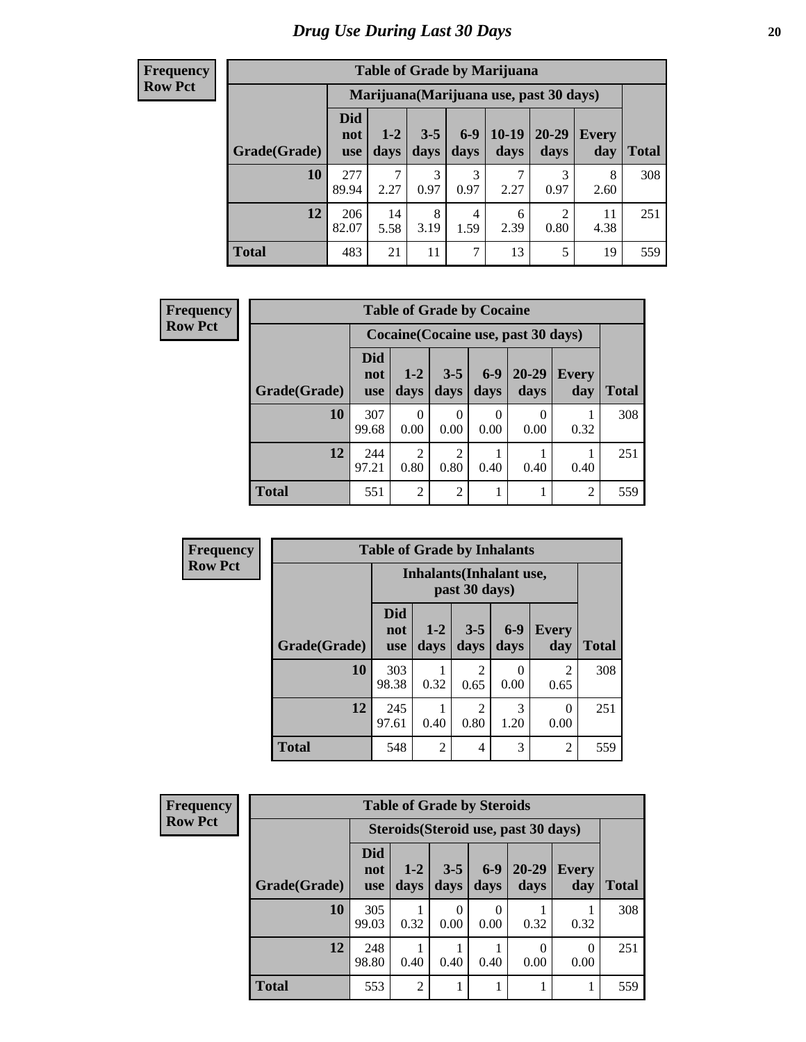# Drug Use During Last 30 Days

**Frequency**
**Row Pct**

| Table of Grade by Marijuana | | | | | | | | |
|---|---|---|---|---|---|---|---|---|
| | Marijuana(Marijuana use, past 30 days) | | | | | | | |
| Grade(Grade) | Did not use | 1-2 days | 3-5 days | 6-9 days | 10-19 days | 20-29 days | Every day | Total |
| **10** | 277<br>89.94 | 7<br>2.27 | 3<br>0.97 | 3<br>0.97 | 7<br>2.27 | 3<br>0.97 | 8<br>2.60 | 308 |
| **12** | 206<br>82.07 | 14<br>5.58 | 8<br>3.19 | 4<br>1.59 | 6<br>2.39 | 2<br>0.80 | 11<br>4.38 | 251 |
| **Total** | 483 | 21 | 11 | 7 | 13 | 5 | 19 | 559 |

**Frequency**
**Row Pct**

| Table of Grade by Cocaine | | | | | | | |
|---|---|---|---|---|---|---|---|
| | Cocaine(Cocaine use, past 30 days) | | | | | | |
| Grade(Grade) | Did not use | 1-2 days | 3-5 days | 6-9 days | 20-29 days | Every day | Total |
| **10** | 307<br>99.68 | 0<br>0.00 | 0<br>0.00 | 0<br>0.00 | 0<br>0.00 | 1<br>0.32 | 308 |
| **12** | 244<br>97.21 | 2<br>0.80 | 2<br>0.80 | 1<br>0.40 | 1<br>0.40 | 1<br>0.40 | 251 |
| **Total** | 551 | 2 | 2 | 1 | 1 | 2 | 559 |

**Frequency**
**Row Pct**

| Table of Grade by Inhalants | | | | | | |
|---|---|---|---|---|---|---|
| | Inhalants(Inhalant use, past 30 days) | | | | | |
| Grade(Grade) | Did not use | 1-2 days | 3-5 days | 6-9 days | Every day | Total |
| **10** | 303<br>98.38 | 1<br>0.32 | 2<br>0.65 | 0<br>0.00 | 2<br>0.65 | 308 |
| **12** | 245<br>97.61 | 1<br>0.40 | 2<br>0.80 | 3<br>1.20 | 0<br>0.00 | 251 |
| **Total** | 548 | 2 | 4 | 3 | 2 | 559 |

**Frequency**
**Row Pct**

| Table of Grade by Steroids | | | | | | | |
|---|---|---|---|---|---|---|---|
| | Steroids(Steroid use, past 30 days) | | | | | | |
| Grade(Grade) | Did not use | 1-2 days | 3-5 days | 6-9 days | 20-29 days | Every day | Total |
| **10** | 305<br>99.03 | 1<br>0.32 | 0<br>0.00 | 0<br>0.00 | 1<br>0.32 | 1<br>0.32 | 308 |
| **12** | 248<br>98.80 | 1<br>0.40 | 1<br>0.40 | 1<br>0.40 | 0<br>0.00 | 0<br>0.00 | 251 |
| **Total** | 553 | 2 | 1 | 1 | 1 | 1 | 559 |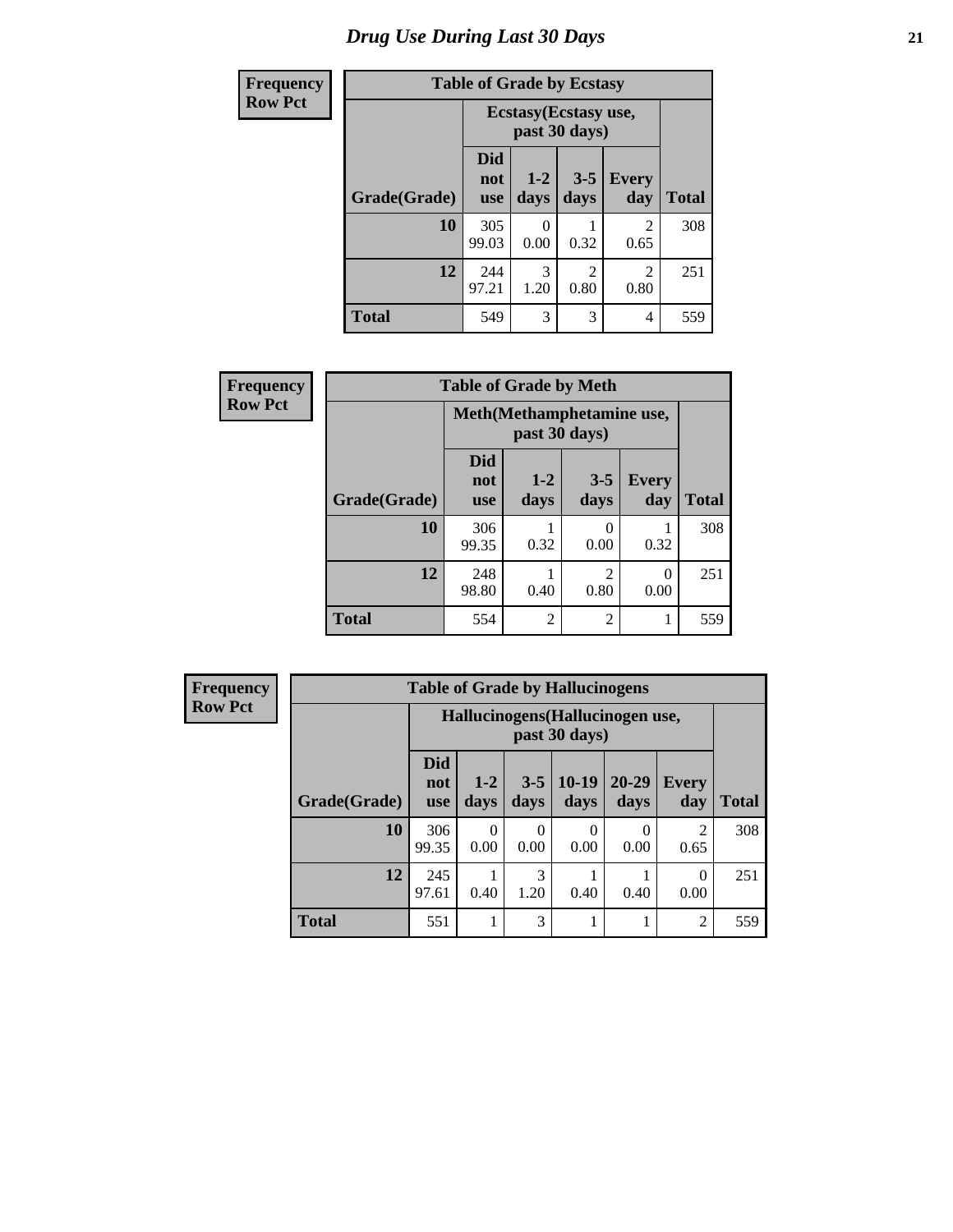# Drug Use During Last 30 Days

**Frequency**
**Row Pct**

| Table of Grade by Ecstasy | | | | | |
|---|---|---|---|---|---|
| | Ecstasy(Ecstasy use, past 30 days) | | | | |
| Grade(Grade) | Did not use | 1-2 days | 3-5 days | Every day | Total |
| 10 | 305<br>99.03 | 0<br>0.00 | 1<br>0.32 | 2<br>0.65 | 308 |
| 12 | 244<br>97.21 | 3<br>1.20 | 2<br>0.80 | 2<br>0.80 | 251 |
| Total | 549 | 3 | 3 | 4 | 559 |

**Frequency**
**Row Pct**

| Table of Grade by Meth | | | | | |
|---|---|---|---|---|---|
| | Meth(Methamphetamine use, past 30 days) | | | | |
| Grade(Grade) | Did not use | 1-2 days | 3-5 days | Every day | Total |
| 10 | 306<br>99.35 | 1<br>0.32 | 0<br>0.00 | 1<br>0.32 | 308 |
| 12 | 248<br>98.80 | 1<br>0.40 | 2<br>0.80 | 0<br>0.00 | 251 |
| Total | 554 | 2 | 2 | 1 | 559 |

**Frequency**
**Row Pct**

| Table of Grade by Hallucinogens | | | | | | | |
|---|---|---|---|---|---|---|---|
| | Hallucinogens(Hallucinogen use, past 30 days) | | | | | | |
| Grade(Grade) | Did not use | 1-2 days | 3-5 days | 10-19 days | 20-29 days | Every day | Total |
| 10 | 306<br>99.35 | 0<br>0.00 | 0<br>0.00 | 0<br>0.00 | 0<br>0.00 | 2<br>0.65 | 308 |
| 12 | 245<br>97.61 | 1<br>0.40 | 3<br>1.20 | 1<br>0.40 | 1<br>0.40 | 0<br>0.00 | 251 |
| Total | 551 | 1 | 3 | 1 | 1 | 2 | 559 |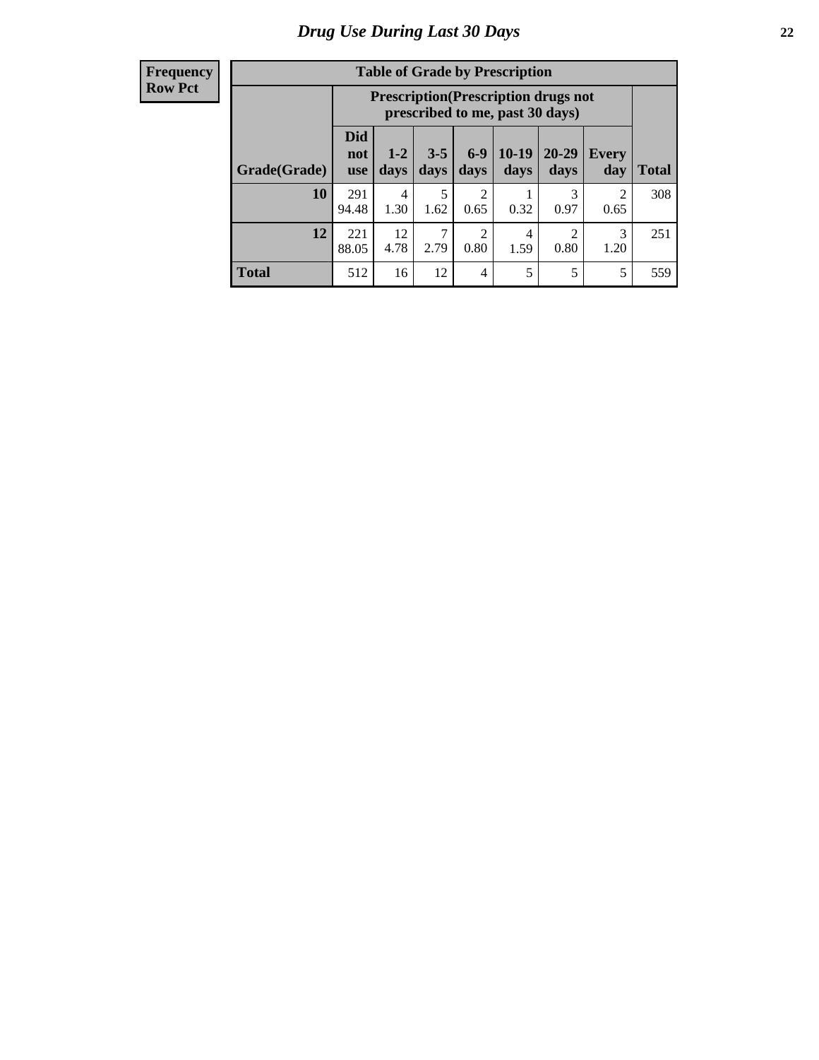# Drug Use During Last 30 Days

**Frequency**
**Row Pct**

**Table of Grade by Prescription**

| | Prescription(Prescription drugs not prescribed to me, past 30 days) | | | | | | | |
|---|---|---|---|---|---|---|---|---|
| Grade(Grade) | Did not use | 1-2 days | 3-5 days | 6-9 days | 10-19 days | 20-29 days | Every day | Total |
| **10** | 291<br>94.48 | 4<br>1.30 | 5<br>1.62 | 2<br>0.65 | 1<br>0.32 | 3<br>0.97 | 2<br>0.65 | 308 |
| **12** | 221<br>88.05 | 12<br>4.78 | 7<br>2.79 | 2<br>0.80 | 4<br>1.59 | 2<br>0.80 | 3<br>1.20 | 251 |
| **Total** | 512 | 16 | 12 | 4 | 5 | 5 | 5 | 559 |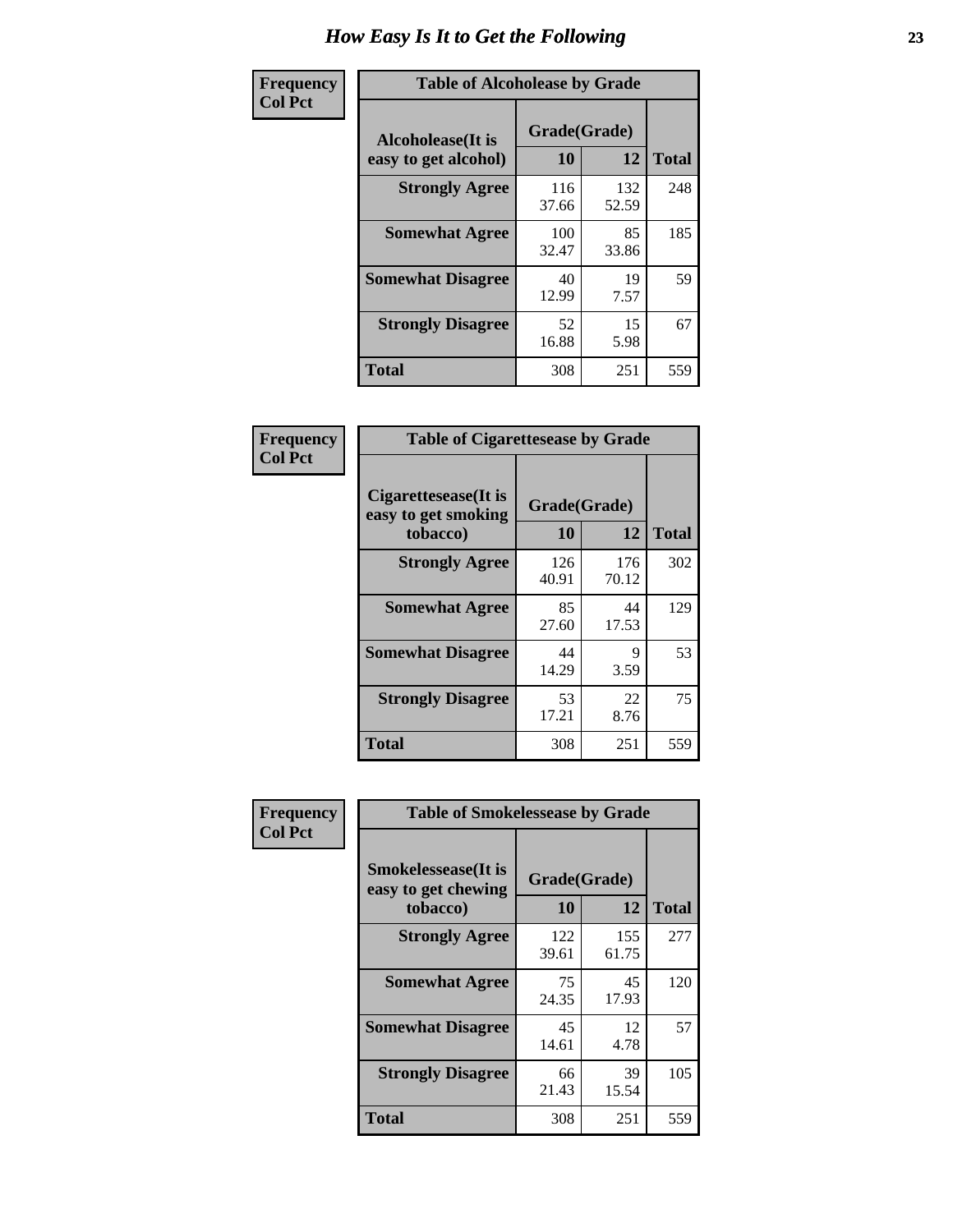# How Easy Is It to Get the Following

**Frequency**
**Col Pct**

**Table of Alcoholease by Grade**

| Alcoholease(It is easy to get alcohol) | Grade(Grade) | | Total |
|---|---|---|---|
| | 10 | 12 | |
| Strongly Agree | 116<br>37.66 | 132<br>52.59 | 248 |
| Somewhat Agree | 100<br>32.47 | 85<br>33.86 | 185 |
| Somewhat Disagree | 40<br>12.99 | 19<br>7.57 | 59 |
| Strongly Disagree | 52<br>16.88 | 15<br>5.98 | 67 |
| Total | 308 | 251 | 559 |

**Frequency**
**Col Pct**

**Table of Cigarettesease by Grade**

| Cigarettesease(It is easy to get smoking tobacco) | Grade(Grade) | | Total |
|---|---|---|---|
| | 10 | 12 | |
| Strongly Agree | 126<br>40.91 | 176<br>70.12 | 302 |
| Somewhat Agree | 85<br>27.60 | 44<br>17.53 | 129 |
| Somewhat Disagree | 44<br>14.29 | 9<br>3.59 | 53 |
| Strongly Disagree | 53<br>17.21 | 22<br>8.76 | 75 |
| Total | 308 | 251 | 559 |

**Frequency**
**Col Pct**

**Table of Smokelessease by Grade**

| Smokelessease(It is easy to get chewing tobacco) | Grade(Grade) | | Total |
|---|---|---|---|
| | 10 | 12 | |
| Strongly Agree | 122<br>39.61 | 155<br>61.75 | 277 |
| Somewhat Agree | 75<br>24.35 | 45<br>17.93 | 120 |
| Somewhat Disagree | 45<br>14.61 | 12<br>4.78 | 57 |
| Strongly Disagree | 66<br>21.43 | 39<br>15.54 | 105 |
| Total | 308 | 251 | 559 |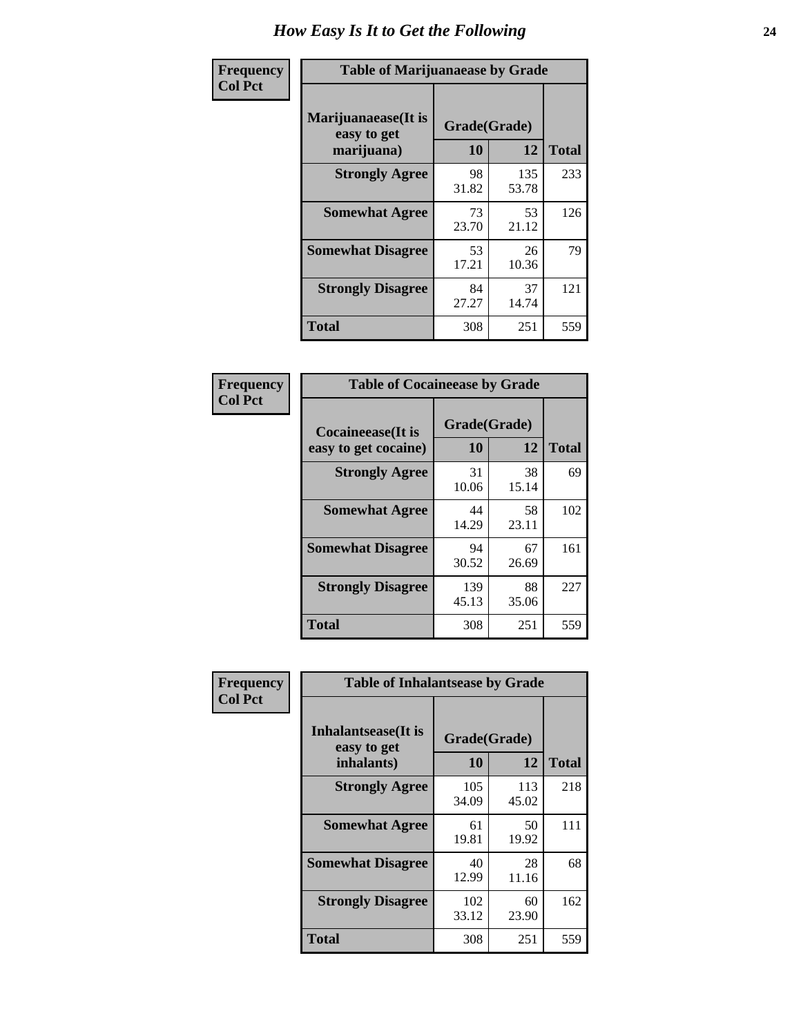# How Easy Is It to Get the Following

**Frequency**
**Col Pct**

| Table of Marijuanaease by Grade | | | |
|---|---|---|---|
| **Marijuanaease(It is easy to get marijuana)** | **Grade(Grade)** | | **Total** |
| | **10** | **12** | |
| **Strongly Agree** | 98<br>31.82 | 135<br>53.78 | 233 |
| **Somewhat Agree** | 73<br>23.70 | 53<br>21.12 | 126 |
| **Somewhat Disagree** | 53<br>17.21 | 26<br>10.36 | 79 |
| **Strongly Disagree** | 84<br>27.27 | 37<br>14.74 | 121 |
| **Total** | 308 | 251 | 559 |

**Frequency**
**Col Pct**

| Table of Cocaineease by Grade | | | |
|---|---|---|---|
| **Cocaineease(It is easy to get cocaine)** | **Grade(Grade)** | | **Total** |
| | **10** | **12** | |
| **Strongly Agree** | 31<br>10.06 | 38<br>15.14 | 69 |
| **Somewhat Agree** | 44<br>14.29 | 58<br>23.11 | 102 |
| **Somewhat Disagree** | 94<br>30.52 | 67<br>26.69 | 161 |
| **Strongly Disagree** | 139<br>45.13 | 88<br>35.06 | 227 |
| **Total** | 308 | 251 | 559 |

**Frequency**
**Col Pct**

| Table of Inhalantsease by Grade | | | |
|---|---|---|---|
| **Inhalantsease(It is easy to get inhalants)** | **Grade(Grade)** | | **Total** |
| | **10** | **12** | |
| **Strongly Agree** | 105<br>34.09 | 113<br>45.02 | 218 |
| **Somewhat Agree** | 61<br>19.81 | 50<br>19.92 | 111 |
| **Somewhat Disagree** | 40<br>12.99 | 28<br>11.16 | 68 |
| **Strongly Disagree** | 102<br>33.12 | 60<br>23.90 | 162 |
| **Total** | 308 | 251 | 559 |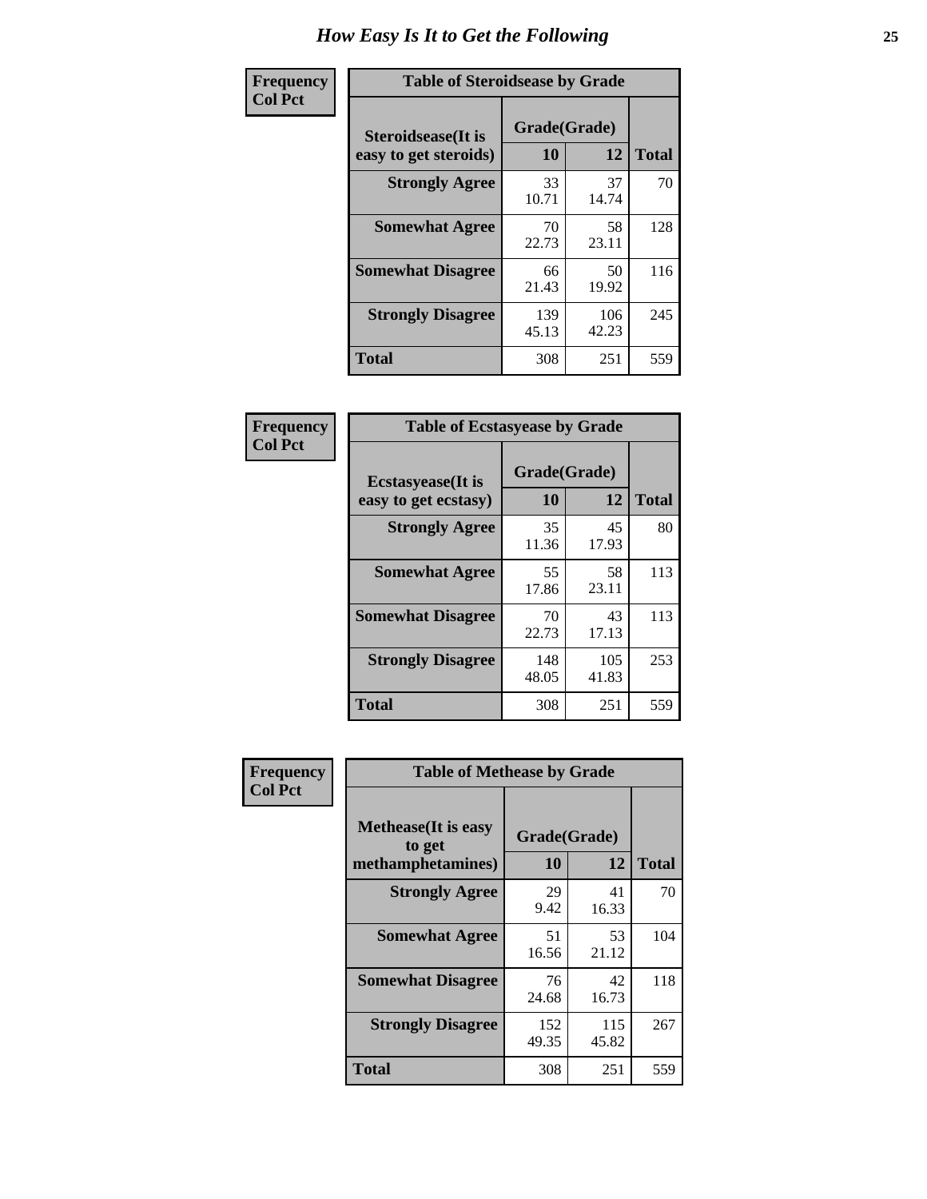# How Easy Is It to Get the Following

**Frequency**
**Col Pct**

| Table of Steroidsease by Grade | | | |
|---|---|---|---|
| Steroidsease(It is easy to get steroids) | Grade(Grade) | | Total |
| | 10 | 12 | |
| Strongly Agree | 33<br>10.71 | 37<br>14.74 | 70 |
| Somewhat Agree | 70<br>22.73 | 58<br>23.11 | 128 |
| Somewhat Disagree | 66<br>21.43 | 50<br>19.92 | 116 |
| Strongly Disagree | 139<br>45.13 | 106<br>42.23 | 245 |
| Total | 308 | 251 | 559 |

**Frequency**
**Col Pct**

| Table of Ecstasyease by Grade | | | |
|---|---|---|---|
| Ecstasyease(It is easy to get ecstasy) | Grade(Grade) | | Total |
| | 10 | 12 | |
| Strongly Agree | 35<br>11.36 | 45<br>17.93 | 80 |
| Somewhat Agree | 55<br>17.86 | 58<br>23.11 | 113 |
| Somewhat Disagree | 70<br>22.73 | 43<br>17.13 | 113 |
| Strongly Disagree | 148<br>48.05 | 105<br>41.83 | 253 |
| Total | 308 | 251 | 559 |

**Frequency**
**Col Pct**

| Table of Methease by Grade | | | |
|---|---|---|---|
| Methease(It is easy to get methamphetamines) | Grade(Grade) | | Total |
| | 10 | 12 | |
| Strongly Agree | 29<br>9.42 | 41<br>16.33 | 70 |
| Somewhat Agree | 51<br>16.56 | 53<br>21.12 | 104 |
| Somewhat Disagree | 76<br>24.68 | 42<br>16.73 | 118 |
| Strongly Disagree | 152<br>49.35 | 115<br>45.82 | 267 |
| Total | 308 | 251 | 559 |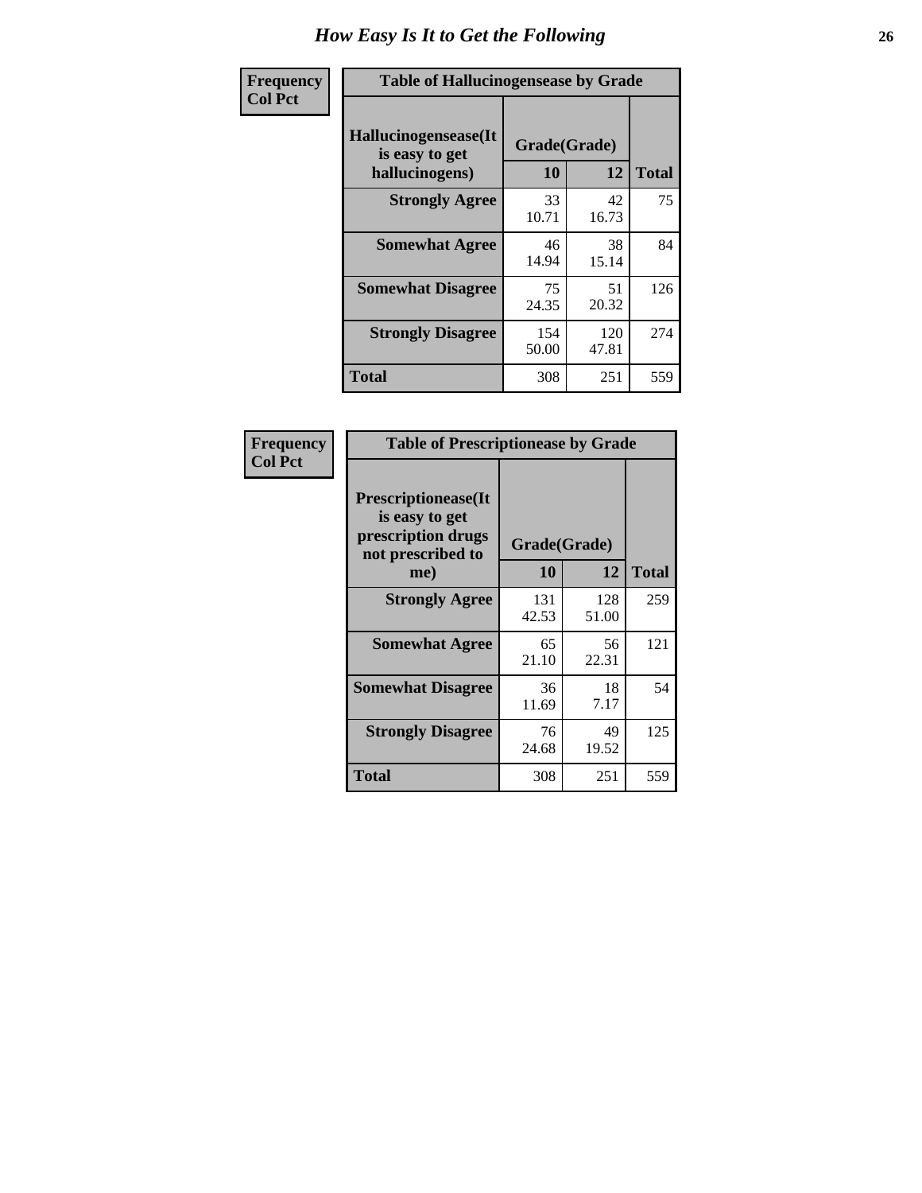# How Easy Is It to Get the Following

**Frequency**
**Col Pct**

**Table of Hallucinogensease by Grade**

| Hallucinogensease(It is easy to get hallucinogens) | Grade(Grade) 10 | 12 | Total |
|---|---|---|---|
| **Strongly Agree** | 33<br>10.71 | 42<br>16.73 | 75 |
| **Somewhat Agree** | 46<br>14.94 | 38<br>15.14 | 84 |
| **Somewhat Disagree** | 75<br>24.35 | 51<br>20.32 | 126 |
| **Strongly Disagree** | 154<br>50.00 | 120<br>47.81 | 274 |
| **Total** | 308 | 251 | 559 |

**Frequency**
**Col Pct**

**Table of Prescriptionease by Grade**

| Prescriptionease(It is easy to get prescription drugs not prescribed to me) | Grade(Grade) 10 | 12 | Total |
|---|---|---|---|
| **Strongly Agree** | 131<br>42.53 | 128<br>51.00 | 259 |
| **Somewhat Agree** | 65<br>21.10 | 56<br>22.31 | 121 |
| **Somewhat Disagree** | 36<br>11.69 | 18<br>7.17 | 54 |
| **Strongly Disagree** | 76<br>24.68 | 49<br>19.52 | 125 |
| **Total** | 308 | 251 | 559 |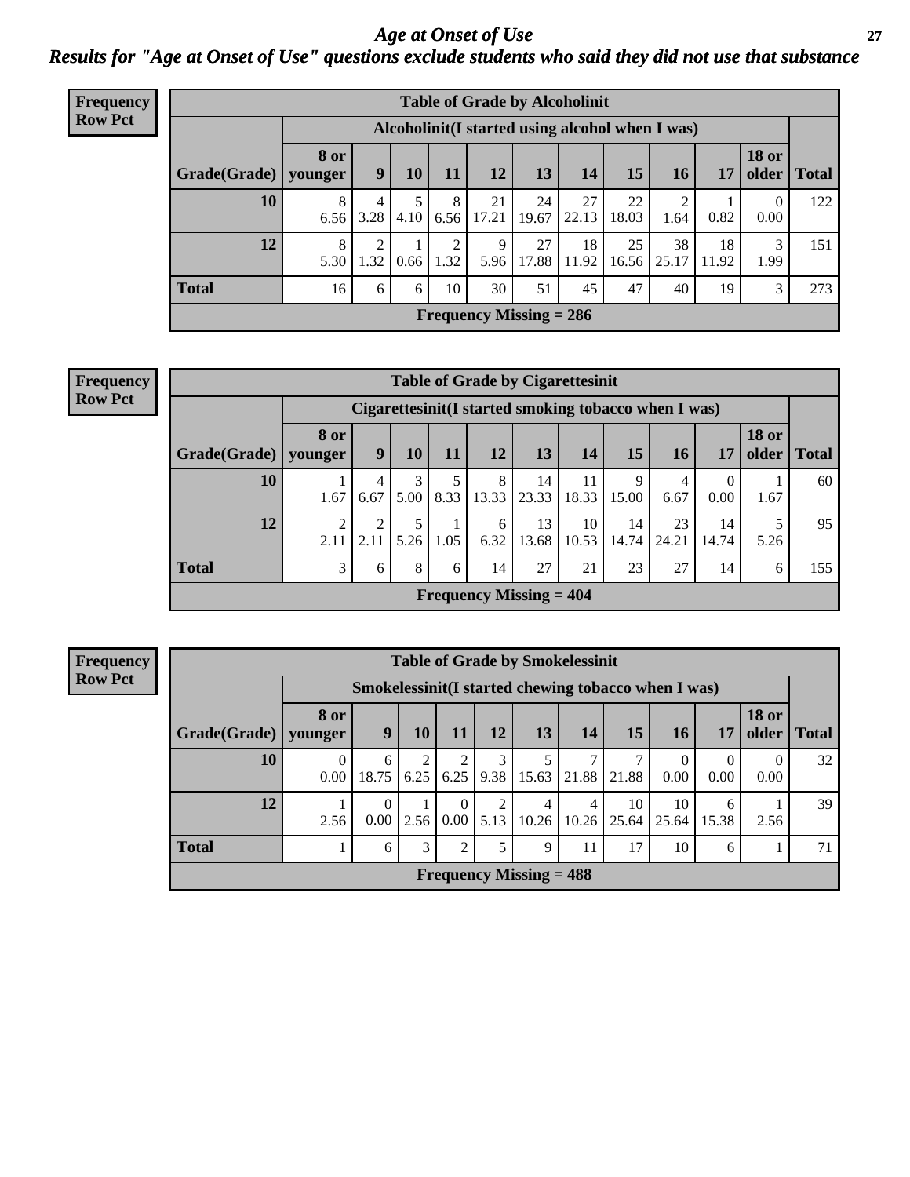# Age at Onset of Use

## Results for "Age at Onset of Use" questions exclude students who said they did not use that substance

**Frequency**
**Row Pct**

**Table of Grade by Alcoholinit**

| | Alcoholinit(I started using alcohol when I was) | | | | | | | | | | | |
|---|---|---|---|---|---|---|---|---|---|---|---|---|
| Grade(Grade) | 8 or younger | 9 | 10 | 11 | 12 | 13 | 14 | 15 | 16 | 17 | 18 or older | Total |
| 10 | 8<br>6.56 | 4<br>3.28 | 5<br>4.10 | 8<br>6.56 | 21<br>17.21 | 24<br>19.67 | 27<br>22.13 | 22<br>18.03 | 2<br>1.64 | 1<br>0.82 | 0<br>0.00 | 122 |
| 12 | 8<br>5.30 | 2<br>1.32 | 1<br>0.66 | 2<br>1.32 | 9<br>5.96 | 27<br>17.88 | 18<br>11.92 | 25<br>16.56 | 38<br>25.17 | 18<br>11.92 | 3<br>1.99 | 151 |
| Total | 16 | 6 | 6 | 10 | 30 | 51 | 45 | 47 | 40 | 19 | 3 | 273 |

Frequency Missing = 286

**Frequency**
**Row Pct**

**Table of Grade by Cigarettesinit**

| | Cigarettesinit(I started smoking tobacco when I was) | | | | | | | | | | | |
|---|---|---|---|---|---|---|---|---|---|---|---|---|
| Grade(Grade) | 8 or younger | 9 | 10 | 11 | 12 | 13 | 14 | 15 | 16 | 17 | 18 or older | Total |
| 10 | 1<br>1.67 | 4<br>6.67 | 3<br>5.00 | 5<br>8.33 | 8<br>13.33 | 14<br>23.33 | 11<br>18.33 | 9<br>15.00 | 4<br>6.67 | 0<br>0.00 | 1<br>1.67 | 60 |
| 12 | 2<br>2.11 | 2<br>2.11 | 5<br>5.26 | 1<br>1.05 | 6<br>6.32 | 13<br>13.68 | 10<br>10.53 | 14<br>14.74 | 23<br>24.21 | 14<br>14.74 | 5<br>5.26 | 95 |
| Total | 3 | 6 | 8 | 6 | 14 | 27 | 21 | 23 | 27 | 14 | 6 | 155 |

Frequency Missing = 404

**Frequency**
**Row Pct**

**Table of Grade by Smokelessinit**

| | Smokelessinit(I started chewing tobacco when I was) | | | | | | | | | | | |
|---|---|---|---|---|---|---|---|---|---|---|---|---|
| Grade(Grade) | 8 or younger | 9 | 10 | 11 | 12 | 13 | 14 | 15 | 16 | 17 | 18 or older | Total |
| 10 | 0<br>0.00 | 6<br>18.75 | 2<br>6.25 | 2<br>6.25 | 3<br>9.38 | 5<br>15.63 | 7<br>21.88 | 7<br>21.88 | 0<br>0.00 | 0<br>0.00 | 0<br>0.00 | 32 |
| 12 | 1<br>2.56 | 0<br>0.00 | 1<br>2.56 | 0<br>0.00 | 2<br>5.13 | 4<br>10.26 | 4<br>10.26 | 10<br>25.64 | 10<br>25.64 | 6<br>15.38 | 1<br>2.56 | 39 |
| Total | 1 | 6 | 3 | 2 | 5 | 9 | 11 | 17 | 10 | 6 | 1 | 71 |

Frequency Missing = 488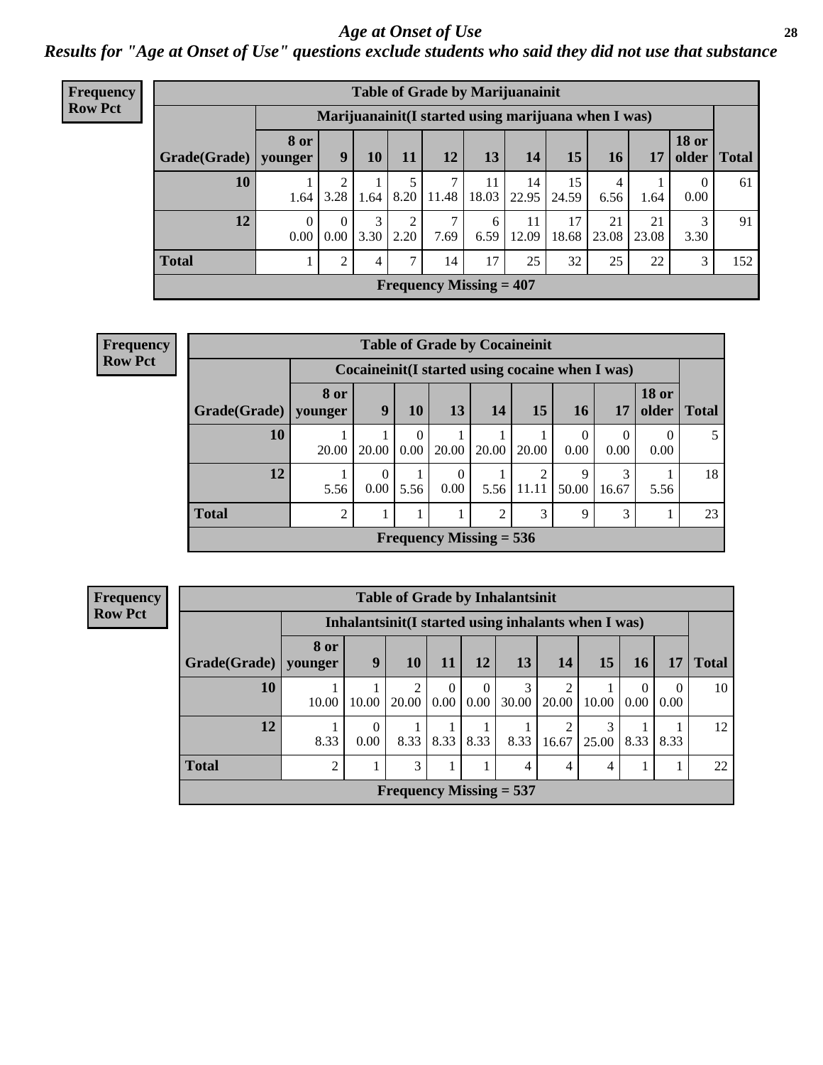# *Age at Onset of Use*

## *Results for "Age at Onset of Use" questions exclude students who said they did not use that substance*

**Frequency Row Pct**

| Table of Grade by Marijuanainit | | | | | | | | | | | | |
|---|---|---|---|---|---|---|---|---|---|---|---|---|
| | Marijuanainit(I started using marijuana when I was) | | | | | | | | | | | |
| Grade(Grade) | 8 or younger | 9 | 10 | 11 | 12 | 13 | 14 | 15 | 16 | 17 | 18 or older | Total |
| 10 | 1<br>1.64 | 2<br>3.28 | 1<br>1.64 | 5<br>8.20 | 7<br>11.48 | 11<br>18.03 | 14<br>22.95 | 15<br>24.59 | 4<br>6.56 | 1<br>1.64 | 0<br>0.00 | 61 |
| 12 | 0<br>0.00 | 0<br>0.00 | 3<br>3.30 | 2<br>2.20 | 7<br>7.69 | 6<br>6.59 | 11<br>12.09 | 17<br>18.68 | 21<br>23.08 | 21<br>23.08 | 3<br>3.30 | 91 |
| Total | 1 | 2 | 4 | 7 | 14 | 17 | 25 | 32 | 25 | 22 | 3 | 152 |
| Frequency Missing = 407 | | | | | | | | | | | | |

**Frequency Row Pct**

| Table of Grade by Cocaineinit | | | | | | | | | | |
|---|---|---|---|---|---|---|---|---|---|---|
| | Cocaineinit(I started using cocaine when I was) | | | | | | | | | |
| Grade(Grade) | 8 or younger | 9 | 10 | 13 | 14 | 15 | 16 | 17 | 18 or older | Total |
| 10 | 1<br>20.00 | 1<br>20.00 | 0<br>0.00 | 1<br>20.00 | 1<br>20.00 | 1<br>20.00 | 0<br>0.00 | 0<br>0.00 | 0<br>0.00 | 5 |
| 12 | 1<br>5.56 | 0<br>0.00 | 1<br>5.56 | 0<br>0.00 | 1<br>5.56 | 2<br>11.11 | 9<br>50.00 | 3<br>16.67 | 1<br>5.56 | 18 |
| Total | 2 | 1 | 1 | 1 | 2 | 3 | 9 | 3 | 1 | 23 |
| Frequency Missing = 536 | | | | | | | | | | |

**Frequency Row Pct**

| Table of Grade by Inhalantsinit | | | | | | | | | | | |
|---|---|---|---|---|---|---|---|---|---|---|---|
| | Inhalantsinit(I started using inhalants when I was) | | | | | | | | | | |
| Grade(Grade) | 8 or younger | 9 | 10 | 11 | 12 | 13 | 14 | 15 | 16 | 17 | Total |
| 10 | 1<br>10.00 | 1<br>10.00 | 2<br>20.00 | 0<br>0.00 | 0<br>0.00 | 3<br>30.00 | 2<br>20.00 | 1<br>10.00 | 0<br>0.00 | 0<br>0.00 | 10 |
| 12 | 1<br>8.33 | 0<br>0.00 | 1<br>8.33 | 1<br>8.33 | 1<br>8.33 | 1<br>8.33 | 2<br>16.67 | 3<br>25.00 | 1<br>8.33 | 1<br>8.33 | 12 |
| Total | 2 | 1 | 3 | 1 | 1 | 4 | 4 | 4 | 1 | 1 | 22 |
| Frequency Missing = 537 | | | | | | | | | | | |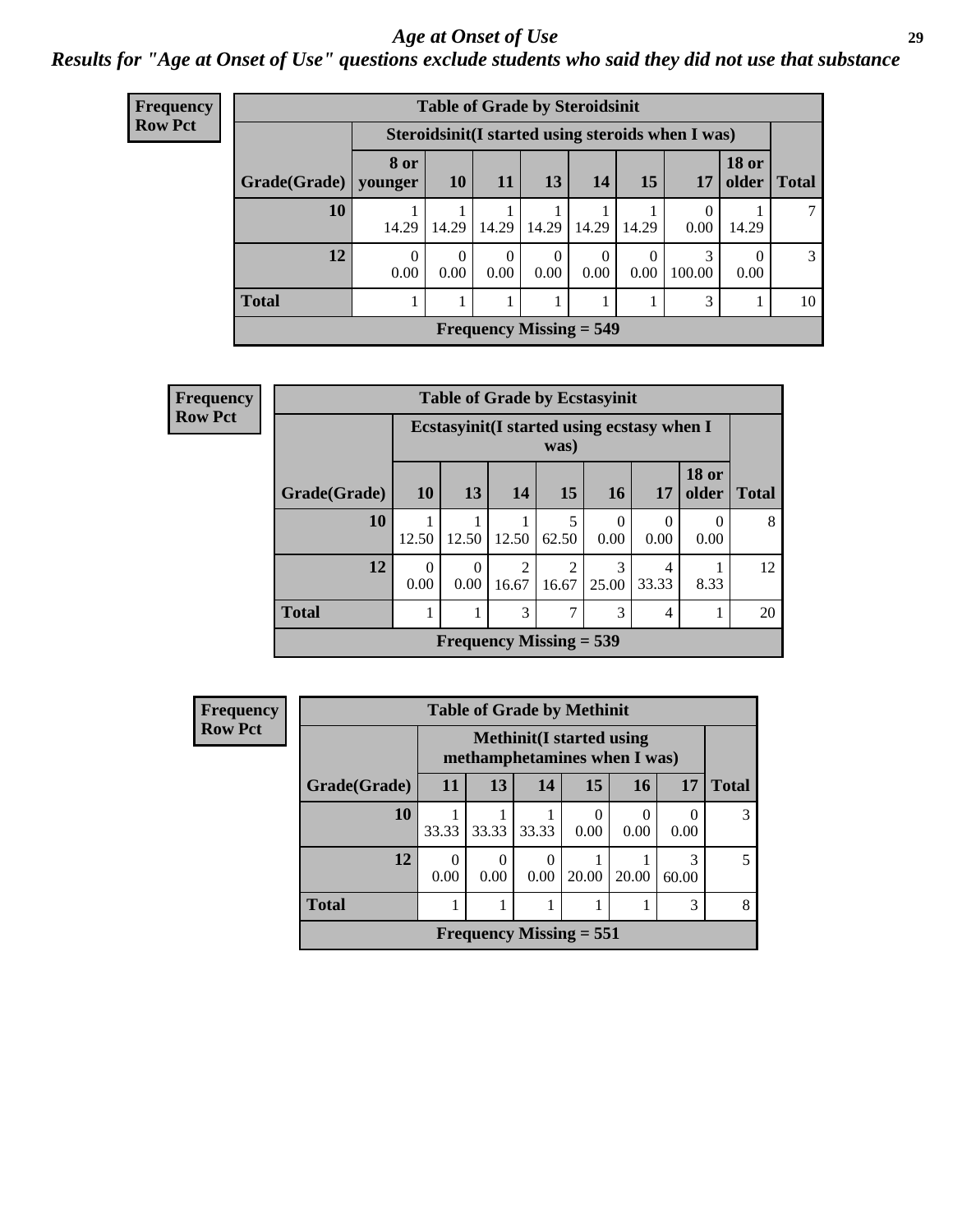# Age at Onset of Use

## Results for "Age at Onset of Use" questions exclude students who said they did not use that substance

Frequency
Row Pct

**Table of Grade by Steroidsinit**

| | Steroidsinit(I started using steroids when I was) | | | | | | | | |
|---|---|---|---|---|---|---|---|---|---|
| Grade(Grade) | 8 or younger | 10 | 11 | 13 | 14 | 15 | 17 | 18 or older | Total |
| 10 | 1<br>14.29 | 1<br>14.29 | 1<br>14.29 | 1<br>14.29 | 1<br>14.29 | 1<br>14.29 | 0<br>0.00 | 1<br>14.29 | 7 |
| 12 | 0<br>0.00 | 0<br>0.00 | 0<br>0.00 | 0<br>0.00 | 0<br>0.00 | 0<br>0.00 | 3<br>100.00 | 0<br>0.00 | 3 |
| Total | 1 | 1 | 1 | 1 | 1 | 1 | 3 | 1 | 10 |

Frequency Missing = 549

Frequency
Row Pct

**Table of Grade by Ecstasyinit**

| | Ecstasyinit(I started using ecstasy when I was) | | | | | | | |
|---|---|---|---|---|---|---|---|---|
| Grade(Grade) | 10 | 13 | 14 | 15 | 16 | 17 | 18 or older | Total |
| 10 | 1<br>12.50 | 1<br>12.50 | 1<br>12.50 | 5<br>62.50 | 0<br>0.00 | 0<br>0.00 | 0<br>0.00 | 8 |
| 12 | 0<br>0.00 | 0<br>0.00 | 2<br>16.67 | 2<br>16.67 | 3<br>25.00 | 4<br>33.33 | 1<br>8.33 | 12 |
| Total | 1 | 1 | 3 | 7 | 3 | 4 | 1 | 20 |

Frequency Missing = 539

Frequency
Row Pct

**Table of Grade by Methinit**

| | Methinit(I started using methamphetamines when I was) | | | | | | |
|---|---|---|---|---|---|---|---|
| Grade(Grade) | 11 | 13 | 14 | 15 | 16 | 17 | Total |
| 10 | 1<br>33.33 | 1<br>33.33 | 1<br>33.33 | 0<br>0.00 | 0<br>0.00 | 0<br>0.00 | 3 |
| 12 | 0<br>0.00 | 0<br>0.00 | 0<br>0.00 | 1<br>20.00 | 1<br>20.00 | 3<br>60.00 | 5 |
| Total | 1 | 1 | 1 | 1 | 1 | 3 | 8 |

Frequency Missing = 551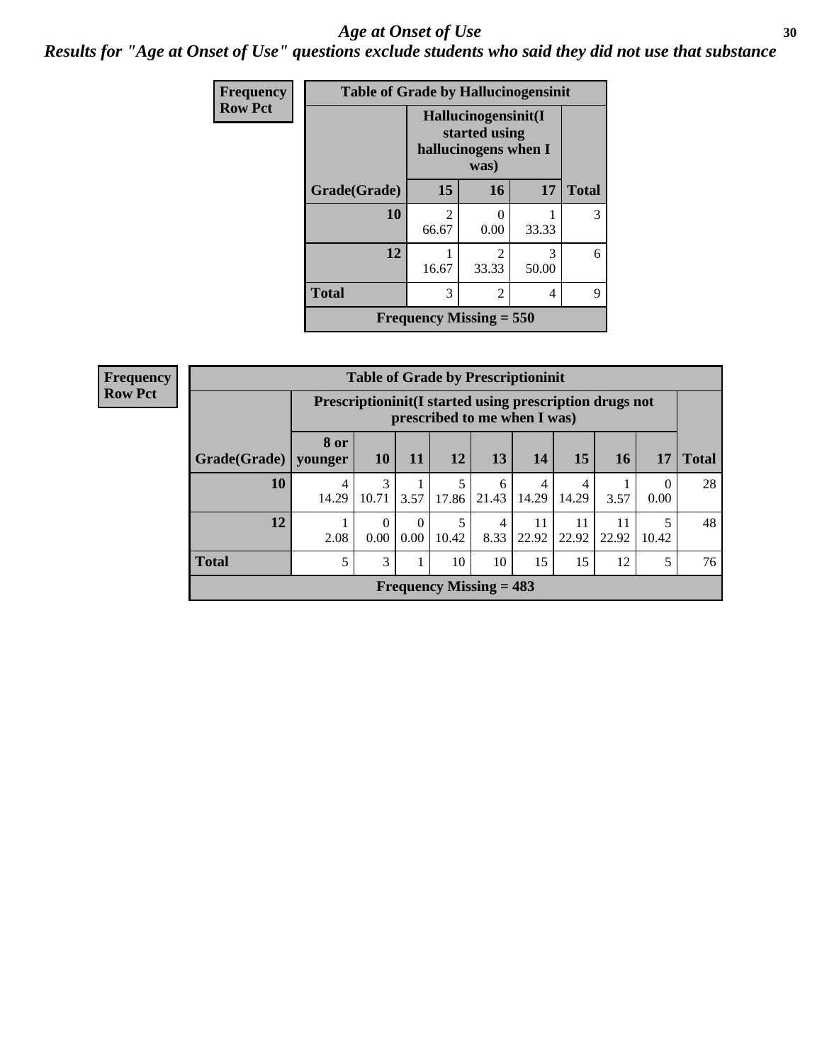# Age at Onset of Use

## Results for "Age at Onset of Use" questions exclude students who said they did not use that substance

**Frequency**
**Row Pct**

| Table of Grade by Hallucinogensinit | | | | |
|---|---|---|---|---|
| | Hallucinogensinit(I started using hallucinogens when I was) | | | |
| Grade(Grade) | 15 | 16 | 17 | Total |
| 10 | 2<br>66.67 | 0<br>0.00 | 1<br>33.33 | 3 |
| 12 | 1<br>16.67 | 2<br>33.33 | 3<br>50.00 | 6 |
| Total | 3 | 2 | 4 | 9 |
| Frequency Missing = 550 | | | | |

**Frequency**
**Row Pct**

| Table of Grade by Prescriptioninit | | | | | | | | | | |
|---|---|---|---|---|---|---|---|---|---|---|
| | Prescriptioninit(I started using prescription drugs not prescribed to me when I was) | | | | | | | | | |
| Grade(Grade) | 8 or younger | 10 | 11 | 12 | 13 | 14 | 15 | 16 | 17 | Total |
| 10 | 4<br>14.29 | 3<br>10.71 | 1<br>3.57 | 5<br>17.86 | 6<br>21.43 | 4<br>14.29 | 4<br>14.29 | 1<br>3.57 | 0<br>0.00 | 28 |
| 12 | 1<br>2.08 | 0<br>0.00 | 0<br>0.00 | 5<br>10.42 | 4<br>8.33 | 11<br>22.92 | 11<br>22.92 | 11<br>22.92 | 5<br>10.42 | 48 |
| Total | 5 | 3 | 1 | 10 | 10 | 15 | 15 | 12 | 5 | 76 |
| Frequency Missing = 483 | | | | | | | | | | |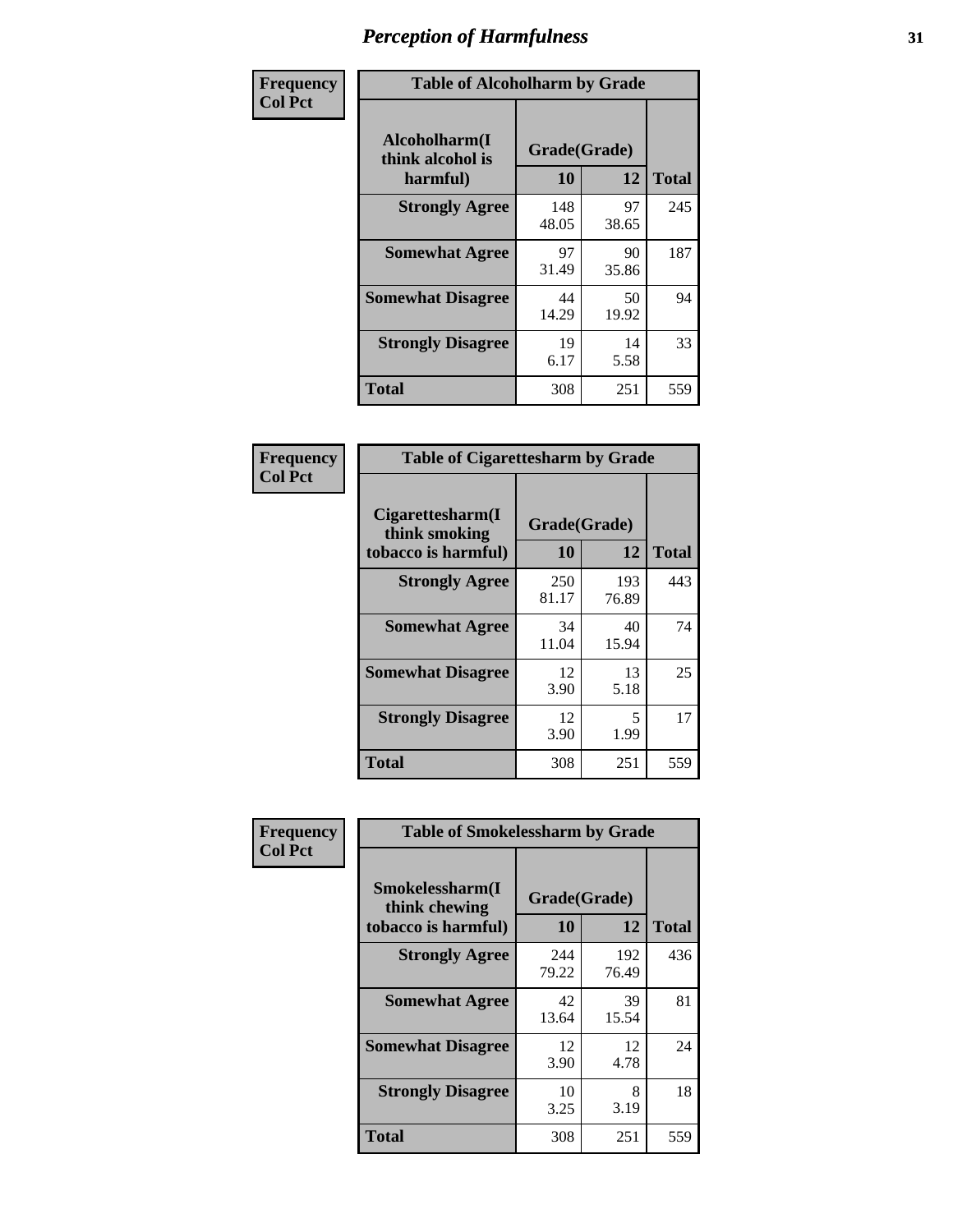# Perception of Harmfulness

| Frequency<br>Col Pct | Table of Alcoholharm by Grade | | |
|---|---|---|---|
| **Alcoholharm(I think alcohol is harmful)** | **Grade(Grade)** | | |
| | **10** | **12** | **Total** |
| **Strongly Agree** | 148<br>48.05 | 97<br>38.65 | 245 |
| **Somewhat Agree** | 97<br>31.49 | 90<br>35.86 | 187 |
| **Somewhat Disagree** | 44<br>14.29 | 50<br>19.92 | 94 |
| **Strongly Disagree** | 19<br>6.17 | 14<br>5.58 | 33 |
| **Total** | 308 | 251 | 559 |

| Frequency<br>Col Pct | Table of Cigarettesharm by Grade | | |
|---|---|---|---|
| **Cigarettesharm(I think smoking tobacco is harmful)** | **Grade(Grade)** | | |
| | **10** | **12** | **Total** |
| **Strongly Agree** | 250<br>81.17 | 193<br>76.89 | 443 |
| **Somewhat Agree** | 34<br>11.04 | 40<br>15.94 | 74 |
| **Somewhat Disagree** | 12<br>3.90 | 13<br>5.18 | 25 |
| **Strongly Disagree** | 12<br>3.90 | 5<br>1.99 | 17 |
| **Total** | 308 | 251 | 559 |

| Frequency<br>Col Pct | Table of Smokelessharm by Grade | | |
|---|---|---|---|
| **Smokelessharm(I think chewing tobacco is harmful)** | **Grade(Grade)** | | |
| | **10** | **12** | **Total** |
| **Strongly Agree** | 244<br>79.22 | 192<br>76.49 | 436 |
| **Somewhat Agree** | 42<br>13.64 | 39<br>15.54 | 81 |
| **Somewhat Disagree** | 12<br>3.90 | 12<br>4.78 | 24 |
| **Strongly Disagree** | 10<br>3.25 | 8<br>3.19 | 18 |
| **Total** | 308 | 251 | 559 |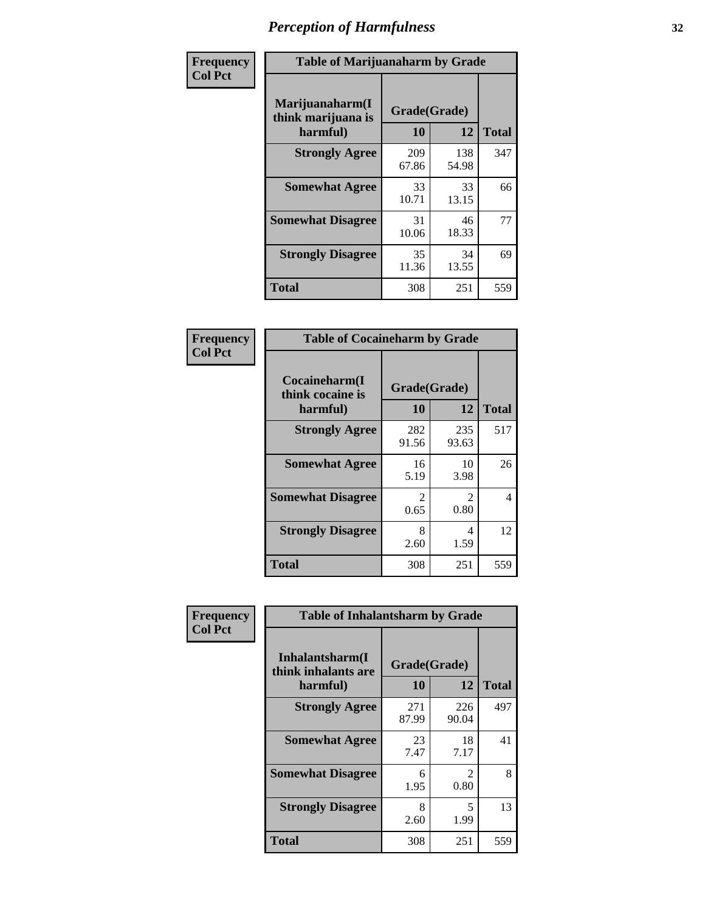# Perception of Harmfulness

| Frequency Col Pct |
|---|

**Table of Marijuanaharm by Grade**

| Marijuanaharm(I think marijuana is harmful) | Grade(Grade) 10 | 12 | Total |
|---|---|---|---|
| Strongly Agree | 209<br>67.86 | 138<br>54.98 | 347 |
| Somewhat Agree | 33<br>10.71 | 33<br>13.15 | 66 |
| Somewhat Disagree | 31<br>10.06 | 46<br>18.33 | 77 |
| Strongly Disagree | 35<br>11.36 | 34<br>13.55 | 69 |
| Total | 308 | 251 | 559 |

| Frequency Col Pct |
|---|

**Table of Cocaineharm by Grade**

| Cocaineharm(I think cocaine is harmful) | Grade(Grade) 10 | 12 | Total |
|---|---|---|---|
| Strongly Agree | 282<br>91.56 | 235<br>93.63 | 517 |
| Somewhat Agree | 16<br>5.19 | 10<br>3.98 | 26 |
| Somewhat Disagree | 2<br>0.65 | 2<br>0.80 | 4 |
| Strongly Disagree | 8<br>2.60 | 4<br>1.59 | 12 |
| Total | 308 | 251 | 559 |

| Frequency Col Pct |
|---|

**Table of Inhalantsharm by Grade**

| Inhalantsharm(I think inhalants are harmful) | Grade(Grade) 10 | 12 | Total |
|---|---|---|---|
| Strongly Agree | 271<br>87.99 | 226<br>90.04 | 497 |
| Somewhat Agree | 23<br>7.47 | 18<br>7.17 | 41 |
| Somewhat Disagree | 6<br>1.95 | 2<br>0.80 | 8 |
| Strongly Disagree | 8<br>2.60 | 5<br>1.99 | 13 |
| Total | 308 | 251 | 559 |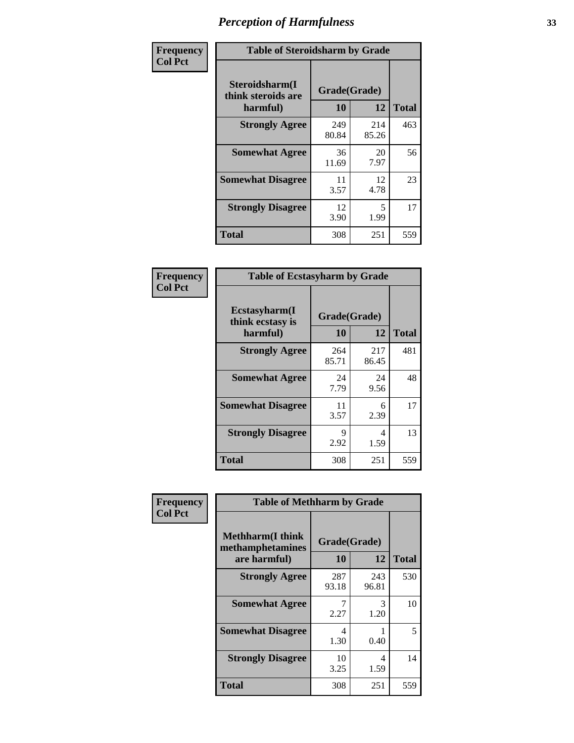# Perception of Harmfulness

**Frequency**
**Col Pct**

| Table of Steroidsharm by Grade | | | |
|---|---|---|---|
| **Steroidsharm(I think steroids are harmful)** | **Grade(Grade)** | | **Total** |
| | **10** | **12** | |
| **Strongly Agree** | 249<br>80.84 | 214<br>85.26 | 463 |
| **Somewhat Agree** | 36<br>11.69 | 20<br>7.97 | 56 |
| **Somewhat Disagree** | 11<br>3.57 | 12<br>4.78 | 23 |
| **Strongly Disagree** | 12<br>3.90 | 5<br>1.99 | 17 |
| **Total** | 308 | 251 | 559 |

**Frequency**
**Col Pct**

| Table of Ecstasyharm by Grade | | | |
|---|---|---|---|
| **Ecstasyharm(I think ecstasy is harmful)** | **Grade(Grade)** | | **Total** |
| | **10** | **12** | |
| **Strongly Agree** | 264<br>85.71 | 217<br>86.45 | 481 |
| **Somewhat Agree** | 24<br>7.79 | 24<br>9.56 | 48 |
| **Somewhat Disagree** | 11<br>3.57 | 6<br>2.39 | 17 |
| **Strongly Disagree** | 9<br>2.92 | 4<br>1.59 | 13 |
| **Total** | 308 | 251 | 559 |

**Frequency**
**Col Pct**

| Table of Methharm by Grade | | | |
|---|---|---|---|
| **Methharm(I think methamphetamines are harmful)** | **Grade(Grade)** | | **Total** |
| | **10** | **12** | |
| **Strongly Agree** | 287<br>93.18 | 243<br>96.81 | 530 |
| **Somewhat Agree** | 7<br>2.27 | 3<br>1.20 | 10 |
| **Somewhat Disagree** | 4<br>1.30 | 1<br>0.40 | 5 |
| **Strongly Disagree** | 10<br>3.25 | 4<br>1.59 | 14 |
| **Total** | 308 | 251 | 559 |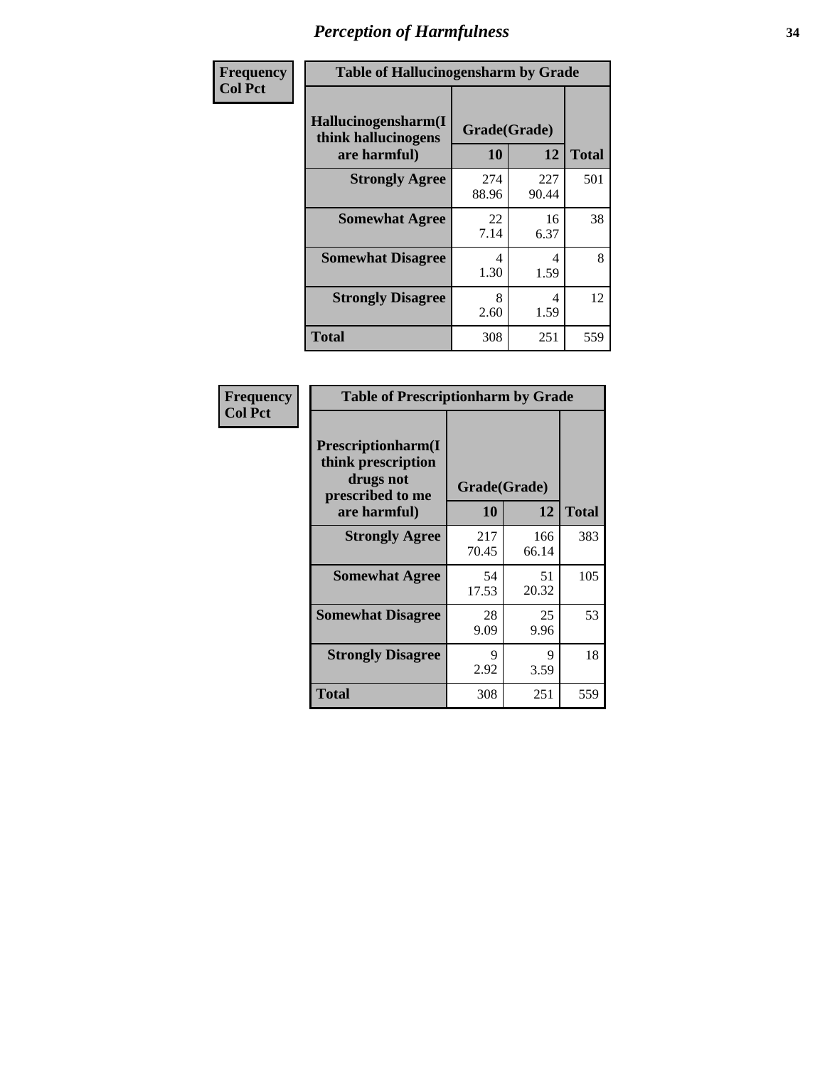# Perception of Harmfulness

| Frequency Col Pct | Table of Hallucinogensharm by Grade | | |
|---|---|---|---|
| Hallucinogensharm(I think hallucinogens are harmful) | Grade(Grade) 10 | 12 | Total |
| Strongly Agree | 274<br>88.96 | 227<br>90.44 | 501 |
| Somewhat Agree | 22<br>7.14 | 16<br>6.37 | 38 |
| Somewhat Disagree | 4<br>1.30 | 4<br>1.59 | 8 |
| Strongly Disagree | 8<br>2.60 | 4<br>1.59 | 12 |
| Total | 308 | 251 | 559 |

| Frequency Col Pct | Table of Prescriptionharm by Grade | | |
|---|---|---|---|
| Prescriptionharm(I think prescription drugs not prescribed to me are harmful) | Grade(Grade) 10 | 12 | Total |
| Strongly Agree | 217<br>70.45 | 166<br>66.14 | 383 |
| Somewhat Agree | 54<br>17.53 | 51<br>20.32 | 105 |
| Somewhat Disagree | 28<br>9.09 | 25<br>9.96 | 53 |
| Strongly Disagree | 9<br>2.92 | 9<br>3.59 | 18 |
| Total | 308 | 251 | 559 |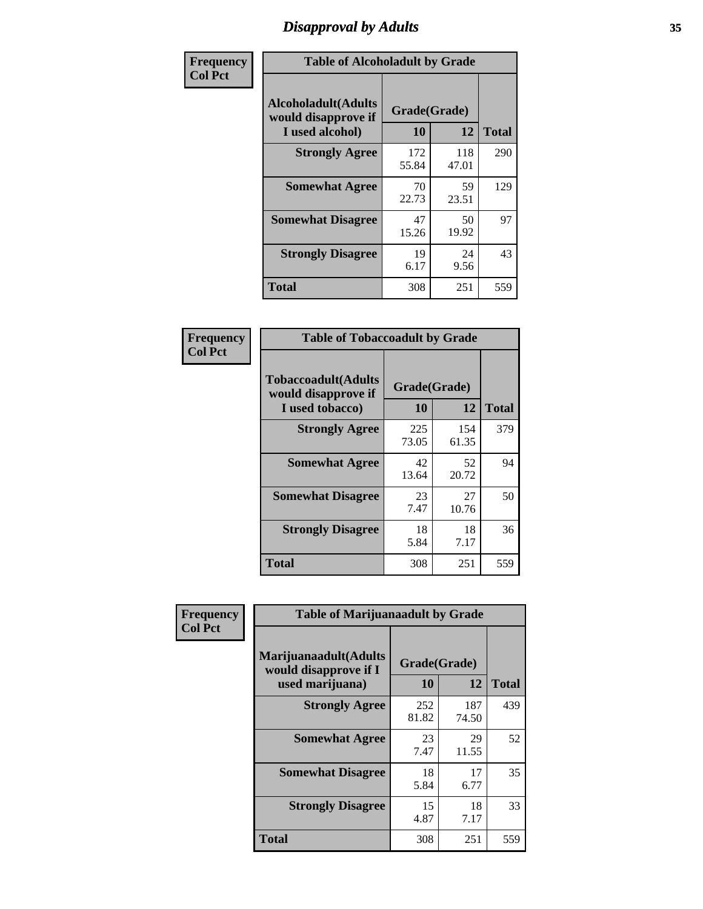# Disapproval by Adults

| Frequency Col Pct | Table of Alcoholadult by Grade | | |
|---|---|---|---|
| **Alcoholadult(Adults would disapprove if I used alcohol)** | **Grade(Grade)** | | |
| | **10** | **12** | **Total** |
| **Strongly Agree** | 172 55.84 | 118 47.01 | 290 |
| **Somewhat Agree** | 70 22.73 | 59 23.51 | 129 |
| **Somewhat Disagree** | 47 15.26 | 50 19.92 | 97 |
| **Strongly Disagree** | 19 6.17 | 24 9.56 | 43 |
| **Total** | 308 | 251 | 559 |

| Frequency Col Pct | Table of Tobaccoadult by Grade | | |
|---|---|---|---|
| **Tobaccoadult(Adults would disapprove if I used tobacco)** | **Grade(Grade)** | | |
| | **10** | **12** | **Total** |
| **Strongly Agree** | 225 73.05 | 154 61.35 | 379 |
| **Somewhat Agree** | 42 13.64 | 52 20.72 | 94 |
| **Somewhat Disagree** | 23 7.47 | 27 10.76 | 50 |
| **Strongly Disagree** | 18 5.84 | 18 7.17 | 36 |
| **Total** | 308 | 251 | 559 |

| Frequency Col Pct | Table of Marijuanaadult by Grade | | |
|---|---|---|---|
| **Marijuanaadult(Adults would disapprove if I used marijuana)** | **Grade(Grade)** | | |
| | **10** | **12** | **Total** |
| **Strongly Agree** | 252 81.82 | 187 74.50 | 439 |
| **Somewhat Agree** | 23 7.47 | 29 11.55 | 52 |
| **Somewhat Disagree** | 18 5.84 | 17 6.77 | 35 |
| **Strongly Disagree** | 15 4.87 | 18 7.17 | 33 |
| **Total** | 308 | 251 | 559 |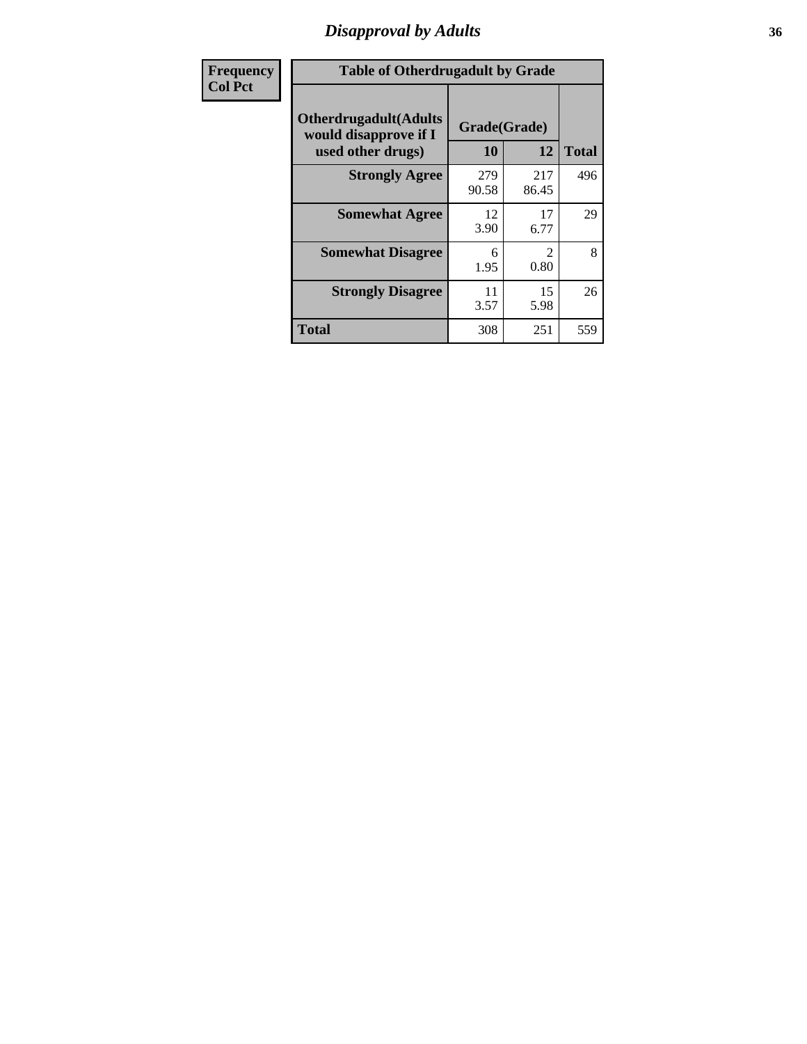# Disapproval by Adults

| Frequency<br>Col Pct | Table of Otherdrugadult by Grade | | | |
|---|---|---|---|---|
| | Otherdrugadult(Adults would disapprove if I used other drugs) | Grade(Grade) | | Total |
| | | 10 | 12 | |
| | Strongly Agree | 279<br>90.58 | 217<br>86.45 | 496 |
| | Somewhat Agree | 12<br>3.90 | 17<br>6.77 | 29 |
| | Somewhat Disagree | 6<br>1.95 | 2<br>0.80 | 8 |
| | Strongly Disagree | 11<br>3.57 | 15<br>5.98 | 26 |
| | Total | 308 | 251 | 559 |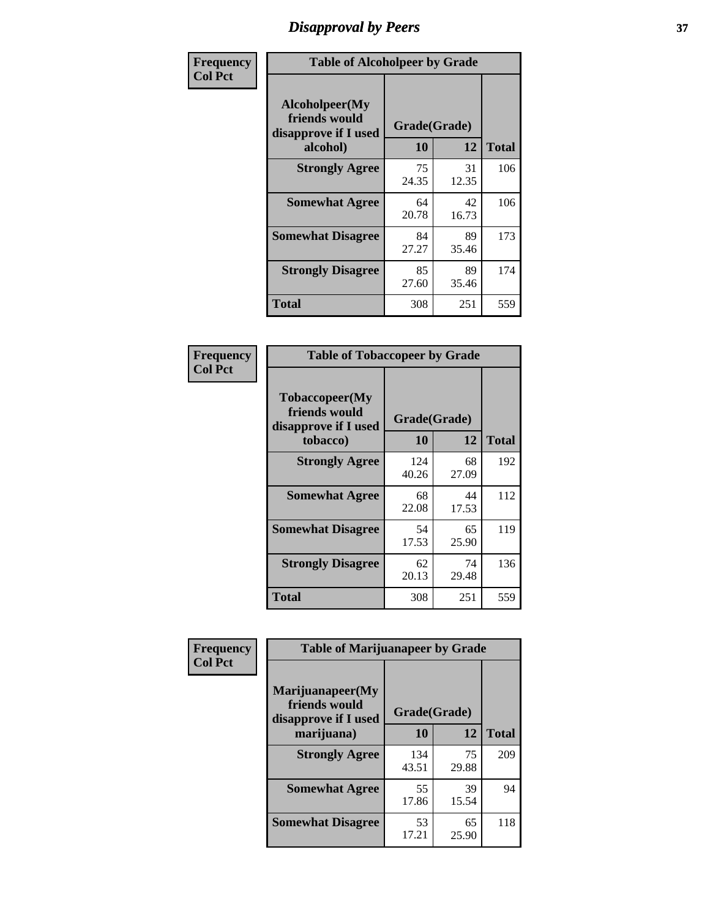# Disapproval by Peers

| Frequency<br>Col Pct | Table of Alcoholpeer by Grade | | |
|---|---|---|---|
| **Alcoholpeer(My friends would disapprove if I used alcohol)** | **Grade(Grade)** | | |
| | **10** | **12** | **Total** |
| **Strongly Agree** | 75<br>24.35 | 31<br>12.35 | 106 |
| **Somewhat Agree** | 64<br>20.78 | 42<br>16.73 | 106 |
| **Somewhat Disagree** | 84<br>27.27 | 89<br>35.46 | 173 |
| **Strongly Disagree** | 85<br>27.60 | 89<br>35.46 | 174 |
| **Total** | 308 | 251 | 559 |

| Frequency<br>Col Pct | Table of Tobaccopeer by Grade | | |
|---|---|---|---|
| **Tobaccopeer(My friends would disapprove if I used tobacco)** | **Grade(Grade)** | | |
| | **10** | **12** | **Total** |
| **Strongly Agree** | 124<br>40.26 | 68<br>27.09 | 192 |
| **Somewhat Agree** | 68<br>22.08 | 44<br>17.53 | 112 |
| **Somewhat Disagree** | 54<br>17.53 | 65<br>25.90 | 119 |
| **Strongly Disagree** | 62<br>20.13 | 74<br>29.48 | 136 |
| **Total** | 308 | 251 | 559 |

| Frequency<br>Col Pct | Table of Marijuanapeer by Grade | | |
|---|---|---|---|
| **Marijuanapeer(My friends would disapprove if I used marijuana)** | **Grade(Grade)** | | |
| | **10** | **12** | **Total** |
| **Strongly Agree** | 134<br>43.51 | 75<br>29.88 | 209 |
| **Somewhat Agree** | 55<br>17.86 | 39<br>15.54 | 94 |
| **Somewhat Disagree** | 53<br>17.21 | 65<br>25.90 | 118 |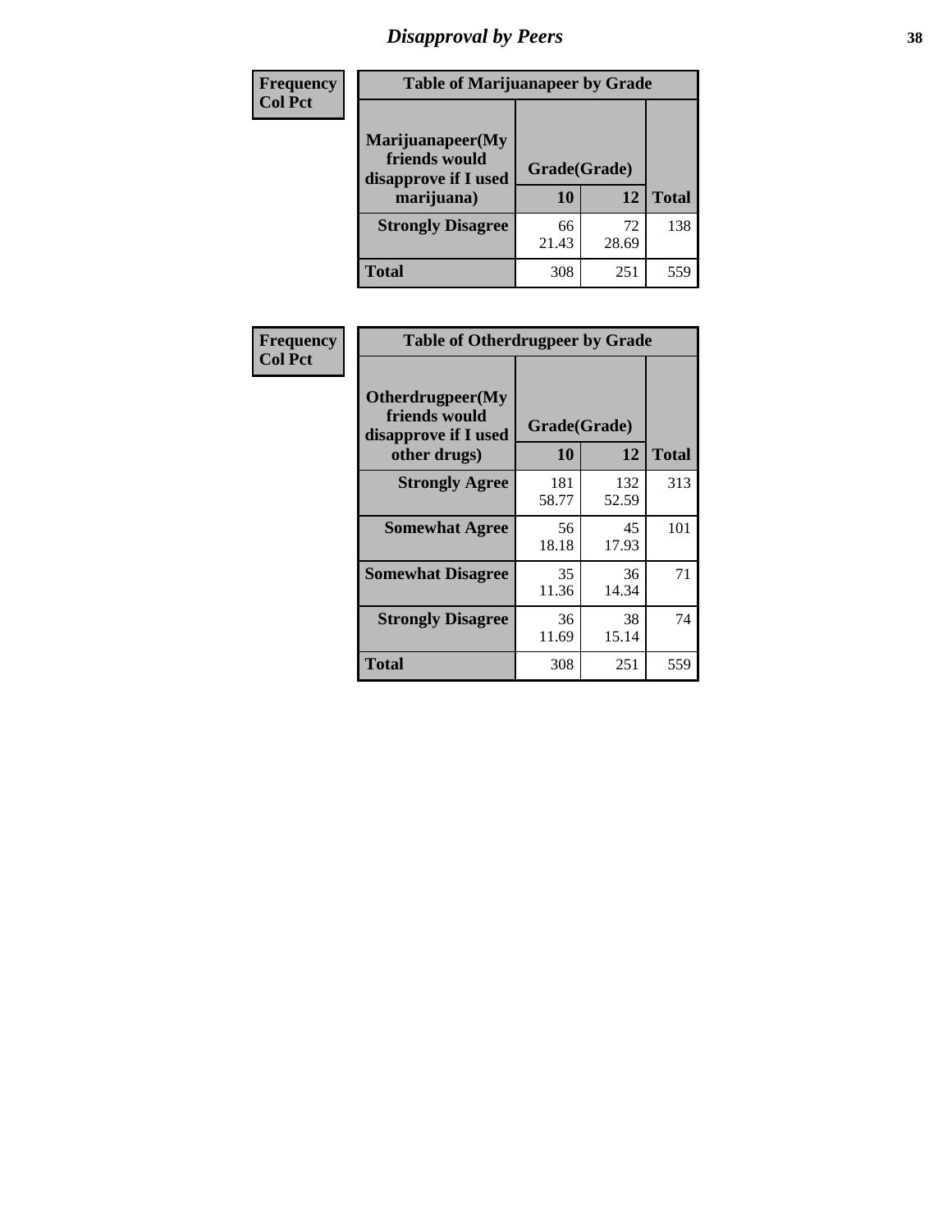# Disapproval by Peers

Frequency
Col Pct

**Table of Marijuanapeer by Grade**

| Marijuanapeer(My friends would disapprove if I used marijuana) | Grade(Grade) | | |
|---|---|---|---|
| | 10 | 12 | Total |
| **Strongly Disagree** | 66<br>21.43 | 72<br>28.69 | 138 |
| **Total** | 308 | 251 | 559 |

Frequency
Col Pct

**Table of Otherdrugpeer by Grade**

| Otherdrugpeer(My friends would disapprove if I used other drugs) | Grade(Grade) | | |
|---|---|---|---|
| | 10 | 12 | Total |
| **Strongly Agree** | 181<br>58.77 | 132<br>52.59 | 313 |
| **Somewhat Agree** | 56<br>18.18 | 45<br>17.93 | 101 |
| **Somewhat Disagree** | 35<br>11.36 | 36<br>14.34 | 71 |
| **Strongly Disagree** | 36<br>11.69 | 38<br>15.14 | 74 |
| **Total** | 308 | 251 | 559 |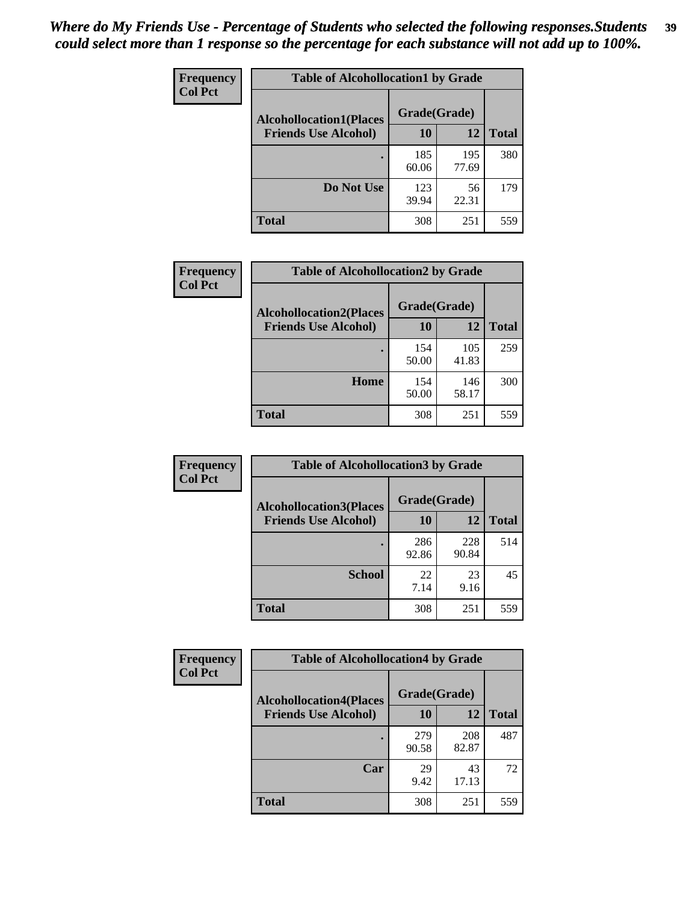*Where do My Friends Use - Percentage of Students who selected the following responses.Students could select more than 1 response so the percentage for each substance will not add up to 100%.*

**Frequency Col Pct**

| Table of Alcohollocation1 by Grade | | | |
|---|---|---|---|
| Alcohollocation1(Places Friends Use Alcohol) | Grade(Grade) | | Total |
| | 10 | 12 | |
| . | 185<br>60.06 | 195<br>77.69 | 380 |
| Do Not Use | 123<br>39.94 | 56<br>22.31 | 179 |
| Total | 308 | 251 | 559 |

**Frequency Col Pct**

| Table of Alcohollocation2 by Grade | | | |
|---|---|---|---|
| Alcohollocation2(Places Friends Use Alcohol) | Grade(Grade) | | Total |
| | 10 | 12 | |
| . | 154<br>50.00 | 105<br>41.83 | 259 |
| Home | 154<br>50.00 | 146<br>58.17 | 300 |
| Total | 308 | 251 | 559 |

**Frequency Col Pct**

| Table of Alcohollocation3 by Grade | | | |
|---|---|---|---|
| Alcohollocation3(Places Friends Use Alcohol) | Grade(Grade) | | Total |
| | 10 | 12 | |
| . | 286<br>92.86 | 228<br>90.84 | 514 |
| School | 22<br>7.14 | 23<br>9.16 | 45 |
| Total | 308 | 251 | 559 |

**Frequency Col Pct**

| Table of Alcohollocation4 by Grade | | | |
|---|---|---|---|
| Alcohollocation4(Places Friends Use Alcohol) | Grade(Grade) | | Total |
| | 10 | 12 | |
| . | 279<br>90.58 | 208<br>82.87 | 487 |
| Car | 29<br>9.42 | 43<br>17.13 | 72 |
| Total | 308 | 251 | 559 |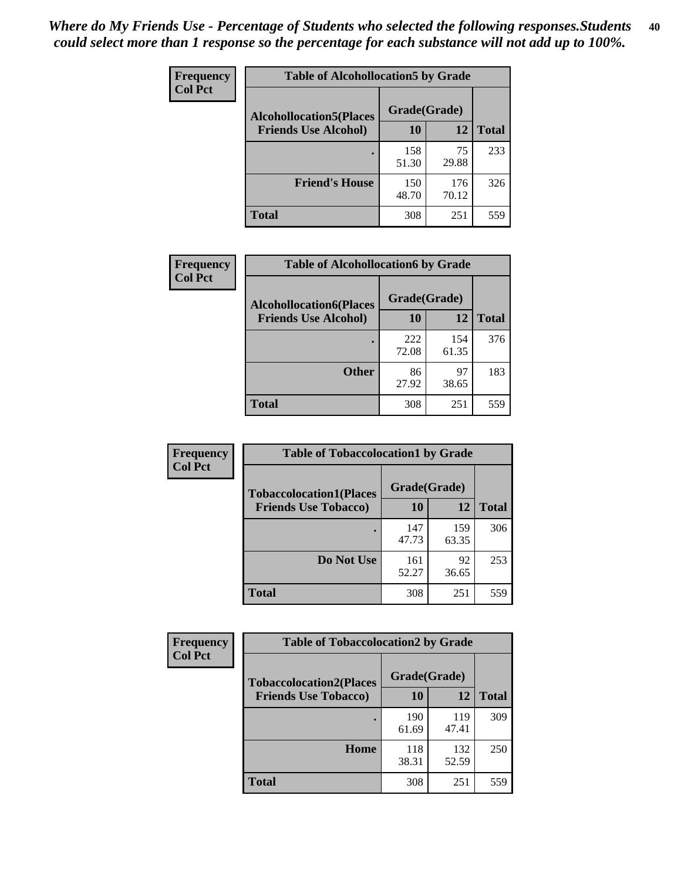*Where do My Friends Use - Percentage of Students who selected the following responses.Students could select more than 1 response so the percentage for each substance will not add up to 100%.*

| Frequency Col Pct | Table of Alcohollocation5 by Grade | | |
|---|---|---|---|
| Alcohollocation5(Places Friends Use Alcohol) | Grade(Grade) 10 | 12 | Total |
| . | 158 51.30 | 75 29.88 | 233 |
| Friend's House | 150 48.70 | 176 70.12 | 326 |
| Total | 308 | 251 | 559 |

| Frequency Col Pct | Table of Alcohollocation6 by Grade | | |
|---|---|---|---|
| Alcohollocation6(Places Friends Use Alcohol) | Grade(Grade) 10 | 12 | Total |
| . | 222 72.08 | 154 61.35 | 376 |
| Other | 86 27.92 | 97 38.65 | 183 |
| Total | 308 | 251 | 559 |

| Frequency Col Pct | Table of Tobaccolocation1 by Grade | | |
|---|---|---|---|
| Tobaccolocation1(Places Friends Use Tobacco) | Grade(Grade) 10 | 12 | Total |
| . | 147 47.73 | 159 63.35 | 306 |
| Do Not Use | 161 52.27 | 92 36.65 | 253 |
| Total | 308 | 251 | 559 |

| Frequency Col Pct | Table of Tobaccolocation2 by Grade | | |
|---|---|---|---|
| Tobaccolocation2(Places Friends Use Tobacco) | Grade(Grade) 10 | 12 | Total |
| . | 190 61.69 | 119 47.41 | 309 |
| Home | 118 38.31 | 132 52.59 | 250 |
| Total | 308 | 251 | 559 |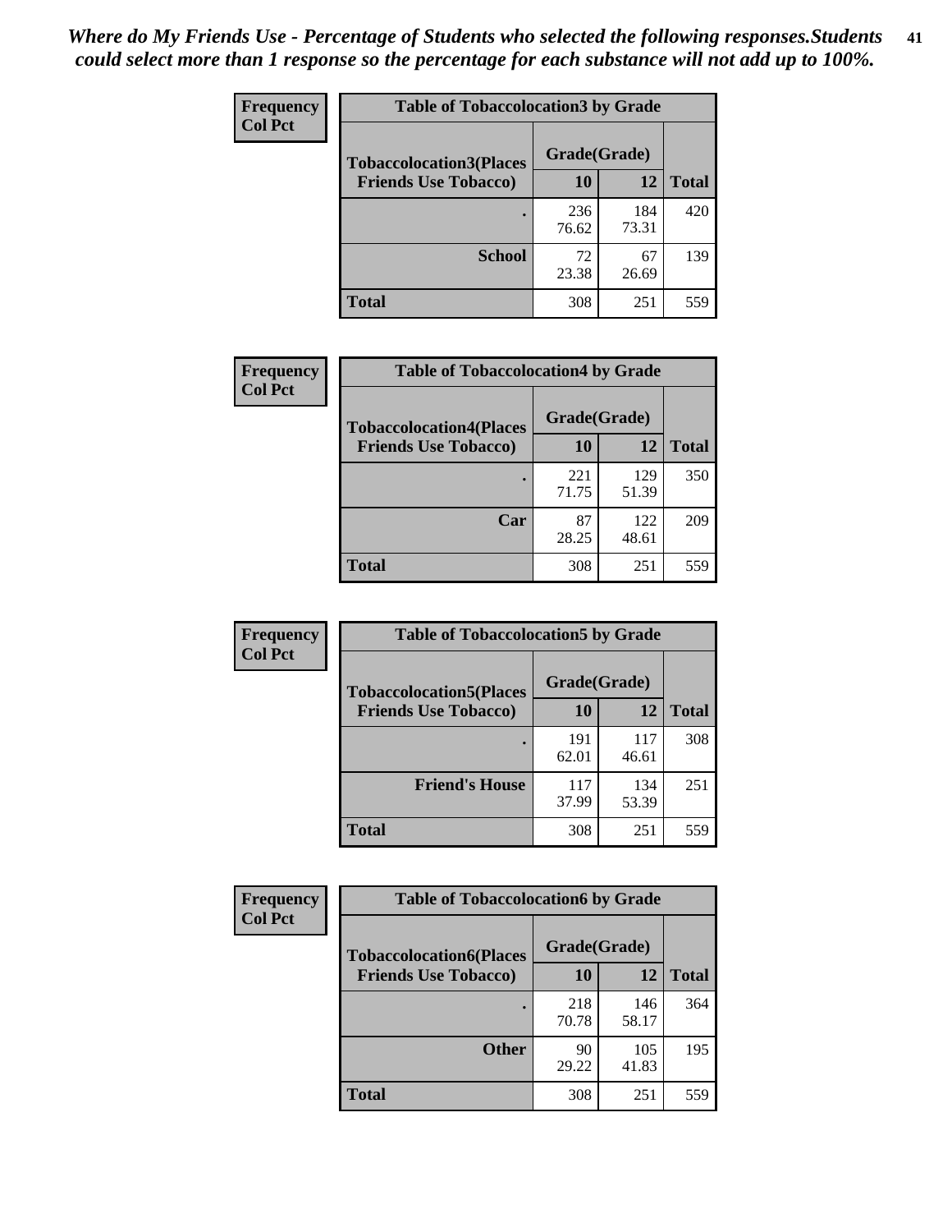*Where do My Friends Use - Percentage of Students who selected the following responses.Students could select more than 1 response so the percentage for each substance will not add up to 100%.*

**Frequency**
**Col Pct**

**Table of Tobaccolocation3 by Grade**

| Tobaccolocation3(Places Friends Use Tobacco) | Grade(Grade) 10 | 12 | Total |
|---|---|---|---|
| . | 236<br>76.62 | 184<br>73.31 | 420 |
| School | 72<br>23.38 | 67<br>26.69 | 139 |
| Total | 308 | 251 | 559 |

**Frequency**
**Col Pct**

**Table of Tobaccolocation4 by Grade**

| Tobaccolocation4(Places Friends Use Tobacco) | Grade(Grade) 10 | 12 | Total |
|---|---|---|---|
| . | 221<br>71.75 | 129<br>51.39 | 350 |
| Car | 87<br>28.25 | 122<br>48.61 | 209 |
| Total | 308 | 251 | 559 |

**Frequency**
**Col Pct**

**Table of Tobaccolocation5 by Grade**

| Tobaccolocation5(Places Friends Use Tobacco) | Grade(Grade) 10 | 12 | Total |
|---|---|---|---|
| . | 191<br>62.01 | 117<br>46.61 | 308 |
| Friend's House | 117<br>37.99 | 134<br>53.39 | 251 |
| Total | 308 | 251 | 559 |

**Frequency**
**Col Pct**

**Table of Tobaccolocation6 by Grade**

| Tobaccolocation6(Places Friends Use Tobacco) | Grade(Grade) 10 | 12 | Total |
|---|---|---|---|
| . | 218<br>70.78 | 146<br>58.17 | 364 |
| Other | 90<br>29.22 | 105<br>41.83 | 195 |
| Total | 308 | 251 | 559 |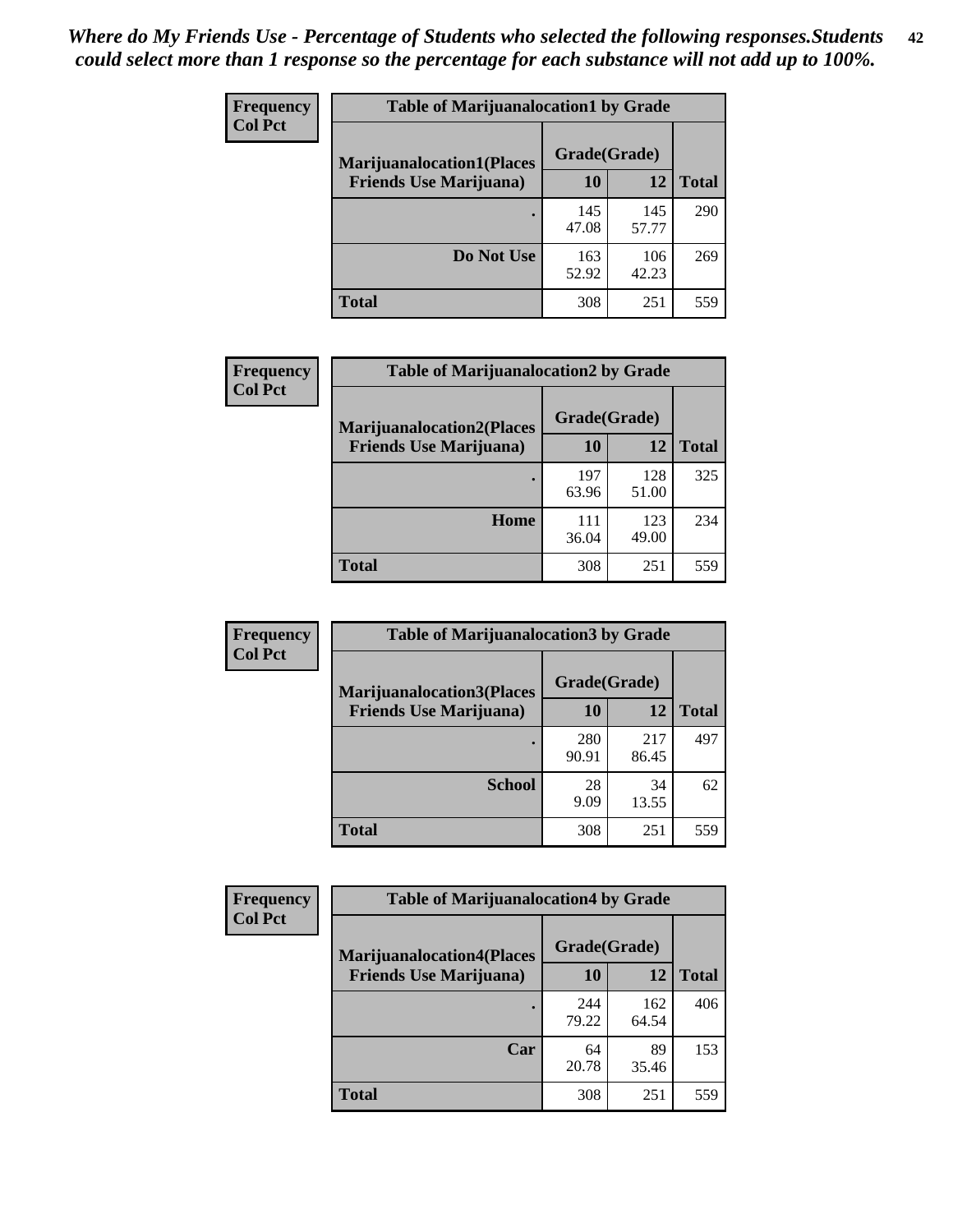*Where do My Friends Use - Percentage of Students who selected the following responses.Students could select more than 1 response so the percentage for each substance will not add up to 100%.*

| Frequency Col Pct | Table of Marijuanalocation1 by Grade | | |
|---|---|---|---|
| Marijuanalocation1(Places Friends Use Marijuana) | Grade(Grade) | | |
| | 10 | 12 | Total |
| . | 145<br>47.08 | 145<br>57.77 | 290 |
| Do Not Use | 163<br>52.92 | 106<br>42.23 | 269 |
| Total | 308 | 251 | 559 |

| Frequency Col Pct | Table of Marijuanalocation2 by Grade | | |
|---|---|---|---|
| Marijuanalocation2(Places Friends Use Marijuana) | Grade(Grade) | | |
| | 10 | 12 | Total |
| . | 197<br>63.96 | 128<br>51.00 | 325 |
| Home | 111<br>36.04 | 123<br>49.00 | 234 |
| Total | 308 | 251 | 559 |

| Frequency Col Pct | Table of Marijuanalocation3 by Grade | | |
|---|---|---|---|
| Marijuanalocation3(Places Friends Use Marijuana) | Grade(Grade) | | |
| | 10 | 12 | Total |
| . | 280<br>90.91 | 217<br>86.45 | 497 |
| School | 28<br>9.09 | 34<br>13.55 | 62 |
| Total | 308 | 251 | 559 |

| Frequency Col Pct | Table of Marijuanalocation4 by Grade | | |
|---|---|---|---|
| Marijuanalocation4(Places Friends Use Marijuana) | Grade(Grade) | | |
| | 10 | 12 | Total |
| . | 244<br>79.22 | 162<br>64.54 | 406 |
| Car | 64<br>20.78 | 89<br>35.46 | 153 |
| Total | 308 | 251 | 559 |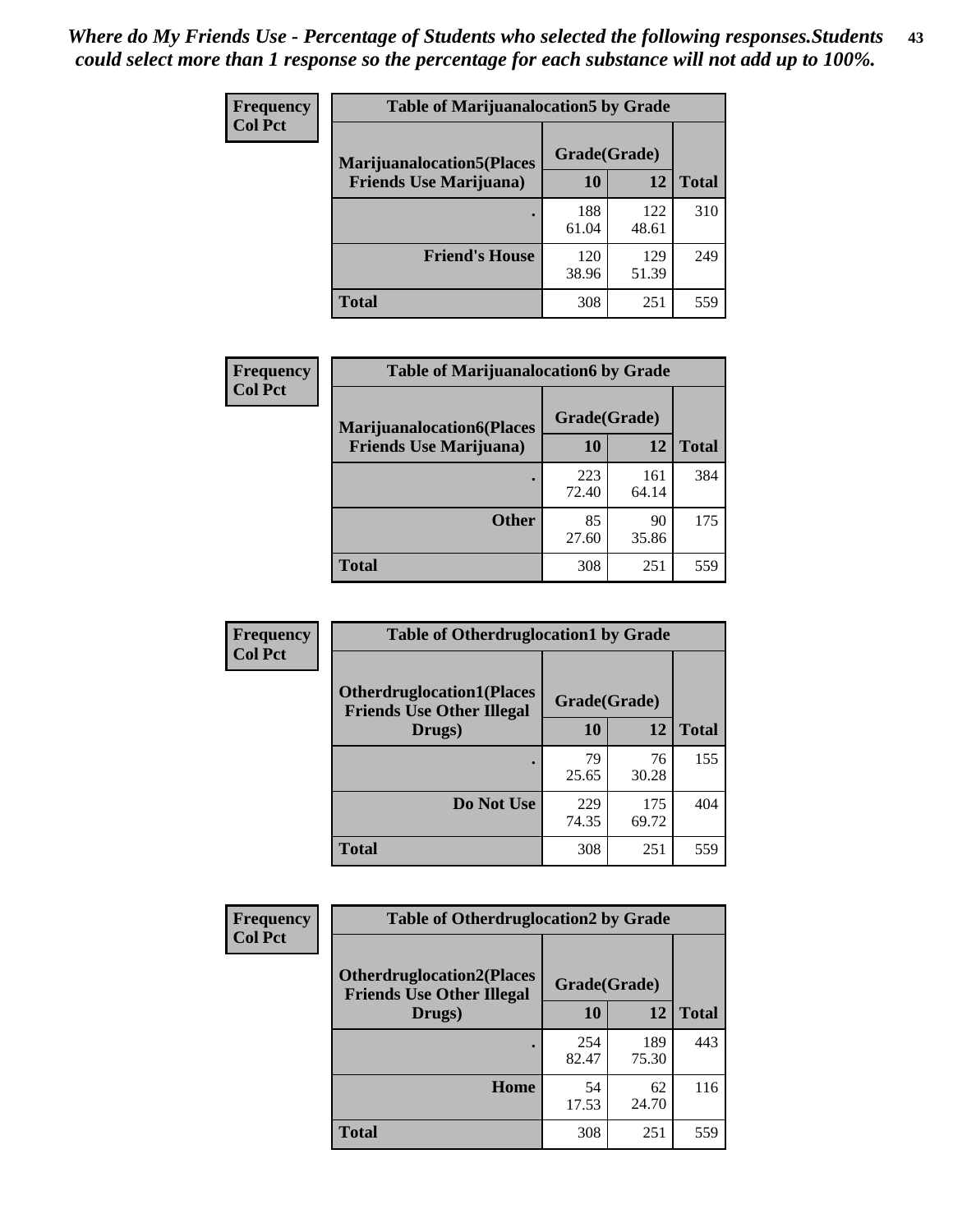*Where do My Friends Use - Percentage of Students who selected the following responses.Students could select more than 1 response so the percentage for each substance will not add up to 100%.*

**Frequency**
**Col Pct**

| Table of Marijuanalocation5 by Grade | | | |
|---|---|---|---|
| **Marijuanalocation5(Places Friends Use Marijuana)** | **Grade(Grade)** | | **Total** |
| | **10** | **12** | |
| **.** | 188<br>61.04 | 122<br>48.61 | 310 |
| **Friend's House** | 120<br>38.96 | 129<br>51.39 | 249 |
| **Total** | 308 | 251 | 559 |

**Frequency**
**Col Pct**

| Table of Marijuanalocation6 by Grade | | | |
|---|---|---|---|
| **Marijuanalocation6(Places Friends Use Marijuana)** | **Grade(Grade)** | | **Total** |
| | **10** | **12** | |
| **.** | 223<br>72.40 | 161<br>64.14 | 384 |
| **Other** | 85<br>27.60 | 90<br>35.86 | 175 |
| **Total** | 308 | 251 | 559 |

**Frequency**
**Col Pct**

| Table of Otherdruglocation1 by Grade | | | |
|---|---|---|---|
| **Otherdruglocation1(Places Friends Use Other Illegal Drugs)** | **Grade(Grade)** | | **Total** |
| | **10** | **12** | |
| **.** | 79<br>25.65 | 76<br>30.28 | 155 |
| **Do Not Use** | 229<br>74.35 | 175<br>69.72 | 404 |
| **Total** | 308 | 251 | 559 |

**Frequency**
**Col Pct**

| Table of Otherdruglocation2 by Grade | | | |
|---|---|---|---|
| **Otherdruglocation2(Places Friends Use Other Illegal Drugs)** | **Grade(Grade)** | | **Total** |
| | **10** | **12** | |
| **.** | 254<br>82.47 | 189<br>75.30 | 443 |
| **Home** | 54<br>17.53 | 62<br>24.70 | 116 |
| **Total** | 308 | 251 | 559 |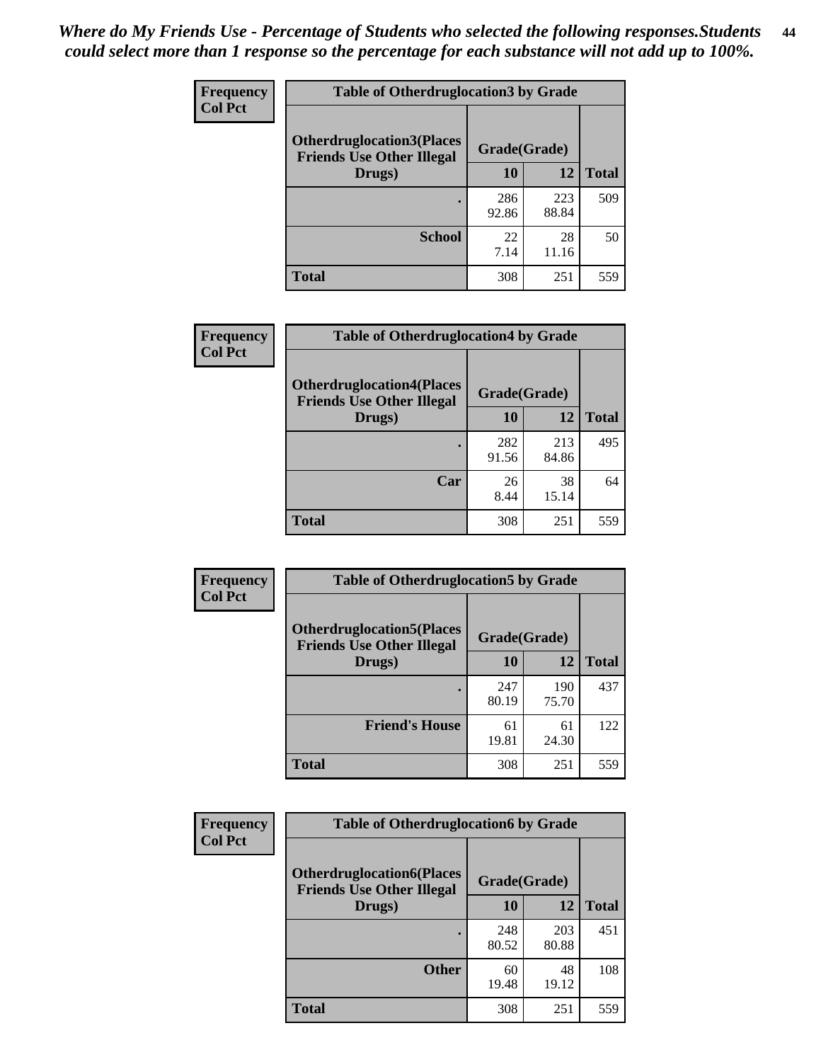*Where do My Friends Use - Percentage of Students who selected the following responses.Students could select more than 1 response so the percentage for each substance will not add up to 100%.*

**Frequency**
**Col Pct**

| Table of Otherdruglocation3 by Grade | | | |
|---|---|---|---|
| Otherdruglocation3(Places Friends Use Other Illegal Drugs) | Grade(Grade) | | |
| | 10 | 12 | Total |
| . | 286<br>92.86 | 223<br>88.84 | 509 |
| School | 22<br>7.14 | 28<br>11.16 | 50 |
| Total | 308 | 251 | 559 |

**Frequency**
**Col Pct**

| Table of Otherdruglocation4 by Grade | | | |
|---|---|---|---|
| Otherdruglocation4(Places Friends Use Other Illegal Drugs) | Grade(Grade) | | |
| | 10 | 12 | Total |
| . | 282<br>91.56 | 213<br>84.86 | 495 |
| Car | 26<br>8.44 | 38<br>15.14 | 64 |
| Total | 308 | 251 | 559 |

**Frequency**
**Col Pct**

| Table of Otherdruglocation5 by Grade | | | |
|---|---|---|---|
| Otherdruglocation5(Places Friends Use Other Illegal Drugs) | Grade(Grade) | | |
| | 10 | 12 | Total |
| . | 247<br>80.19 | 190<br>75.70 | 437 |
| Friend's House | 61<br>19.81 | 61<br>24.30 | 122 |
| Total | 308 | 251 | 559 |

**Frequency**
**Col Pct**

| Table of Otherdruglocation6 by Grade | | | |
|---|---|---|---|
| Otherdruglocation6(Places Friends Use Other Illegal Drugs) | Grade(Grade) | | |
| | 10 | 12 | Total |
| . | 248<br>80.52 | 203<br>80.88 | 451 |
| Other | 60<br>19.48 | 48<br>19.12 | 108 |
| Total | 308 | 251 | 559 |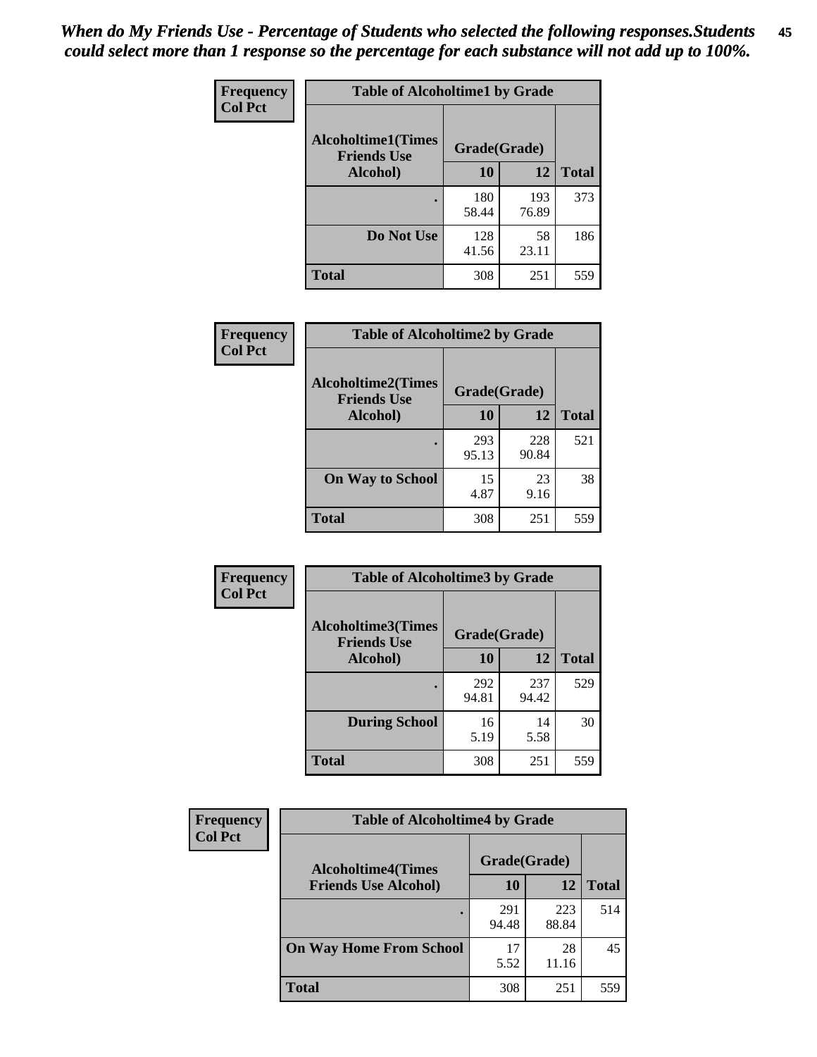*When do My Friends Use - Percentage of Students who selected the following responses.Students could select more than 1 response so the percentage for each substance will not add up to 100%.*

**Frequency**
**Col Pct**

| Table of Alcoholtime1 by Grade | | | |
|---|---|---|---|
| **Alcoholtime1(Times Friends Use Alcohol)** | **Grade(Grade)** | | |
| | **10** | **12** | **Total** |
| . | 180<br>58.44 | 193<br>76.89 | 373 |
| **Do Not Use** | 128<br>41.56 | 58<br>23.11 | 186 |
| **Total** | 308 | 251 | 559 |

**Frequency**
**Col Pct**

| Table of Alcoholtime2 by Grade | | | |
|---|---|---|---|
| **Alcoholtime2(Times Friends Use Alcohol)** | **Grade(Grade)** | | |
| | **10** | **12** | **Total** |
| . | 293<br>95.13 | 228<br>90.84 | 521 |
| **On Way to School** | 15<br>4.87 | 23<br>9.16 | 38 |
| **Total** | 308 | 251 | 559 |

**Frequency**
**Col Pct**

| Table of Alcoholtime3 by Grade | | | |
|---|---|---|---|
| **Alcoholtime3(Times Friends Use Alcohol)** | **Grade(Grade)** | | |
| | **10** | **12** | **Total** |
| . | 292<br>94.81 | 237<br>94.42 | 529 |
| **During School** | 16<br>5.19 | 14<br>5.58 | 30 |
| **Total** | 308 | 251 | 559 |

**Frequency**
**Col Pct**

| Table of Alcoholtime4 by Grade | | | |
|---|---|---|---|
| **Alcoholtime4(Times Friends Use Alcohol)** | **Grade(Grade)** | | |
| | **10** | **12** | **Total** |
| . | 291<br>94.48 | 223<br>88.84 | 514 |
| **On Way Home From School** | 17<br>5.52 | 28<br>11.16 | 45 |
| **Total** | 308 | 251 | 559 |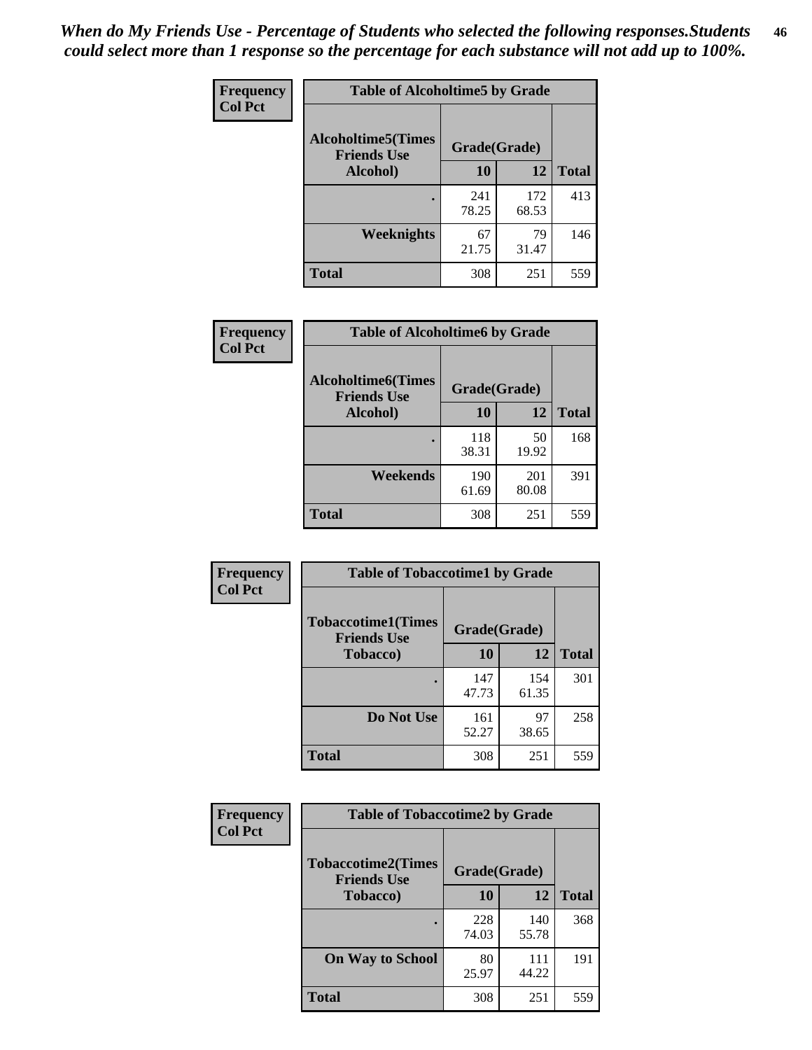*When do My Friends Use - Percentage of Students who selected the following responses.Students could select more than 1 response so the percentage for each substance will not add up to 100%.*

**Frequency**
**Col Pct**

| Table of Alcoholtime5 by Grade | | | |
|---|---|---|---|
| **Alcoholtime5(Times Friends Use Alcohol)** | **Grade(Grade)** | | |
| | **10** | **12** | **Total** |
| . | 241<br>78.25 | 172<br>68.53 | 413 |
| **Weeknights** | 67<br>21.75 | 79<br>31.47 | 146 |
| **Total** | 308 | 251 | 559 |

**Frequency**
**Col Pct**

| Table of Alcoholtime6 by Grade | | | |
|---|---|---|---|
| **Alcoholtime6(Times Friends Use Alcohol)** | **Grade(Grade)** | | |
| | **10** | **12** | **Total** |
| . | 118<br>38.31 | 50<br>19.92 | 168 |
| **Weekends** | 190<br>61.69 | 201<br>80.08 | 391 |
| **Total** | 308 | 251 | 559 |

**Frequency**
**Col Pct**

| Table of Tobaccotime1 by Grade | | | |
|---|---|---|---|
| **Tobaccotime1(Times Friends Use Tobacco)** | **Grade(Grade)** | | |
| | **10** | **12** | **Total** |
| . | 147<br>47.73 | 154<br>61.35 | 301 |
| **Do Not Use** | 161<br>52.27 | 97<br>38.65 | 258 |
| **Total** | 308 | 251 | 559 |

**Frequency**
**Col Pct**

| Table of Tobaccotime2 by Grade | | | |
|---|---|---|---|
| **Tobaccotime2(Times Friends Use Tobacco)** | **Grade(Grade)** | | |
| | **10** | **12** | **Total** |
| . | 228<br>74.03 | 140<br>55.78 | 368 |
| **On Way to School** | 80<br>25.97 | 111<br>44.22 | 191 |
| **Total** | 308 | 251 | 559 |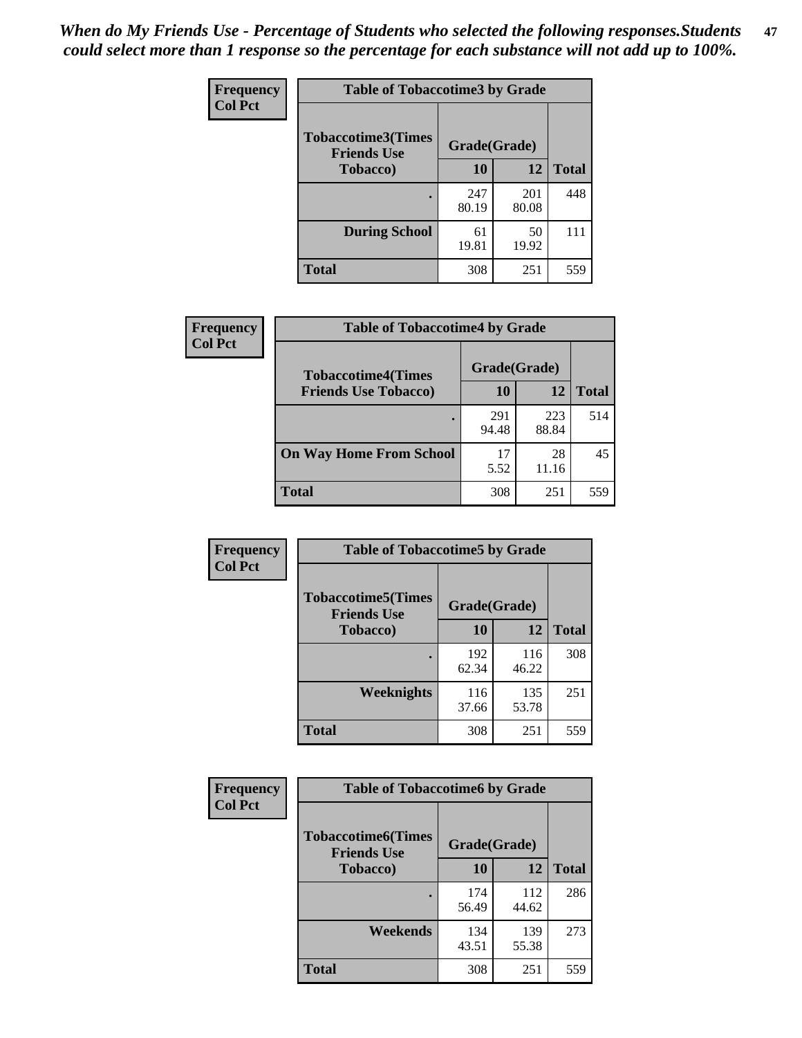*When do My Friends Use - Percentage of Students who selected the following responses.Students could select more than 1 response so the percentage for each substance will not add up to 100%.*

**Frequency**
**Col Pct**

| Table of Tobaccotime3 by Grade | | | |
|---|---|---|---|
| **Tobaccotime3(Times Friends Use Tobacco)** | **Grade(Grade)** | | **Total** |
| | **10** | **12** | |
| **.** | 247<br>80.19 | 201<br>80.08 | 448 |
| **During School** | 61<br>19.81 | 50<br>19.92 | 111 |
| **Total** | 308 | 251 | 559 |

**Frequency**
**Col Pct**

| Table of Tobaccotime4 by Grade | | | |
|---|---|---|---|
| **Tobaccotime4(Times Friends Use Tobacco)** | **Grade(Grade)** | | **Total** |
| | **10** | **12** | |
| **.** | 291<br>94.48 | 223<br>88.84 | 514 |
| **On Way Home From School** | 17<br>5.52 | 28<br>11.16 | 45 |
| **Total** | 308 | 251 | 559 |

**Frequency**
**Col Pct**

| Table of Tobaccotime5 by Grade | | | |
|---|---|---|---|
| **Tobaccotime5(Times Friends Use Tobacco)** | **Grade(Grade)** | | **Total** |
| | **10** | **12** | |
| **.** | 192<br>62.34 | 116<br>46.22 | 308 |
| **Weeknights** | 116<br>37.66 | 135<br>53.78 | 251 |
| **Total** | 308 | 251 | 559 |

**Frequency**
**Col Pct**

| Table of Tobaccotime6 by Grade | | | |
|---|---|---|---|
| **Tobaccotime6(Times Friends Use Tobacco)** | **Grade(Grade)** | | **Total** |
| | **10** | **12** | |
| **.** | 174<br>56.49 | 112<br>44.62 | 286 |
| **Weekends** | 134<br>43.51 | 139<br>55.38 | 273 |
| **Total** | 308 | 251 | 559 |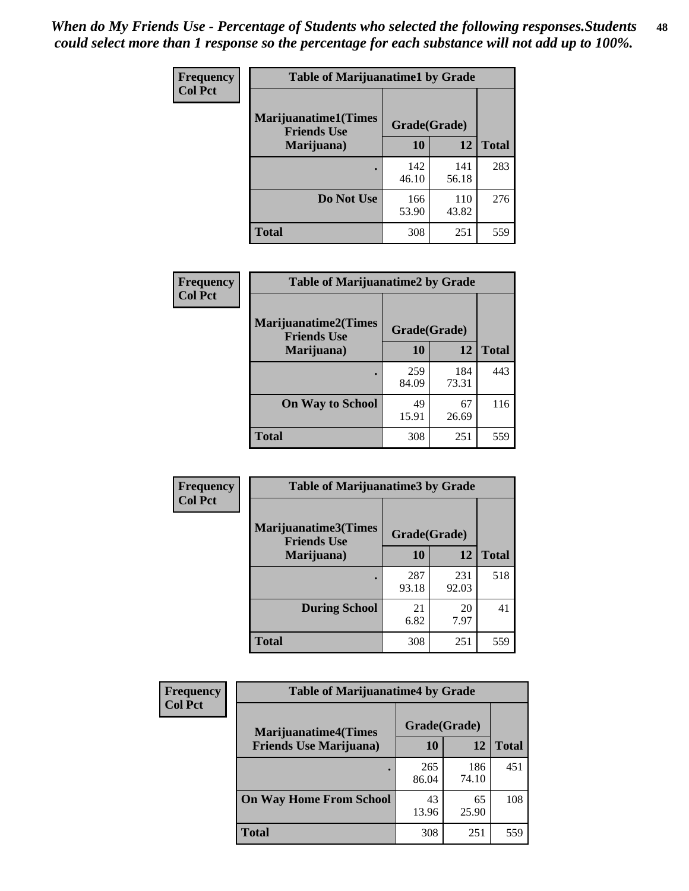*When do My Friends Use - Percentage of Students who selected the following responses.Students could select more than 1 response so the percentage for each substance will not add up to 100%.*

**Frequency**
**Col Pct**

| Table of Marijuanatime1 by Grade | | | |
|---|---|---|---|
| **Marijuanatime1(Times Friends Use Marijuana)** | **Grade(Grade)** | | **Total** |
| | **10** | **12** | |
| **.** | 142<br>46.10 | 141<br>56.18 | 283 |
| **Do Not Use** | 166<br>53.90 | 110<br>43.82 | 276 |
| **Total** | 308 | 251 | 559 |

**Frequency**
**Col Pct**

| Table of Marijuanatime2 by Grade | | | |
|---|---|---|---|
| **Marijuanatime2(Times Friends Use Marijuana)** | **Grade(Grade)** | | **Total** |
| | **10** | **12** | |
| **.** | 259<br>84.09 | 184<br>73.31 | 443 |
| **On Way to School** | 49<br>15.91 | 67<br>26.69 | 116 |
| **Total** | 308 | 251 | 559 |

**Frequency**
**Col Pct**

| Table of Marijuanatime3 by Grade | | | |
|---|---|---|---|
| **Marijuanatime3(Times Friends Use Marijuana)** | **Grade(Grade)** | | **Total** |
| | **10** | **12** | |
| **.** | 287<br>93.18 | 231<br>92.03 | 518 |
| **During School** | 21<br>6.82 | 20<br>7.97 | 41 |
| **Total** | 308 | 251 | 559 |

**Frequency**
**Col Pct**

| Table of Marijuanatime4 by Grade | | | |
|---|---|---|---|
| **Marijuanatime4(Times Friends Use Marijuana)** | **Grade(Grade)** | | **Total** |
| | **10** | **12** | |
| **.** | 265<br>86.04 | 186<br>74.10 | 451 |
| **On Way Home From School** | 43<br>13.96 | 65<br>25.90 | 108 |
| **Total** | 308 | 251 | 559 |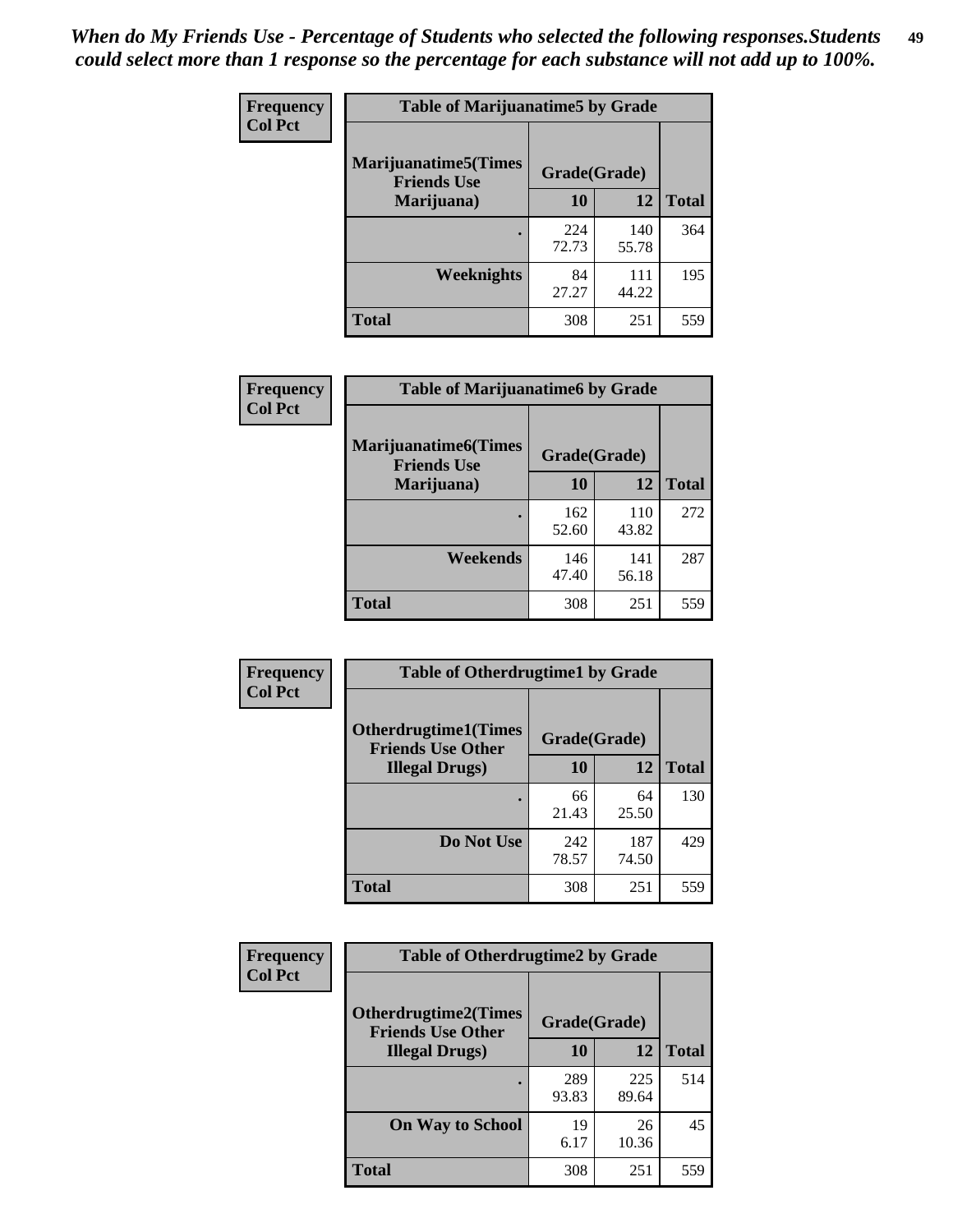*When do My Friends Use - Percentage of Students who selected the following responses.Students could select more than 1 response so the percentage for each substance will not add up to 100%.*

**Frequency**
**Col Pct**

| Table of Marijuanatime5 by Grade | | | |
|---|---|---|---|
| **Marijuanatime5(Times Friends Use Marijuana)** | **Grade(Grade)** | | **Total** |
| | **10** | **12** | |
| **.** | 224<br>72.73 | 140<br>55.78 | 364 |
| **Weeknights** | 84<br>27.27 | 111<br>44.22 | 195 |
| **Total** | 308 | 251 | 559 |

**Frequency**
**Col Pct**

| Table of Marijuanatime6 by Grade | | | |
|---|---|---|---|
| **Marijuanatime6(Times Friends Use Marijuana)** | **Grade(Grade)** | | **Total** |
| | **10** | **12** | |
| **.** | 162<br>52.60 | 110<br>43.82 | 272 |
| **Weekends** | 146<br>47.40 | 141<br>56.18 | 287 |
| **Total** | 308 | 251 | 559 |

**Frequency**
**Col Pct**

| Table of Otherdrugtime1 by Grade | | | |
|---|---|---|---|
| **Otherdrugtime1(Times Friends Use Other Illegal Drugs)** | **Grade(Grade)** | | **Total** |
| | **10** | **12** | |
| **.** | 66<br>21.43 | 64<br>25.50 | 130 |
| **Do Not Use** | 242<br>78.57 | 187<br>74.50 | 429 |
| **Total** | 308 | 251 | 559 |

**Frequency**
**Col Pct**

| Table of Otherdrugtime2 by Grade | | | |
|---|---|---|---|
| **Otherdrugtime2(Times Friends Use Other Illegal Drugs)** | **Grade(Grade)** | | **Total** |
| | **10** | **12** | |
| **.** | 289<br>93.83 | 225<br>89.64 | 514 |
| **On Way to School** | 19<br>6.17 | 26<br>10.36 | 45 |
| **Total** | 308 | 251 | 559 |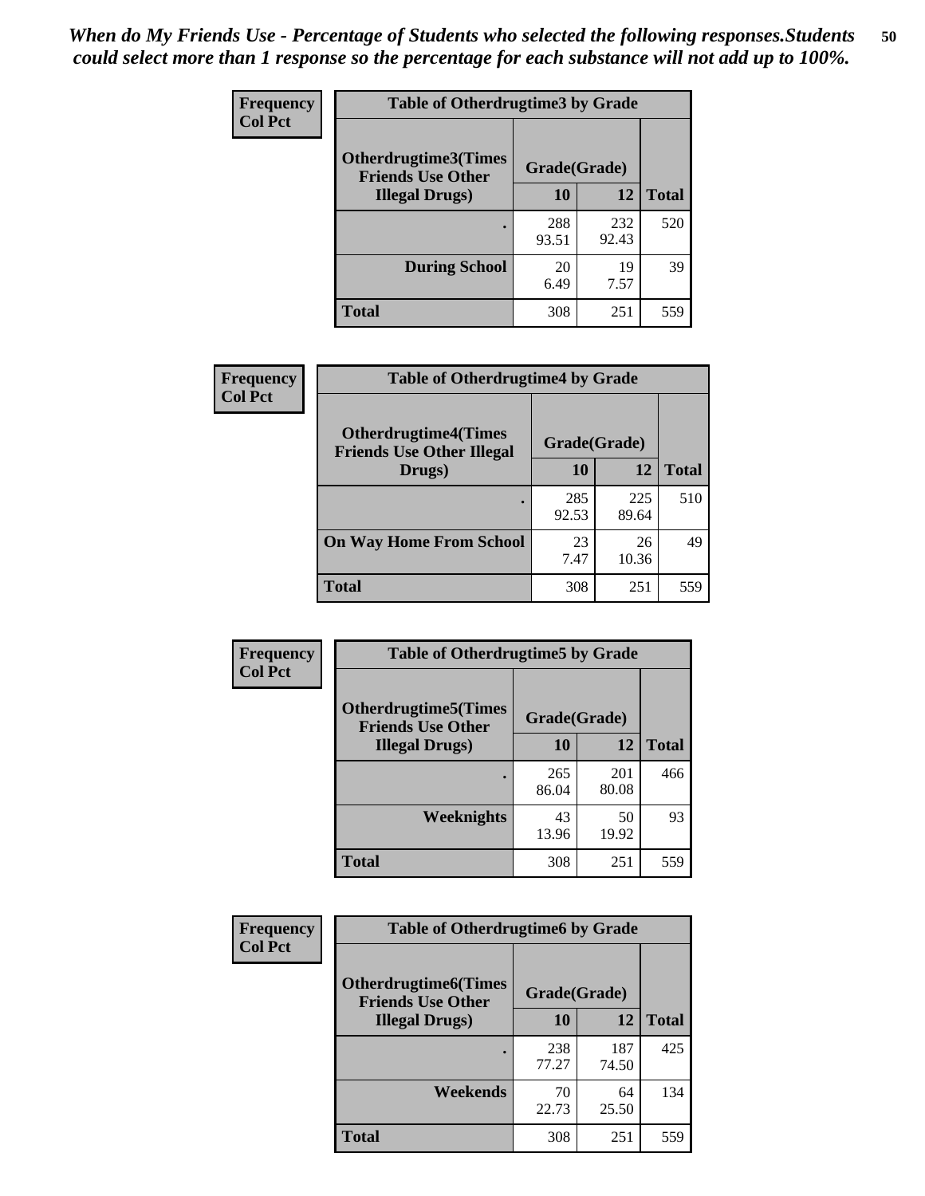*When do My Friends Use - Percentage of Students who selected the following responses.Students could select more than 1 response so the percentage for each substance will not add up to 100%.*

**Frequency**
**Col Pct**

**Table of Otherdrugtime3 by Grade**

| Otherdrugtime3(Times Friends Use Other Illegal Drugs) | Grade(Grade) | | Total |
|---|---|---|---|
| | 10 | 12 | |
| . | 288<br>93.51 | 232<br>92.43 | 520 |
| During School | 20<br>6.49 | 19<br>7.57 | 39 |
| Total | 308 | 251 | 559 |

**Frequency**
**Col Pct**

**Table of Otherdrugtime4 by Grade**

| Otherdrugtime4(Times Friends Use Other Illegal Drugs) | Grade(Grade) | | Total |
|---|---|---|---|
| | 10 | 12 | |
| . | 285<br>92.53 | 225<br>89.64 | 510 |
| On Way Home From School | 23<br>7.47 | 26<br>10.36 | 49 |
| Total | 308 | 251 | 559 |

**Frequency**
**Col Pct**

**Table of Otherdrugtime5 by Grade**

| Otherdrugtime5(Times Friends Use Other Illegal Drugs) | Grade(Grade) | | Total |
|---|---|---|---|
| | 10 | 12 | |
| . | 265<br>86.04 | 201<br>80.08 | 466 |
| Weeknights | 43<br>13.96 | 50<br>19.92 | 93 |
| Total | 308 | 251 | 559 |

**Frequency**
**Col Pct**

**Table of Otherdrugtime6 by Grade**

| Otherdrugtime6(Times Friends Use Other Illegal Drugs) | Grade(Grade) | | Total |
|---|---|---|---|
| | 10 | 12 | |
| . | 238<br>77.27 | 187<br>74.50 | 425 |
| Weekends | 70<br>22.73 | 64<br>25.50 | 134 |
| Total | 308 | 251 | 559 |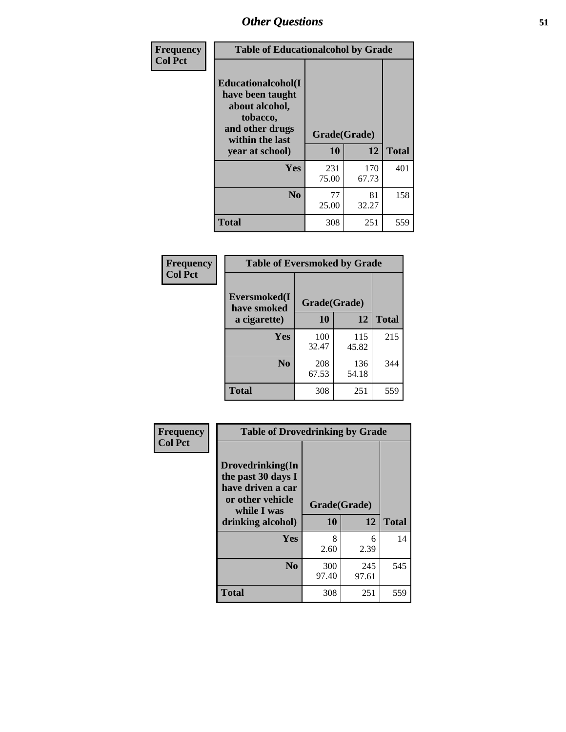# Other Questions

Frequency
Col Pct

| Table of Educationalalcohol by Grade | | | |
|---|---|---|---|
| Educationalalcohol(I have been taught about alcohol, tobacco, and other drugs within the last year at school) | Grade(Grade) | | |
| | 10 | 12 | Total |
| Yes | 231<br>75.00 | 170<br>67.73 | 401 |
| No | 77<br>25.00 | 81<br>32.27 | 158 |
| Total | 308 | 251 | 559 |

Frequency
Col Pct

| Table of Eversmoked by Grade | | | |
|---|---|---|---|
| Eversmoked(I have smoked a cigarette) | Grade(Grade) | | |
| | 10 | 12 | Total |
| Yes | 100<br>32.47 | 115<br>45.82 | 215 |
| No | 208<br>67.53 | 136<br>54.18 | 344 |
| Total | 308 | 251 | 559 |

Frequency
Col Pct

| Table of Drovedrinking by Grade | | | |
|---|---|---|---|
| Drovedrinking(In the past 30 days I have driven a car or other vehicle while I was drinking alcohol) | Grade(Grade) | | |
| | 10 | 12 | Total |
| Yes | 8<br>2.60 | 6<br>2.39 | 14 |
| No | 300<br>97.40 | 245<br>97.61 | 545 |
| Total | 308 | 251 | 559 |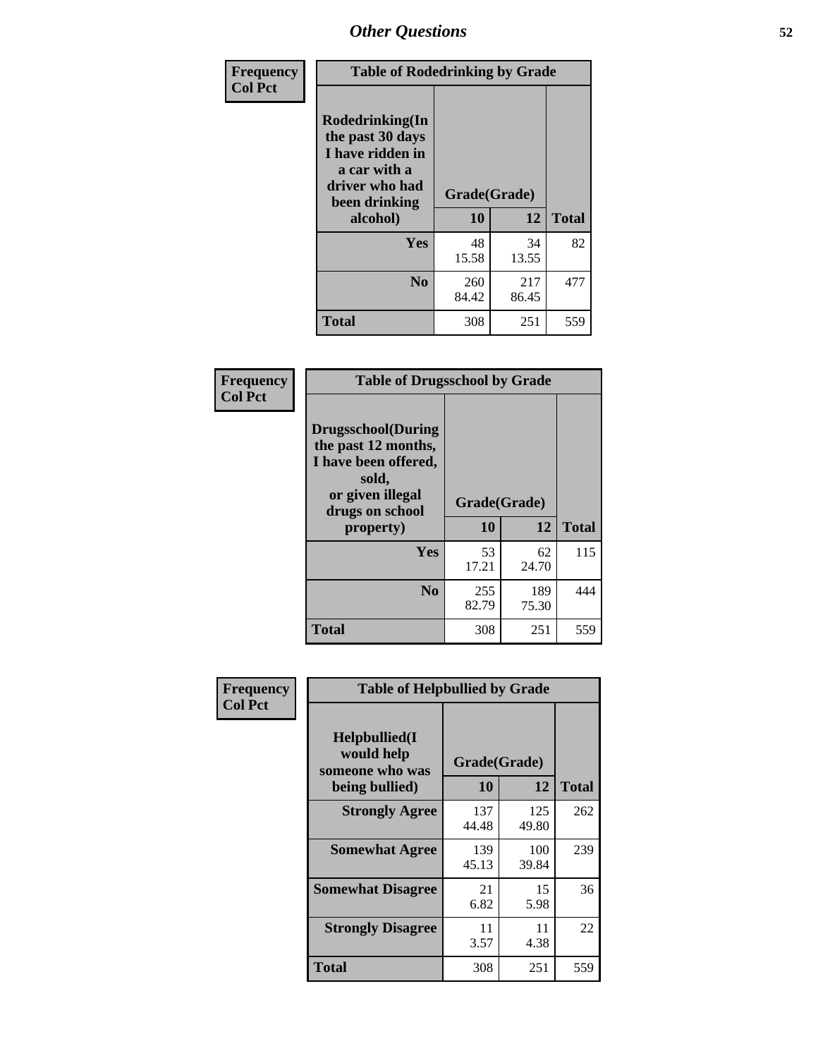# Other Questions

**Frequency**
**Col Pct**

| Table of Rodedrinking by Grade | | | |
|---|---|---|---|
| Rodedrinking(In the past 30 days I have ridden in a car with a driver who had been drinking alcohol) | Grade(Grade) | | |
| | 10 | 12 | Total |
| Yes | 48<br>15.58 | 34<br>13.55 | 82 |
| No | 260<br>84.42 | 217<br>86.45 | 477 |
| Total | 308 | 251 | 559 |

**Frequency**
**Col Pct**

| Table of Drugsschool by Grade | | | |
|---|---|---|---|
| Drugsschool(During the past 12 months, I have been offered, sold, or given illegal drugs on school property) | Grade(Grade) | | |
| | 10 | 12 | Total |
| Yes | 53<br>17.21 | 62<br>24.70 | 115 |
| No | 255<br>82.79 | 189<br>75.30 | 444 |
| Total | 308 | 251 | 559 |

**Frequency**
**Col Pct**

| Table of Helpbullied by Grade | | | |
|---|---|---|---|
| Helpbullied(I would help someone who was being bullied) | Grade(Grade) | | |
| | 10 | 12 | Total |
| Strongly Agree | 137<br>44.48 | 125<br>49.80 | 262 |
| Somewhat Agree | 139<br>45.13 | 100<br>39.84 | 239 |
| Somewhat Disagree | 21<br>6.82 | 15<br>5.98 | 36 |
| Strongly Disagree | 11<br>3.57 | 11<br>4.38 | 22 |
| Total | 308 | 251 | 559 |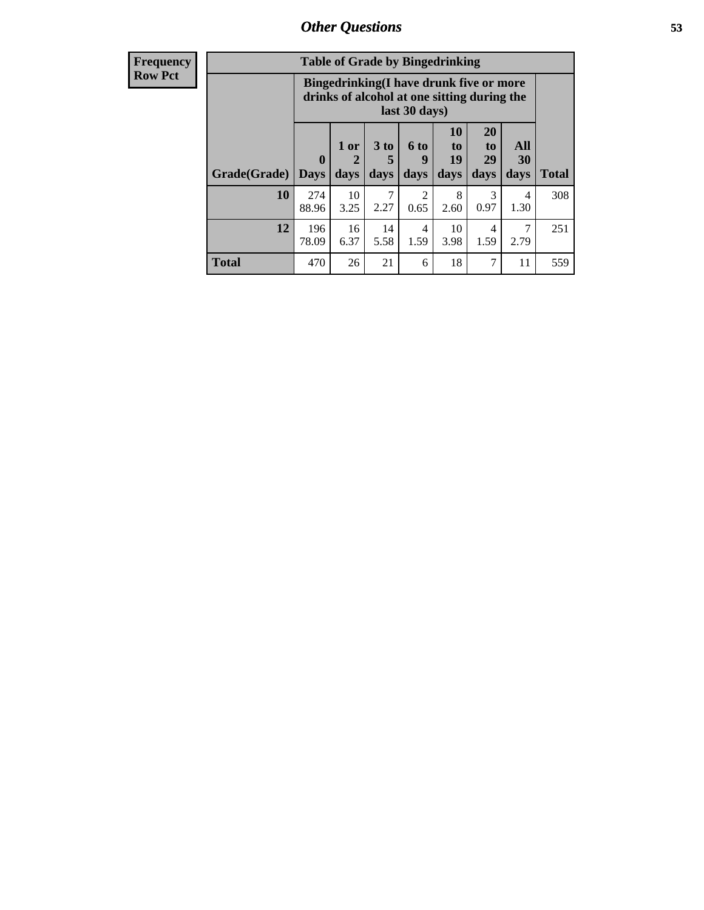## Other Questions

**Frequency Row Pct**

| Table of Grade by Bingedrinking | | | | | | | | |
|---|---|---|---|---|---|---|---|---|
| | Bingedrinking(I have drunk five or more drinks of alcohol at one sitting during the last 30 days) | | | | | | | |
| Grade(Grade) | 0 Days | 1 or 2 days | 3 to 5 days | 6 to 9 days | 10 to 19 days | 20 to 29 days | All 30 days | Total |
| 10 | 274<br>88.96 | 10<br>3.25 | 7<br>2.27 | 2<br>0.65 | 8<br>2.60 | 3<br>0.97 | 4<br>1.30 | 308 |
| 12 | 196<br>78.09 | 16<br>6.37 | 14<br>5.58 | 4<br>1.59 | 10<br>3.98 | 4<br>1.59 | 7<br>2.79 | 251 |
| Total | 470 | 26 | 21 | 6 | 18 | 7 | 11 | 559 |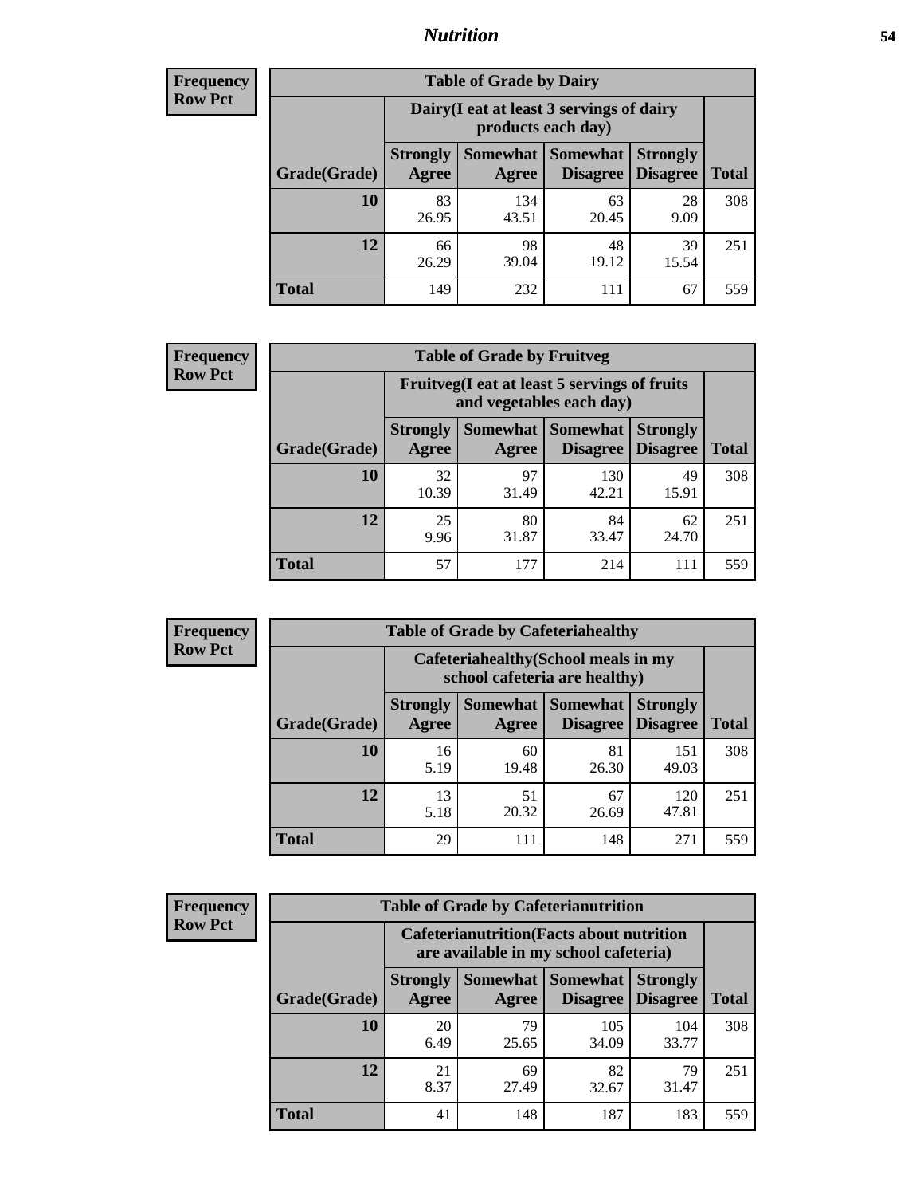**Frequency**
**Row Pct**

| Table of Grade by Dairy | | | | | |
|---|---|---|---|---|---|
| | Dairy(I eat at least 3 servings of dairy products each day) | | | | |
| Grade(Grade) | Strongly Agree | Somewhat Agree | Somewhat Disagree | Strongly Disagree | Total |
| **10** | 83<br>26.95 | 134<br>43.51 | 63<br>20.45 | 28<br>9.09 | 308 |
| **12** | 66<br>26.29 | 98<br>39.04 | 48<br>19.12 | 39<br>15.54 | 251 |
| **Total** | 149 | 232 | 111 | 67 | 559 |

**Frequency**
**Row Pct**

| Table of Grade by Fruitveg | | | | | |
|---|---|---|---|---|---|
| | Fruitveg(I eat at least 5 servings of fruits and vegetables each day) | | | | |
| Grade(Grade) | Strongly Agree | Somewhat Agree | Somewhat Disagree | Strongly Disagree | Total |
| **10** | 32<br>10.39 | 97<br>31.49 | 130<br>42.21 | 49<br>15.91 | 308 |
| **12** | 25<br>9.96 | 80<br>31.87 | 84<br>33.47 | 62<br>24.70 | 251 |
| **Total** | 57 | 177 | 214 | 111 | 559 |

**Frequency**
**Row Pct**

| Table of Grade by Cafeteriahealthy | | | | | |
|---|---|---|---|---|---|
| | Cafeteriahealthy(School meals in my school cafeteria are healthy) | | | | |
| Grade(Grade) | Strongly Agree | Somewhat Agree | Somewhat Disagree | Strongly Disagree | Total |
| **10** | 16<br>5.19 | 60<br>19.48 | 81<br>26.30 | 151<br>49.03 | 308 |
| **12** | 13<br>5.18 | 51<br>20.32 | 67<br>26.69 | 120<br>47.81 | 251 |
| **Total** | 29 | 111 | 148 | 271 | 559 |

**Frequency**
**Row Pct**

| Table of Grade by Cafeterianutrition | | | | | |
|---|---|---|---|---|---|
| | Cafeterianutrition(Facts about nutrition are available in my school cafeteria) | | | | |
| Grade(Grade) | Strongly Agree | Somewhat Agree | Somewhat Disagree | Strongly Disagree | Total |
| **10** | 20<br>6.49 | 79<br>25.65 | 105<br>34.09 | 104<br>33.77 | 308 |
| **12** | 21<br>8.37 | 69<br>27.49 | 82<br>32.67 | 79<br>31.47 | 251 |
| **Total** | 41 | 148 | 187 | 183 | 559 |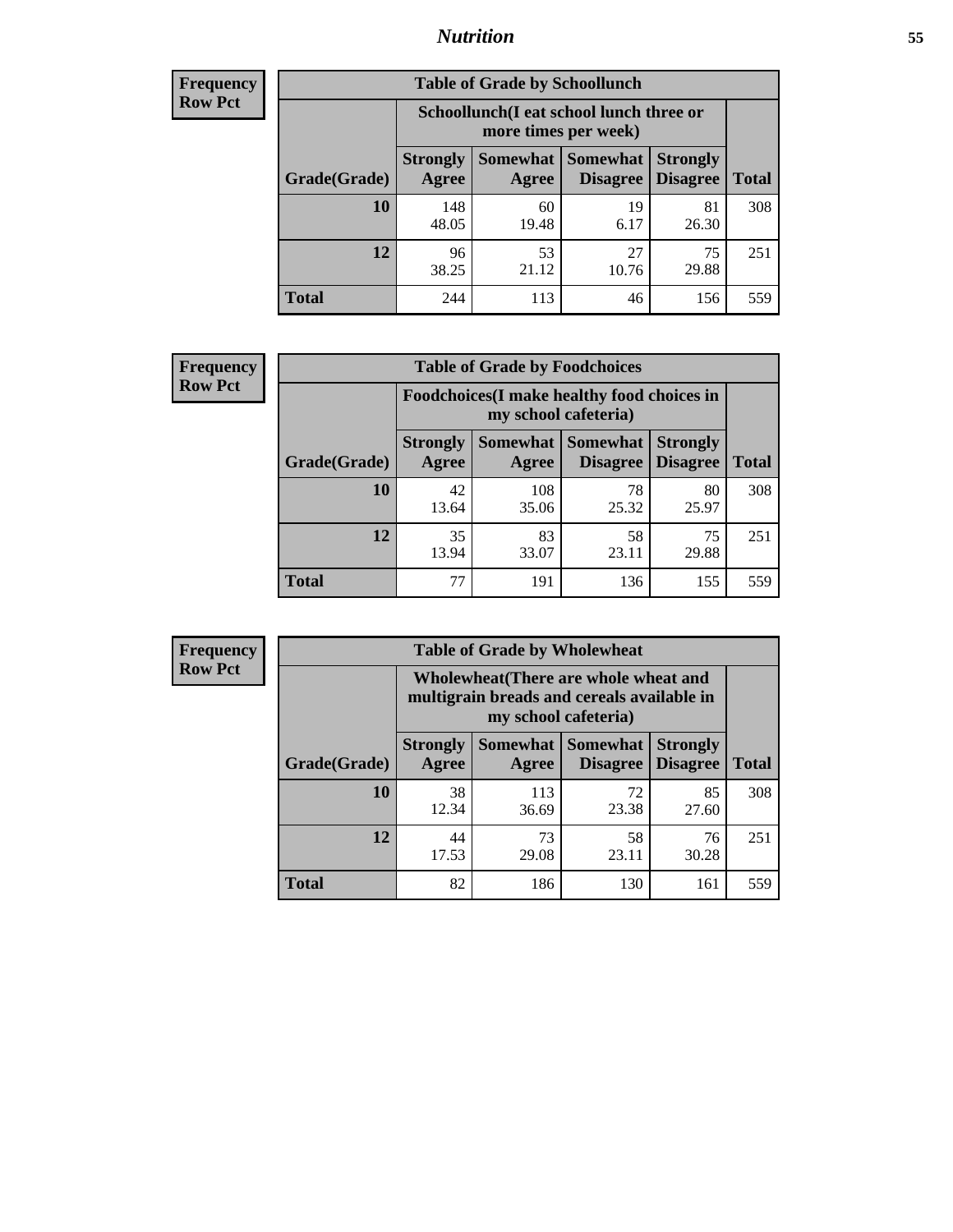| Frequency Row Pct |
|---|

| Table of Grade by Schoollunch | | | | | |
|---|---|---|---|---|---|
| | Schoollunch(I eat school lunch three or more times per week) | | | | |
| Grade(Grade) | Strongly Agree | Somewhat Agree | Somewhat Disagree | Strongly Disagree | Total |
| 10 | 148<br>48.05 | 60<br>19.48 | 19<br>6.17 | 81<br>26.30 | 308 |
| 12 | 96<br>38.25 | 53<br>21.12 | 27<br>10.76 | 75<br>29.88 | 251 |
| Total | 244 | 113 | 46 | 156 | 559 |

| Frequency Row Pct |
|---|

| Table of Grade by Foodchoices | | | | | |
|---|---|---|---|---|---|
| | Foodchoices(I make healthy food choices in my school cafeteria) | | | | |
| Grade(Grade) | Strongly Agree | Somewhat Agree | Somewhat Disagree | Strongly Disagree | Total |
| 10 | 42<br>13.64 | 108<br>35.06 | 78<br>25.32 | 80<br>25.97 | 308 |
| 12 | 35<br>13.94 | 83<br>33.07 | 58<br>23.11 | 75<br>29.88 | 251 |
| Total | 77 | 191 | 136 | 155 | 559 |

| Frequency Row Pct |
|---|

| Table of Grade by Wholewheat | | | | | |
|---|---|---|---|---|---|
| | Wholewheat(There are whole wheat and multigrain breads and cereals available in my school cafeteria) | | | | |
| Grade(Grade) | Strongly Agree | Somewhat Agree | Somewhat Disagree | Strongly Disagree | Total |
| 10 | 38<br>12.34 | 113<br>36.69 | 72<br>23.38 | 85<br>27.60 | 308 |
| 12 | 44<br>17.53 | 73<br>29.08 | 58<br>23.11 | 76<br>30.28 | 251 |
| Total | 82 | 186 | 130 | 161 | 559 |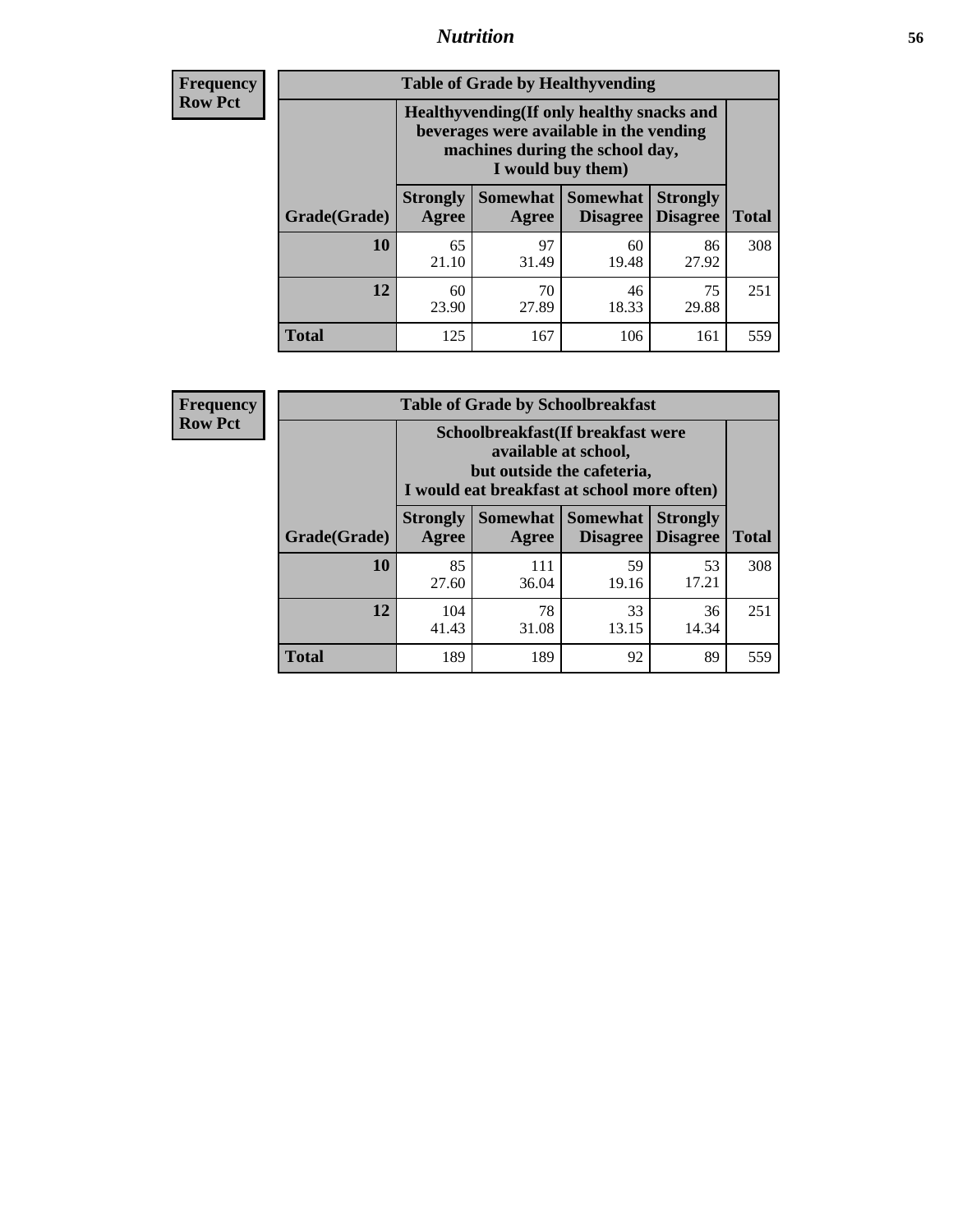| Frequency Row Pct |
|---|

| Table of Grade by Healthyvending | | | | | |
|---|---|---|---|---|---|
| | Healthyvending(If only healthy snacks and beverages were available in the vending machines during the school day, I would buy them) | | | | |
| Grade(Grade) | Strongly Agree | Somewhat Agree | Somewhat Disagree | Strongly Disagree | Total |
| 10 | 65<br>21.10 | 97<br>31.49 | 60<br>19.48 | 86<br>27.92 | 308 |
| 12 | 60<br>23.90 | 70<br>27.89 | 46<br>18.33 | 75<br>29.88 | 251 |
| Total | 125 | 167 | 106 | 161 | 559 |

| Frequency Row Pct |
|---|

| Table of Grade by Schoolbreakfast | | | | | |
|---|---|---|---|---|---|
| | Schoolbreakfast(If breakfast were available at school, but outside the cafeteria, I would eat breakfast at school more often) | | | | |
| Grade(Grade) | Strongly Agree | Somewhat Agree | Somewhat Disagree | Strongly Disagree | Total |
| 10 | 85<br>27.60 | 111<br>36.04 | 59<br>19.16 | 53<br>17.21 | 308 |
| 12 | 104<br>41.43 | 78<br>31.08 | 33<br>13.15 | 36<br>14.34 | 251 |
| Total | 189 | 189 | 92 | 89 | 559 |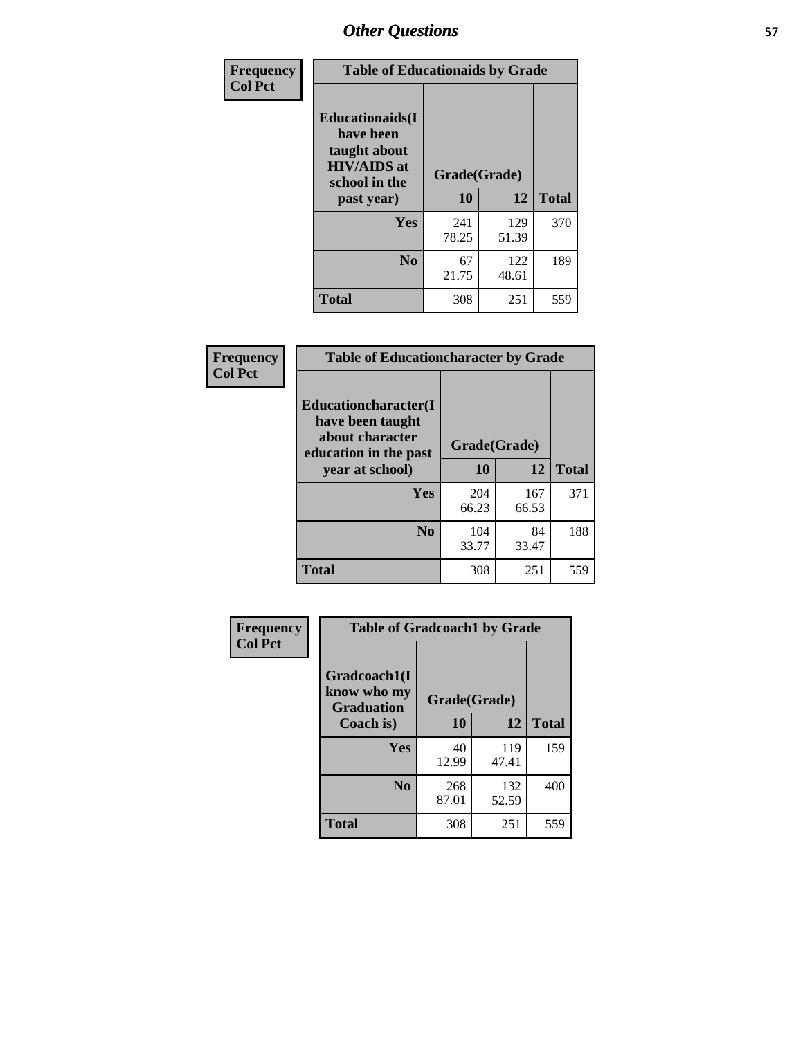| Frequency<br>Col Pct | Table of Educationaids by Grade | | |
|---|---|---|---|
| Educationaids(I have been taught about HIV/AIDS at school in the past year) | Grade(Grade) | | |
| | 10 | 12 | Total |
| Yes | 241<br>78.25 | 129<br>51.39 | 370 |
| No | 67<br>21.75 | 122<br>48.61 | 189 |
| Total | 308 | 251 | 559 |

| Frequency<br>Col Pct | Table of Educationcharacter by Grade | | |
|---|---|---|---|
| Educationcharacter(I have been taught about character education in the past year at school) | Grade(Grade) | | |
| | 10 | 12 | Total |
| Yes | 204<br>66.23 | 167<br>66.53 | 371 |
| No | 104<br>33.77 | 84<br>33.47 | 188 |
| Total | 308 | 251 | 559 |

| Frequency<br>Col Pct | Table of Gradcoach1 by Grade | | |
|---|---|---|---|
| Gradcoach1(I know who my Graduation Coach is) | Grade(Grade) | | |
| | 10 | 12 | Total |
| Yes | 40<br>12.99 | 119<br>47.41 | 159 |
| No | 268<br>87.01 | 132<br>52.59 | 400 |
| Total | 308 | 251 | 559 |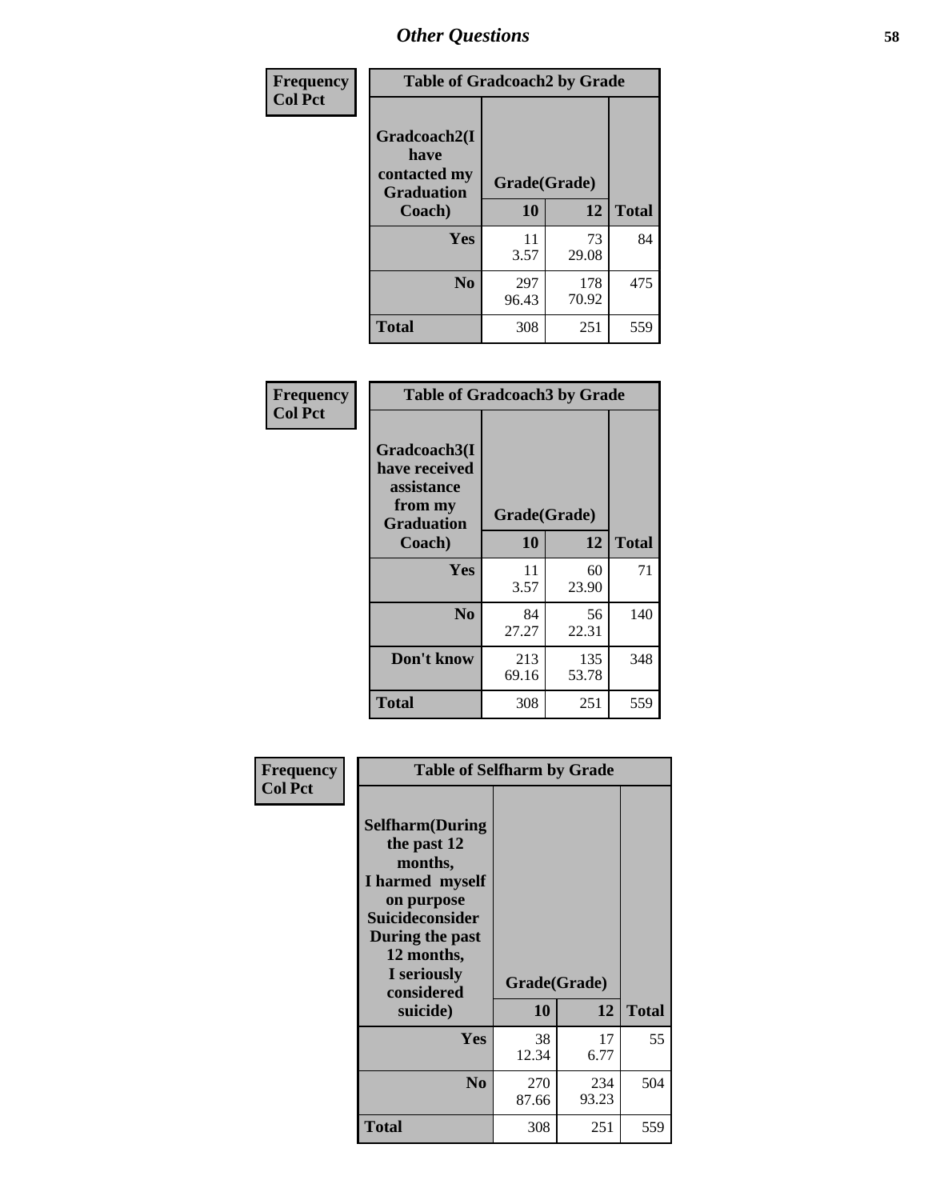# Other Questions

**Frequency Col Pct**

| Table of Gradcoach2 by Grade | | | |
|---|---|---|---|
| **Gradcoach2(I have contacted my Graduation Coach)** | **Grade(Grade)** | | |
| | **10** | **12** | **Total** |
| **Yes** | 11<br>3.57 | 73<br>29.08 | 84 |
| **No** | 297<br>96.43 | 178<br>70.92 | 475 |
| **Total** | 308 | 251 | 559 |

**Frequency Col Pct**

| Table of Gradcoach3 by Grade | | | |
|---|---|---|---|
| **Gradcoach3(I have received assistance from my Graduation Coach)** | **Grade(Grade)** | | |
| | **10** | **12** | **Total** |
| **Yes** | 11<br>3.57 | 60<br>23.90 | 71 |
| **No** | 84<br>27.27 | 56<br>22.31 | 140 |
| **Don't know** | 213<br>69.16 | 135<br>53.78 | 348 |
| **Total** | 308 | 251 | 559 |

**Frequency Col Pct**

| Table of Selfharm by Grade | | | |
|---|---|---|---|
| **Selfharm(During the past 12 months, I harmed myself on purpose Suicideconsider During the past 12 months, I seriously considered suicide)** | **Grade(Grade)** | | |
| | **10** | **12** | **Total** |
| **Yes** | 38<br>12.34 | 17<br>6.77 | 55 |
| **No** | 270<br>87.66 | 234<br>93.23 | 504 |
| **Total** | 308 | 251 | 559 |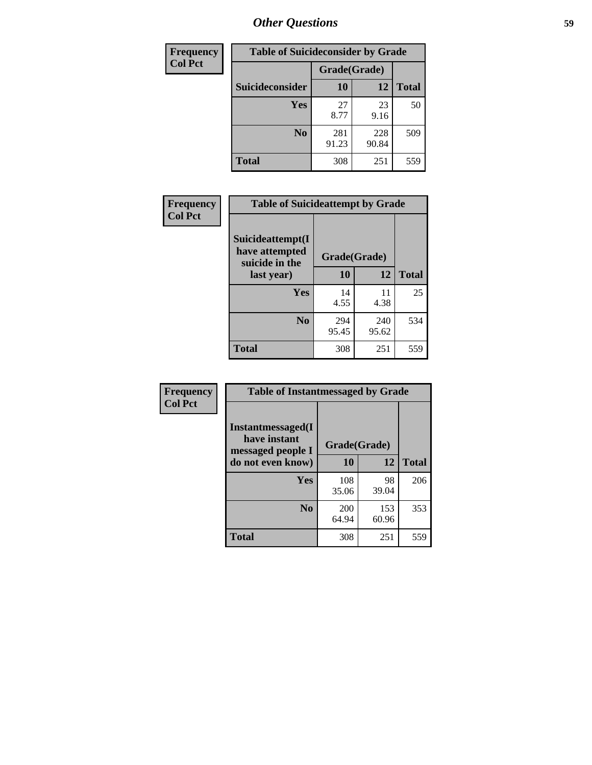# Other Questions

| Frequency<br>Col Pct | Table of Suicideconsider by Grade | | |
|---|---|---|---|
| | Grade(Grade) | | |
| Suicideconsider | 10 | 12 | Total |
| Yes | 27<br>8.77 | 23<br>9.16 | 50 |
| No | 281<br>91.23 | 228<br>90.84 | 509 |
| Total | 308 | 251 | 559 |

| Frequency<br>Col Pct | Table of Suicideattempt by Grade | | |
|---|---|---|---|
| Suicideattempt(I have attempted suicide in the last year) | Grade(Grade) | | |
| | 10 | 12 | Total |
| Yes | 14<br>4.55 | 11<br>4.38 | 25 |
| No | 294<br>95.45 | 240<br>95.62 | 534 |
| Total | 308 | 251 | 559 |

| Frequency<br>Col Pct | Table of Instantmessaged by Grade | | |
|---|---|---|---|
| Instantmessaged(I have instant messaged people I do not even know) | Grade(Grade) | | |
| | 10 | 12 | Total |
| Yes | 108<br>35.06 | 98<br>39.04 | 206 |
| No | 200<br>64.94 | 153<br>60.96 | 353 |
| Total | 308 | 251 | 559 |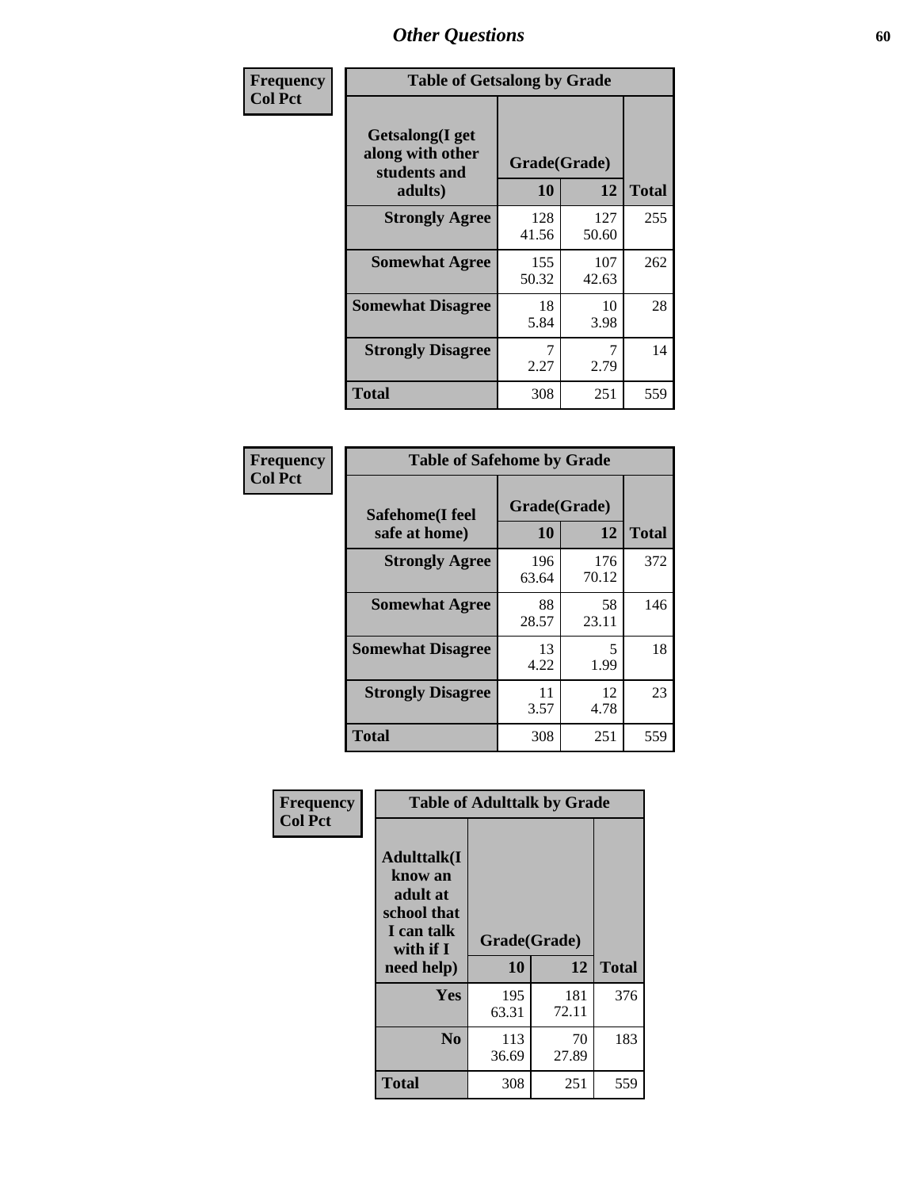# Other Questions

Frequency
Col Pct

**Table of Getsalong by Grade**

| Getsalong(I get along with other students and adults) | Grade(Grade) | | Total |
|---|---|---|---|
| | 10 | 12 | |
| **Strongly Agree** | 128<br>41.56 | 127<br>50.60 | 255 |
| **Somewhat Agree** | 155<br>50.32 | 107<br>42.63 | 262 |
| **Somewhat Disagree** | 18<br>5.84 | 10<br>3.98 | 28 |
| **Strongly Disagree** | 7<br>2.27 | 7<br>2.79 | 14 |
| **Total** | 308 | 251 | 559 |

Frequency
Col Pct

**Table of Safehome by Grade**

| Safehome(I feel safe at home) | Grade(Grade) | | Total |
|---|---|---|---|
| | 10 | 12 | |
| **Strongly Agree** | 196<br>63.64 | 176<br>70.12 | 372 |
| **Somewhat Agree** | 88<br>28.57 | 58<br>23.11 | 146 |
| **Somewhat Disagree** | 13<br>4.22 | 5<br>1.99 | 18 |
| **Strongly Disagree** | 11<br>3.57 | 12<br>4.78 | 23 |
| **Total** | 308 | 251 | 559 |

Frequency
Col Pct

**Table of Adulttalk by Grade**

| Adulttalk(I know an adult at school that I can talk with if I need help) | Grade(Grade) | | Total |
|---|---|---|---|
| | 10 | 12 | |
| **Yes** | 195<br>63.31 | 181<br>72.11 | 376 |
| **No** | 113<br>36.69 | 70<br>27.89 | 183 |
| **Total** | 308 | 251 | 559 |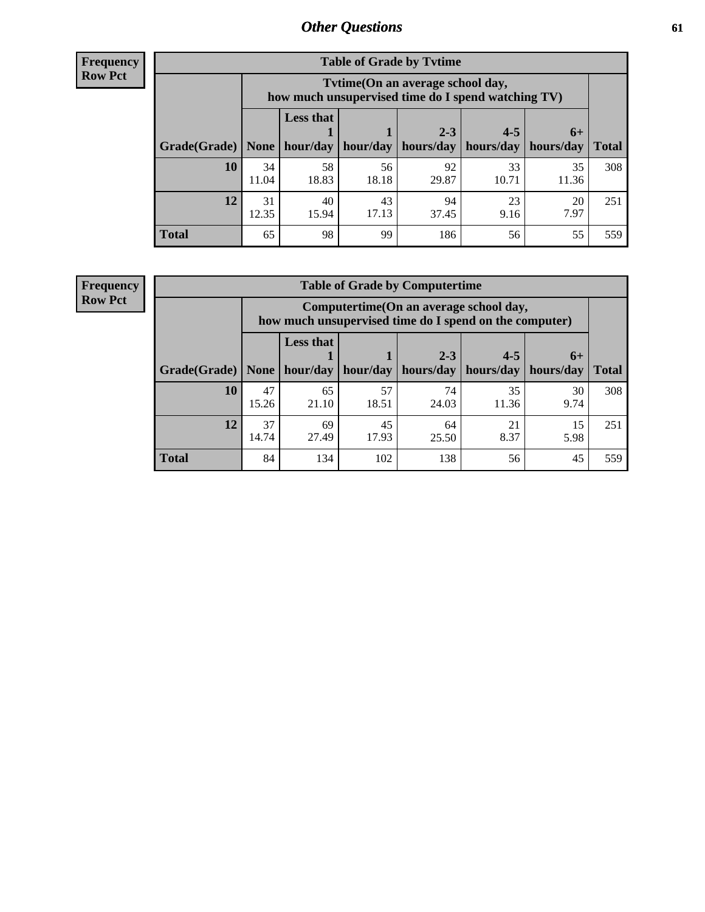## Other Questions

**Frequency**
**Row Pct**

**Table of Grade by Tvtime**

| Grade(Grade) | Tvtime(On an average school day, how much unsupervised time do I spend watching TV) | | | | | | Total |
|---|---|---|---|---|---|---|---|
| | None | Less that 1 hour/day | 1 hour/day | 2-3 hours/day | 4-5 hours/day | 6+ hours/day | |
| **10** | 34<br>11.04 | 58<br>18.83 | 56<br>18.18 | 92<br>29.87 | 33<br>10.71 | 35<br>11.36 | 308 |
| **12** | 31<br>12.35 | 40<br>15.94 | 43<br>17.13 | 94<br>37.45 | 23<br>9.16 | 20<br>7.97 | 251 |
| **Total** | 65 | 98 | 99 | 186 | 56 | 55 | 559 |

**Frequency**
**Row Pct**

**Table of Grade by Computertime**

| Grade(Grade) | Computertime(On an average school day, how much unsupervised time do I spend on the computer) | | | | | | Total |
|---|---|---|---|---|---|---|---|
| | None | Less that 1 hour/day | 1 hour/day | 2-3 hours/day | 4-5 hours/day | 6+ hours/day | |
| **10** | 47<br>15.26 | 65<br>21.10 | 57<br>18.51 | 74<br>24.03 | 35<br>11.36 | 30<br>9.74 | 308 |
| **12** | 37<br>14.74 | 69<br>27.49 | 45<br>17.93 | 64<br>25.50 | 21<br>8.37 | 15<br>5.98 | 251 |
| **Total** | 84 | 134 | 102 | 138 | 56 | 45 | 559 |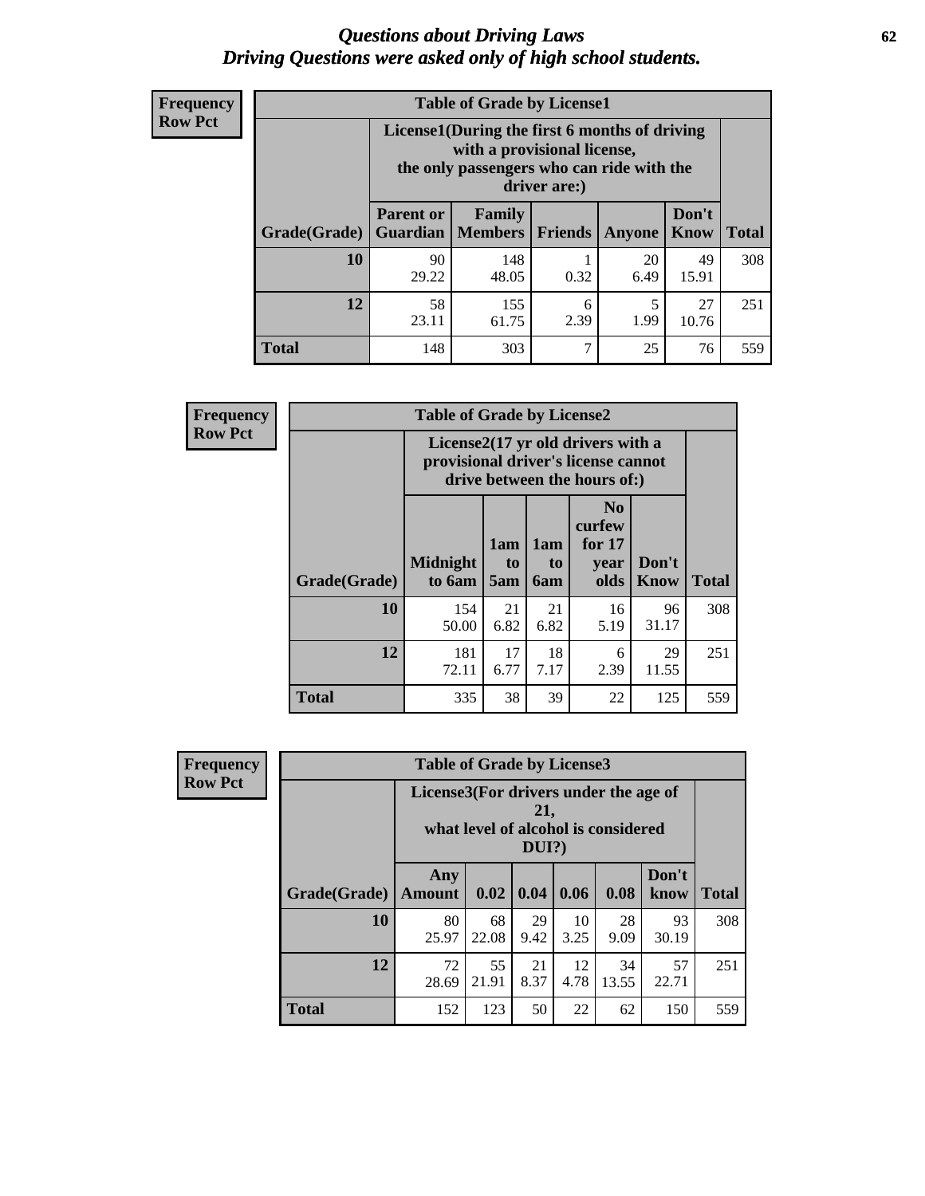# *Questions about Driving Laws*
## *Driving Questions were asked only of high school students.*

**Frequency**
**Row Pct**

| Table of Grade by License1 | | | | | | |
|---|---|---|---|---|---|---|
| | License1(During the first 6 months of driving with a provisional license, the only passengers who can ride with the driver are:) | | | | | |
| Grade(Grade) | Parent or Guardian | Family Members | Friends | Anyone | Don't Know | Total |
| 10 | 90<br>29.22 | 148<br>48.05 | 1<br>0.32 | 20<br>6.49 | 49<br>15.91 | 308 |
| 12 | 58<br>23.11 | 155<br>61.75 | 6<br>2.39 | 5<br>1.99 | 27<br>10.76 | 251 |
| Total | 148 | 303 | 7 | 25 | 76 | 559 |

**Frequency**
**Row Pct**

| Table of Grade by License2 | | | | | | |
|---|---|---|---|---|---|---|
| | License2(17 yr old drivers with a provisional driver's license cannot drive between the hours of:) | | | | | |
| Grade(Grade) | Midnight to 6am | 1am to 5am | 1am to 6am | No curfew for 17 year olds | Don't Know | Total |
| 10 | 154<br>50.00 | 21<br>6.82 | 21<br>6.82 | 16<br>5.19 | 96<br>31.17 | 308 |
| 12 | 181<br>72.11 | 17<br>6.77 | 18<br>7.17 | 6<br>2.39 | 29<br>11.55 | 251 |
| Total | 335 | 38 | 39 | 22 | 125 | 559 |

**Frequency**
**Row Pct**

| Table of Grade by License3 | | | | | | | |
|---|---|---|---|---|---|---|---|
| | License3(For drivers under the age of 21, what level of alcohol is considered DUI?) | | | | | | |
| Grade(Grade) | Any Amount | 0.02 | 0.04 | 0.06 | 0.08 | Don't know | Total |
| 10 | 80<br>25.97 | 68<br>22.08 | 29<br>9.42 | 10<br>3.25 | 28<br>9.09 | 93<br>30.19 | 308 |
| 12 | 72<br>28.69 | 55<br>21.91 | 21<br>8.37 | 12<br>4.78 | 34<br>13.55 | 57<br>22.71 | 251 |
| Total | 152 | 123 | 50 | 22 | 62 | 150 | 559 |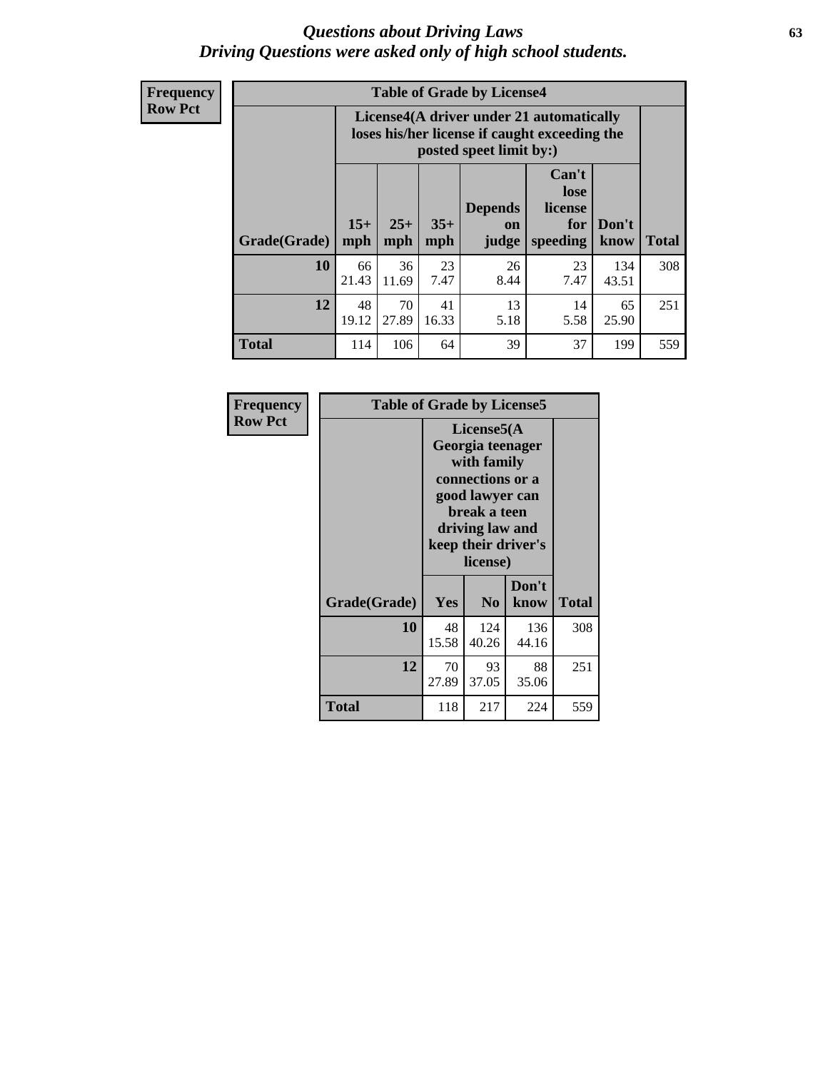# Questions about Driving Laws
## Driving Questions were asked only of high school students.

**Frequency**
**Row Pct**

**Table of Grade by License4**

| Grade(Grade) | License4(A driver under 21 automatically loses his/her license if caught exceeding the posted speet limit by:) | | | | | | Total |
|---|---|---|---|---|---|---|---|
| | 15+ mph | 25+ mph | 35+ mph | Depends on judge | Can't lose license for speeding | Don't know | |
| **10** | 66<br>21.43 | 36<br>11.69 | 23<br>7.47 | 26<br>8.44 | 23<br>7.47 | 134<br>43.51 | 308 |
| **12** | 48<br>19.12 | 70<br>27.89 | 41<br>16.33 | 13<br>5.18 | 14<br>5.58 | 65<br>25.90 | 251 |
| **Total** | 114 | 106 | 64 | 39 | 37 | 199 | 559 |

**Frequency**
**Row Pct**

**Table of Grade by License5**

| Grade(Grade) | License5(A Georgia teenager with family connections or a good lawyer can break a teen driving law and keep their driver's license) | | | Total |
|---|---|---|---|---|
| | Yes | No | Don't know | |
| **10** | 48<br>15.58 | 124<br>40.26 | 136<br>44.16 | 308 |
| **12** | 70<br>27.89 | 93<br>37.05 | 88<br>35.06 | 251 |
| **Total** | 118 | 217 | 224 | 559 |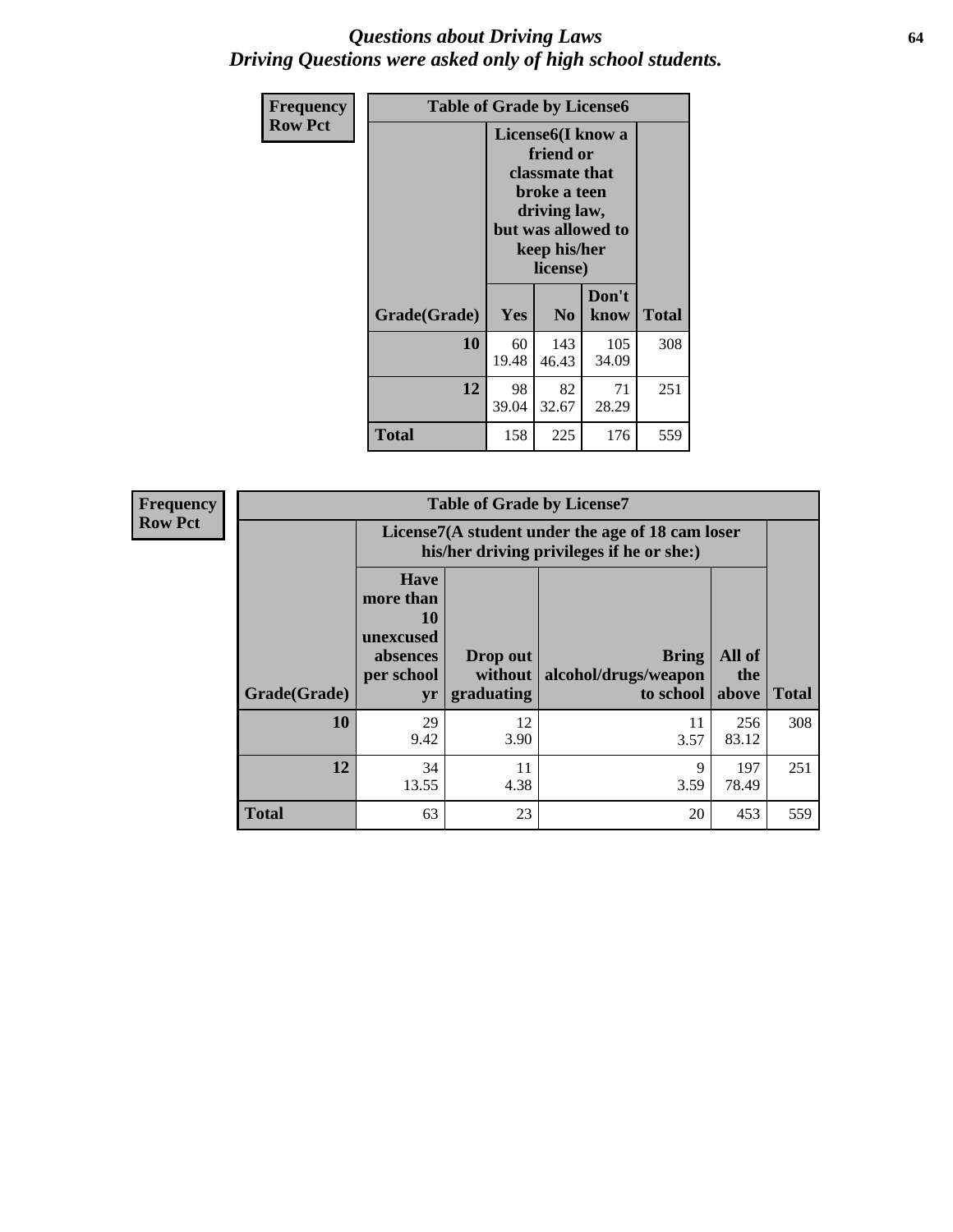# *Questions about Driving Laws*
## *Driving Questions were asked only of high school students.*

**Frequency**
**Row Pct**

| Table of Grade by License6 | | | | |
|---|---|---|---|---|
| | License6(I know a friend or classmate that broke a teen driving law, but was allowed to keep his/her license) | | | |
| Grade(Grade) | Yes | No | Don't know | Total |
| 10 | 60<br>19.48 | 143<br>46.43 | 105<br>34.09 | 308 |
| 12 | 98<br>39.04 | 82<br>32.67 | 71<br>28.29 | 251 |
| Total | 158 | 225 | 176 | 559 |

**Frequency**
**Row Pct**

| Table of Grade by License7 | | | | | |
|---|---|---|---|---|---|
| | License7(A student under the age of 18 cam loser his/her driving privileges if he or she:) | | | | |
| Grade(Grade) | Have more than 10 unexcused absences per school yr | Drop out without graduating | Bring alcohol/drugs/weapon to school | All of the above | Total |
| 10 | 29<br>9.42 | 12<br>3.90 | 11<br>3.57 | 256<br>83.12 | 308 |
| 12 | 34<br>13.55 | 11<br>4.38 | 9<br>3.59 | 197<br>78.49 | 251 |
| Total | 63 | 23 | 20 | 453 | 559 |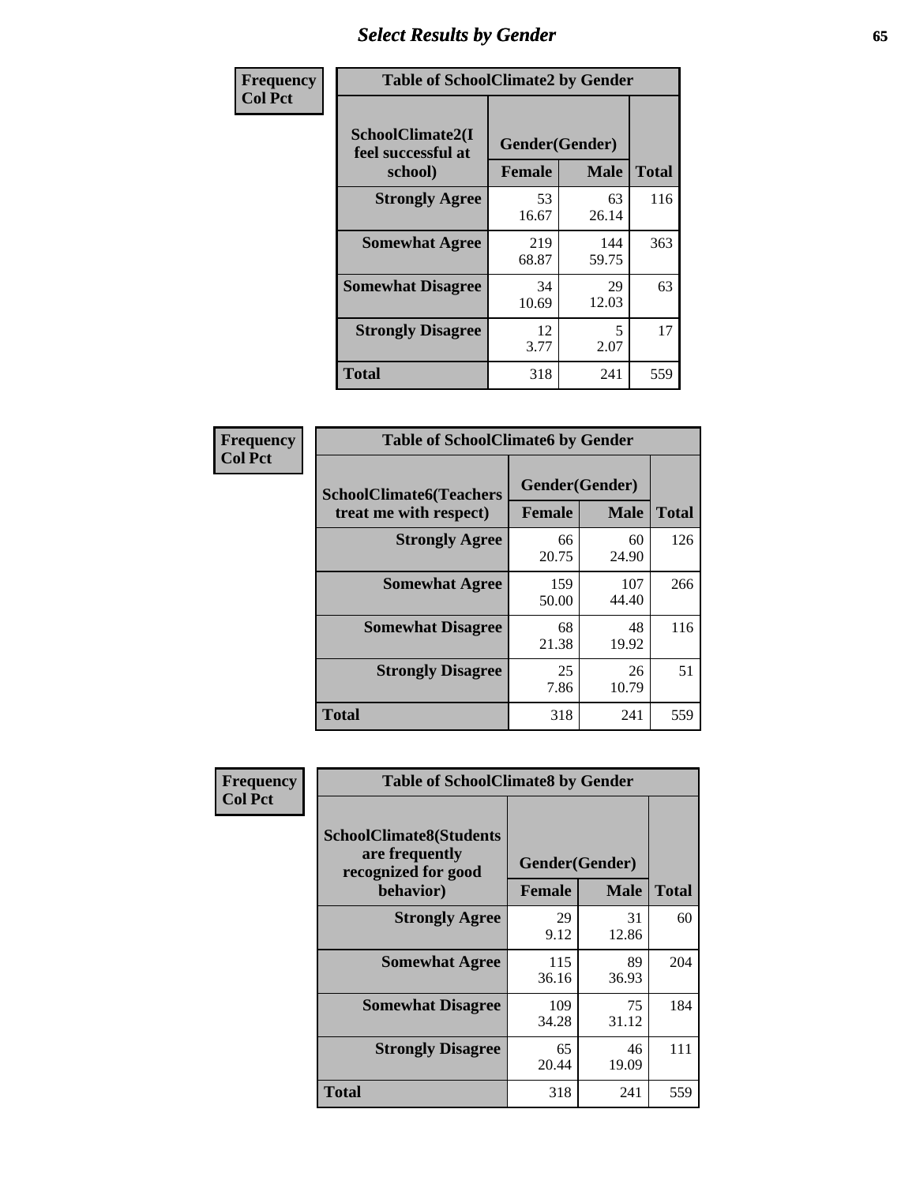# Select Results by Gender

| Frequency Col Pct | Table of SchoolClimate2 by Gender | | |
|---|---|---|---|
| SchoolClimate2(I feel successful at school) | Gender(Gender) | | |
| | Female | Male | Total |
| Strongly Agree | 53<br>16.67 | 63<br>26.14 | 116 |
| Somewhat Agree | 219<br>68.87 | 144<br>59.75 | 363 |
| Somewhat Disagree | 34<br>10.69 | 29<br>12.03 | 63 |
| Strongly Disagree | 12<br>3.77 | 5<br>2.07 | 17 |
| Total | 318 | 241 | 559 |

| Frequency Col Pct | Table of SchoolClimate6 by Gender | | |
|---|---|---|---|
| SchoolClimate6(Teachers treat me with respect) | Gender(Gender) | | |
| | Female | Male | Total |
| Strongly Agree | 66<br>20.75 | 60<br>24.90 | 126 |
| Somewhat Agree | 159<br>50.00 | 107<br>44.40 | 266 |
| Somewhat Disagree | 68<br>21.38 | 48<br>19.92 | 116 |
| Strongly Disagree | 25<br>7.86 | 26<br>10.79 | 51 |
| Total | 318 | 241 | 559 |

| Frequency Col Pct | Table of SchoolClimate8 by Gender | | |
|---|---|---|---|
| SchoolClimate8(Students are frequently recognized for good behavior) | Gender(Gender) | | |
| | Female | Male | Total |
| Strongly Agree | 29<br>9.12 | 31<br>12.86 | 60 |
| Somewhat Agree | 115<br>36.16 | 89<br>36.93 | 204 |
| Somewhat Disagree | 109<br>34.28 | 75<br>31.12 | 184 |
| Strongly Disagree | 65<br>20.44 | 46<br>19.09 | 111 |
| Total | 318 | 241 | 559 |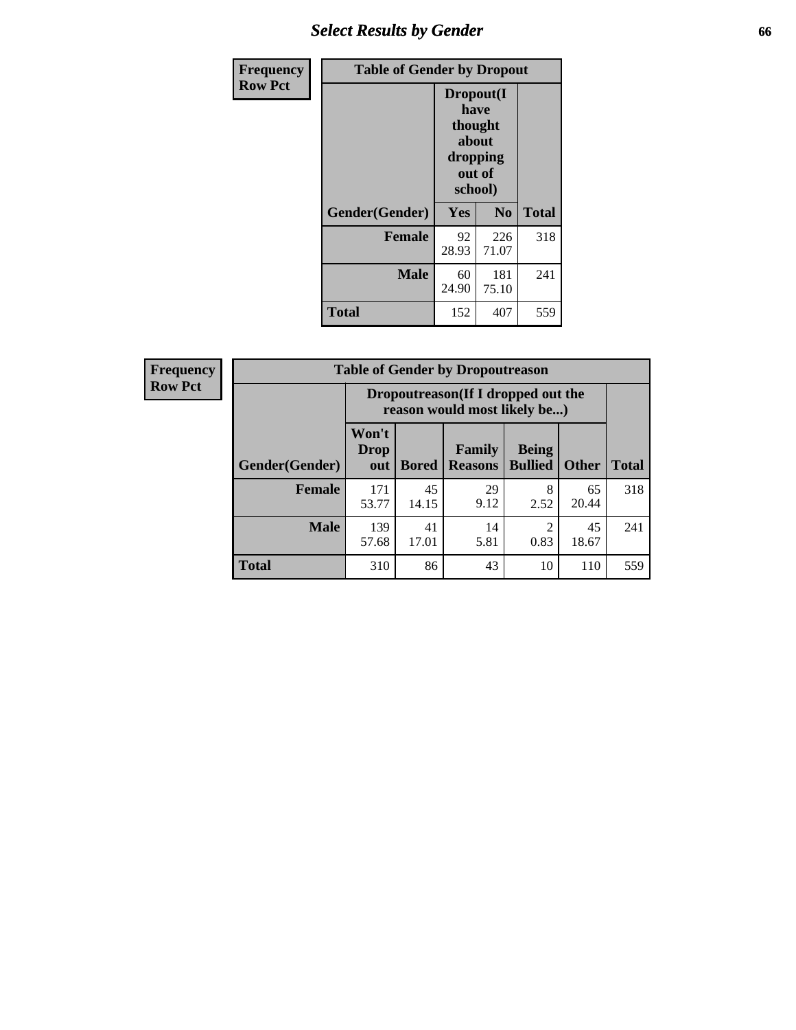| Frequency<br>Row Pct | Table of Gender by Dropout | | |
|---|---|---|---|
| | Dropout(I have thought about dropping out of school) | | |
| Gender(Gender) | Yes | No | Total |
| Female | 92<br>28.93 | 226<br>71.07 | 318 |
| Male | 60<br>24.90 | 181<br>75.10 | 241 |
| Total | 152 | 407 | 559 |

| Frequency<br>Row Pct | Table of Gender by Dropoutreason | | | | | |
|---|---|---|---|---|---|---|
| | Dropoutreason(If I dropped out the reason would most likely be...) | | | | | |
| Gender(Gender) | Won't Drop out | Bored | Family Reasons | Being Bullied | Other | Total |
| Female | 171<br>53.77 | 45<br>14.15 | 29<br>9.12 | 8<br>2.52 | 65<br>20.44 | 318 |
| Male | 139<br>57.68 | 41<br>17.01 | 14<br>5.81 | 2<br>0.83 | 45<br>18.67 | 241 |
| Total | 310 | 86 | 43 | 10 | 110 | 559 |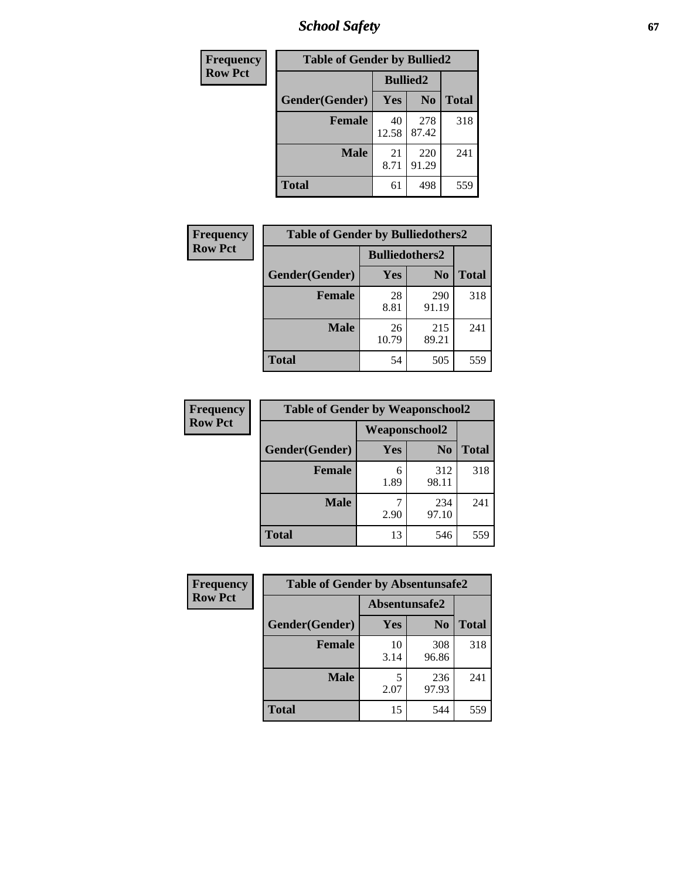| Frequency |
|---|
| Row Pct |

| Table of Gender by Bullied2 | | | |
|---|---|---|---|
| | Bullied2 | | |
| Gender(Gender) | Yes | No | Total |
| Female | 40<br>12.58 | 278<br>87.42 | 318 |
| Male | 21<br>8.71 | 220<br>91.29 | 241 |
| Total | 61 | 498 | 559 |

| Frequency |
|---|
| Row Pct |

| Table of Gender by Bulliedothers2 | | | |
|---|---|---|---|
| | Bulliedothers2 | | |
| Gender(Gender) | Yes | No | Total |
| Female | 28<br>8.81 | 290<br>91.19 | 318 |
| Male | 26<br>10.79 | 215<br>89.21 | 241 |
| Total | 54 | 505 | 559 |

| Frequency |
|---|
| Row Pct |

| Table of Gender by Weaponschool2 | | | |
|---|---|---|---|
| | Weaponschool2 | | |
| Gender(Gender) | Yes | No | Total |
| Female | 6<br>1.89 | 312<br>98.11 | 318 |
| Male | 7<br>2.90 | 234<br>97.10 | 241 |
| Total | 13 | 546 | 559 |

| Frequency |
|---|
| Row Pct |

| Table of Gender by Absentunsafe2 | | | |
|---|---|---|---|
| | Absentunsafe2 | | |
| Gender(Gender) | Yes | No | Total |
| Female | 10<br>3.14 | 308<br>96.86 | 318 |
| Male | 5<br>2.07 | 236<br>97.93 | 241 |
| Total | 15 | 544 | 559 |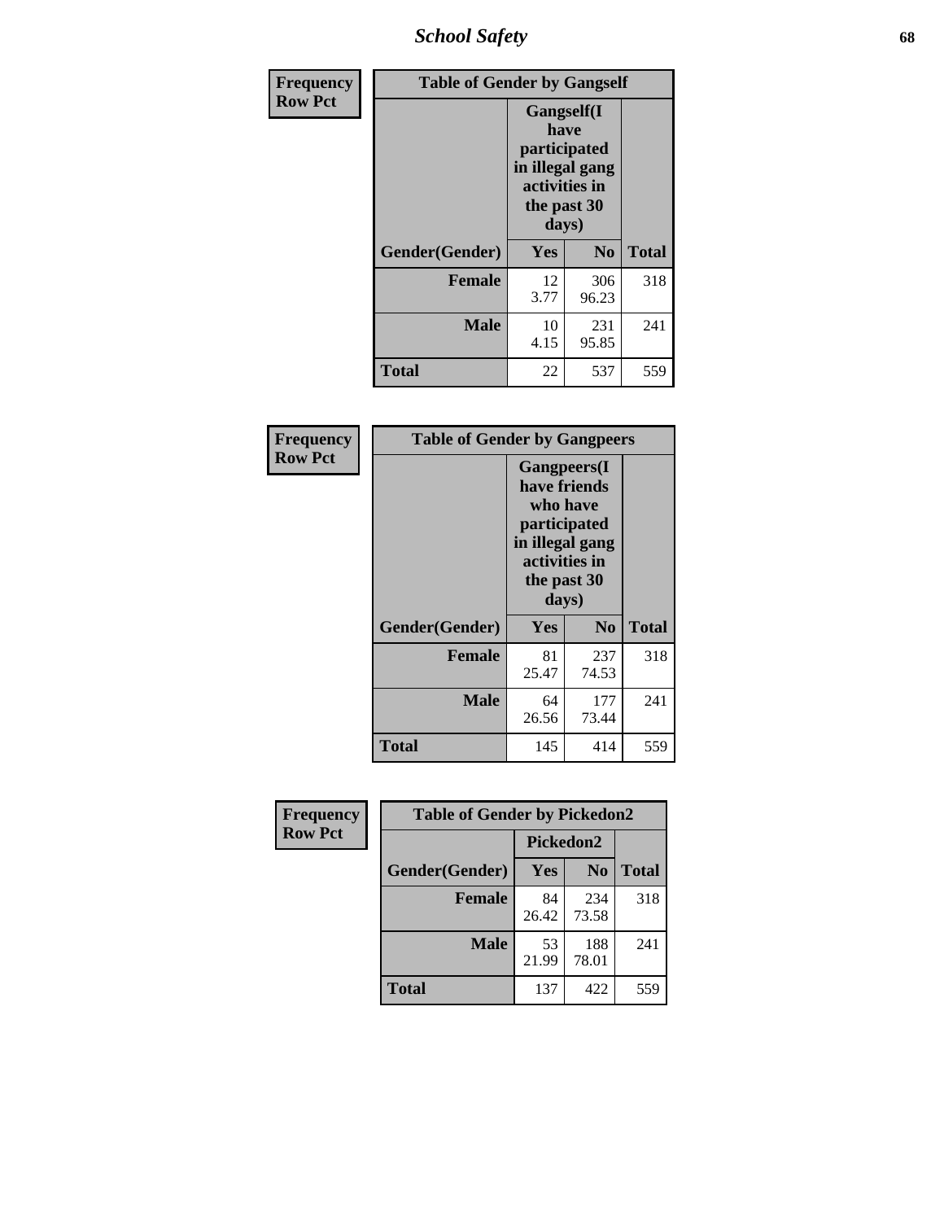| Frequency Row Pct | | | |
|---|---|---|---|

**Table of Gender by Gangself**

| | Gangself(I have participated in illegal gang activities in the past 30 days) | | |
|---|---|---|---|
| Gender(Gender) | Yes | No | Total |
| Female | 12<br>3.77 | 306<br>96.23 | 318 |
| Male | 10<br>4.15 | 231<br>95.85 | 241 |
| Total | 22 | 537 | 559 |

| Frequency Row Pct | | | |
|---|---|---|---|

**Table of Gender by Gangpeers**

| | Gangpeers(I have friends who have participated in illegal gang activities in the past 30 days) | | |
|---|---|---|---|
| Gender(Gender) | Yes | No | Total |
| Female | 81<br>25.47 | 237<br>74.53 | 318 |
| Male | 64<br>26.56 | 177<br>73.44 | 241 |
| Total | 145 | 414 | 559 |

| Frequency Row Pct | | | |
|---|---|---|---|

**Table of Gender by Pickedon2**

| | Pickedon2 | | |
|---|---|---|---|
| Gender(Gender) | Yes | No | Total |
| Female | 84<br>26.42 | 234<br>73.58 | 318 |
| Male | 53<br>21.99 | 188<br>78.01 | 241 |
| Total | 137 | 422 | 559 |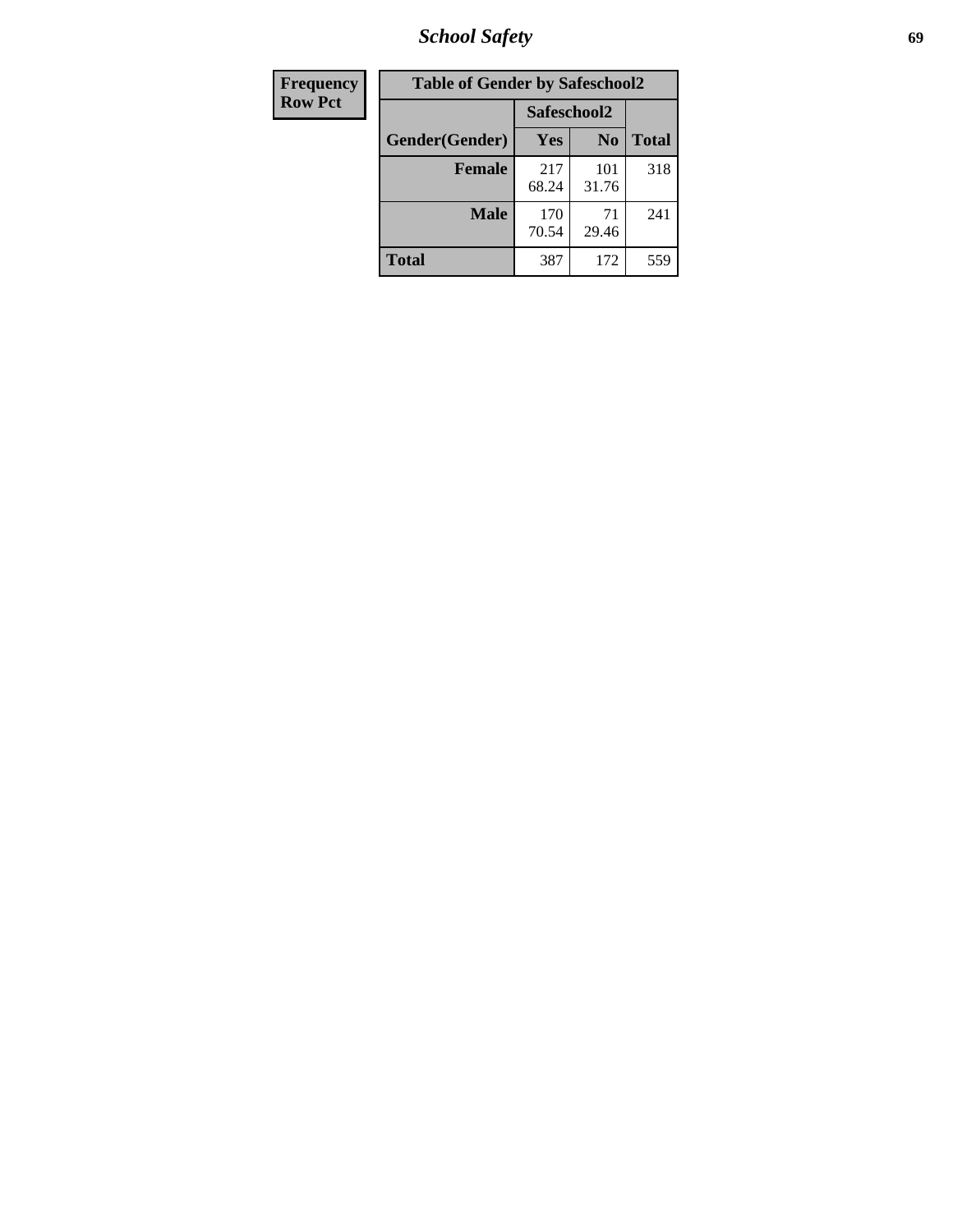| Frequency |
|---|
| Row Pct |

| Table of Gender by Safeschool2 | | | |
|---|---|---|---|
| | Safeschool2 | | |
| Gender(Gender) | Yes | No | Total |
| Female | 217<br>68.24 | 101<br>31.76 | 318 |
| Male | 170<br>70.54 | 71<br>29.46 | 241 |
| Total | 387 | 172 | 559 |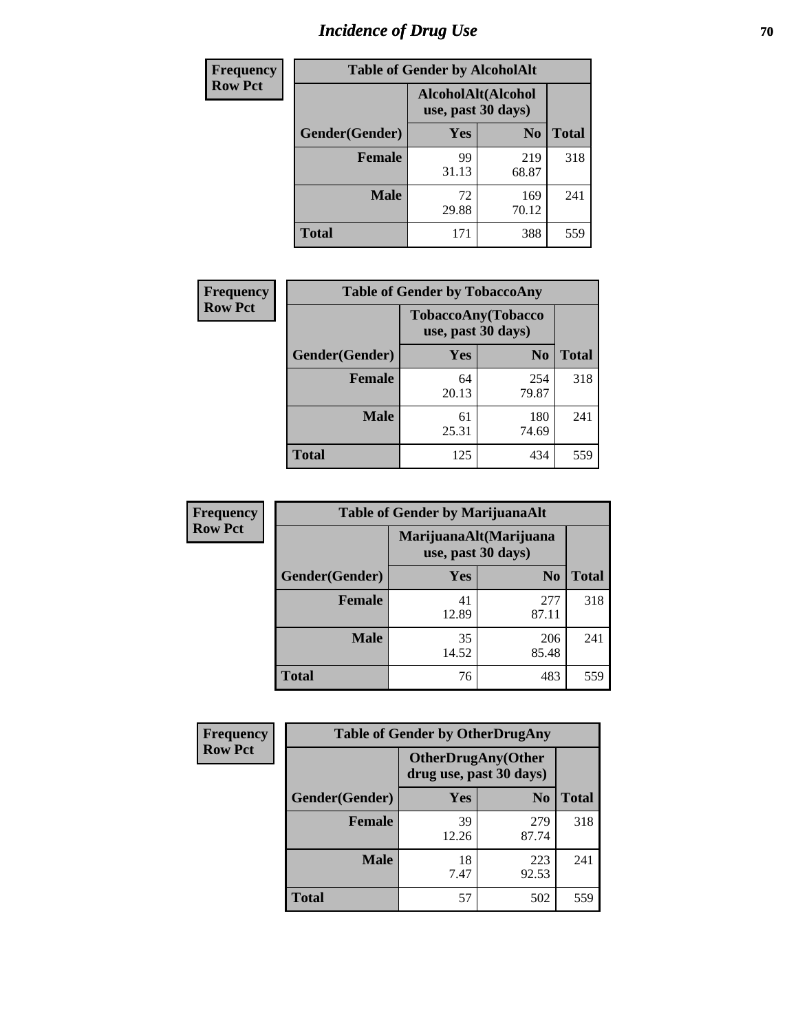# Incidence of Drug Use

**Frequency**
**Row Pct**

| Table of Gender by AlcoholAlt | | | |
|---|---|---|---|
| | AlcoholAlt(Alcohol use, past 30 days) | | |
| Gender(Gender) | Yes | No | Total |
| Female | 99<br>31.13 | 219<br>68.87 | 318 |
| Male | 72<br>29.88 | 169<br>70.12 | 241 |
| Total | 171 | 388 | 559 |

**Frequency**
**Row Pct**

| Table of Gender by TobaccoAny | | | |
|---|---|---|---|
| | TobaccoAny(Tobacco use, past 30 days) | | |
| Gender(Gender) | Yes | No | Total |
| Female | 64<br>20.13 | 254<br>79.87 | 318 |
| Male | 61<br>25.31 | 180<br>74.69 | 241 |
| Total | 125 | 434 | 559 |

**Frequency**
**Row Pct**

| Table of Gender by MarijuanaAlt | | | |
|---|---|---|---|
| | MarijuanaAlt(Marijuana use, past 30 days) | | |
| Gender(Gender) | Yes | No | Total |
| Female | 41<br>12.89 | 277<br>87.11 | 318 |
| Male | 35<br>14.52 | 206<br>85.48 | 241 |
| Total | 76 | 483 | 559 |

**Frequency**
**Row Pct**

| Table of Gender by OtherDrugAny | | | |
|---|---|---|---|
| | OtherDrugAny(Other drug use, past 30 days) | | |
| Gender(Gender) | Yes | No | Total |
| Female | 39<br>12.26 | 279<br>87.74 | 318 |
| Male | 18<br>7.47 | 223<br>92.53 | 241 |
| Total | 57 | 502 | 559 |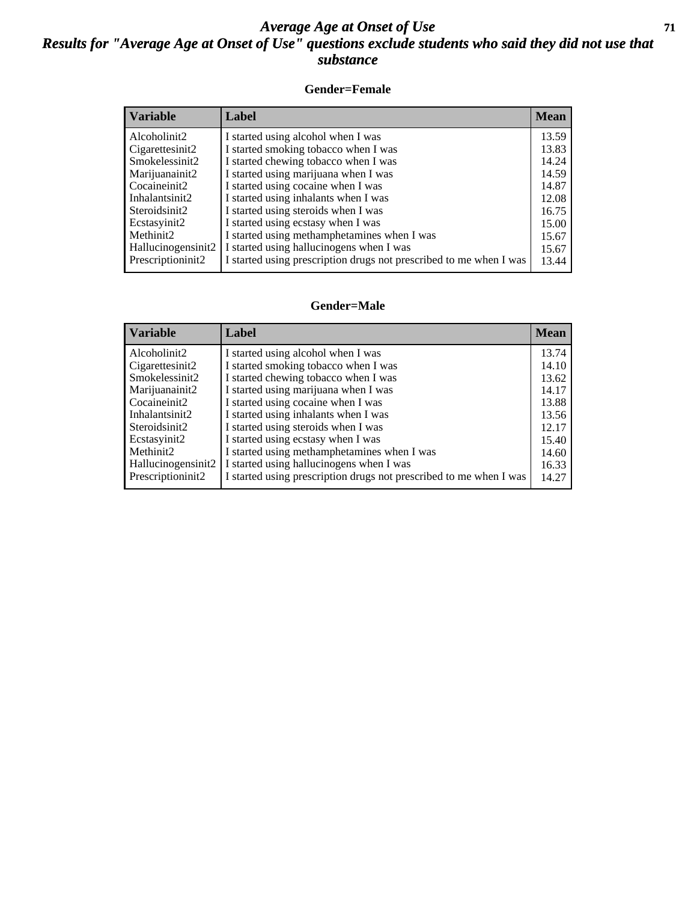# Average Age at Onset of Use

## Results for "Average Age at Onset of Use" questions exclude students who said they did not use that substance

### Gender=Female

| Variable | Label | Mean |
|---|---|---|
| Alcoholinit2 | I started using alcohol when I was | 13.59 |
| Cigarettesinit2 | I started smoking tobacco when I was | 13.83 |
| Smokelessinit2 | I started chewing tobacco when I was | 14.24 |
| Marijuanainit2 | I started using marijuana when I was | 14.59 |
| Cocaineinit2 | I started using cocaine when I was | 14.87 |
| Inhalantsinit2 | I started using inhalants when I was | 12.08 |
| Steroidsinit2 | I started using steroids when I was | 16.75 |
| Ecstasyinit2 | I started using ecstasy when I was | 15.00 |
| Methinit2 | I started using methamphetamines when I was | 15.67 |
| Hallucinogensinit2 | I started using hallucinogens when I was | 15.67 |
| Prescriptioninit2 | I started using prescription drugs not prescribed to me when I was | 13.44 |

### Gender=Male

| Variable | Label | Mean |
|---|---|---|
| Alcoholinit2 | I started using alcohol when I was | 13.74 |
| Cigarettesinit2 | I started smoking tobacco when I was | 14.10 |
| Smokelessinit2 | I started chewing tobacco when I was | 13.62 |
| Marijuanainit2 | I started using marijuana when I was | 14.17 |
| Cocaineinit2 | I started using cocaine when I was | 13.88 |
| Inhalantsinit2 | I started using inhalants when I was | 13.56 |
| Steroidsinit2 | I started using steroids when I was | 12.17 |
| Ecstasyinit2 | I started using ecstasy when I was | 15.40 |
| Methinit2 | I started using methamphetamines when I was | 14.60 |
| Hallucinogensinit2 | I started using hallucinogens when I was | 16.33 |
| Prescriptioninit2 | I started using prescription drugs not prescribed to me when I was | 14.27 |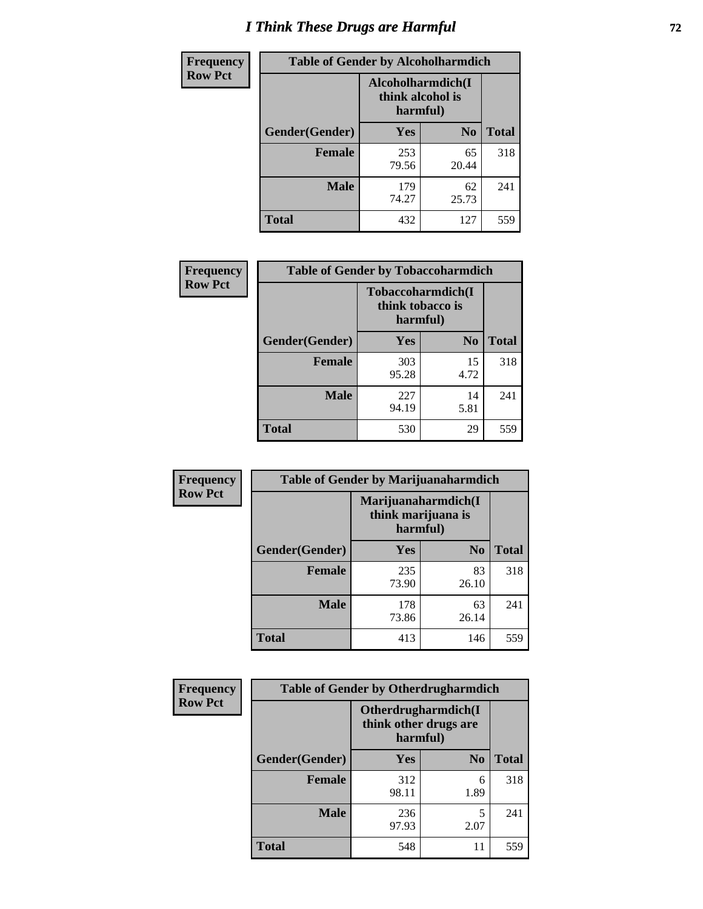# I Think These Drugs are Harmful

| Frequency Row Pct | Table of Gender by Alcoholharmdich | | |
|---|---|---|---|
| | Alcoholharmdich(I think alcohol is harmful) | | |
| Gender(Gender) | Yes | No | Total |
| Female | 253<br>79.56 | 65<br>20.44 | 318 |
| Male | 179<br>74.27 | 62<br>25.73 | 241 |
| Total | 432 | 127 | 559 |

| Frequency Row Pct | Table of Gender by Tobaccoharmdich | | |
|---|---|---|---|
| | Tobaccoharmdich(I think tobacco is harmful) | | |
| Gender(Gender) | Yes | No | Total |
| Female | 303<br>95.28 | 15<br>4.72 | 318 |
| Male | 227<br>94.19 | 14<br>5.81 | 241 |
| Total | 530 | 29 | 559 |

| Frequency Row Pct | Table of Gender by Marijuanaharmdich | | |
|---|---|---|---|
| | Marijuanaharmdich(I think marijuana is harmful) | | |
| Gender(Gender) | Yes | No | Total |
| Female | 235<br>73.90 | 83<br>26.10 | 318 |
| Male | 178<br>73.86 | 63<br>26.14 | 241 |
| Total | 413 | 146 | 559 |

| Frequency Row Pct | Table of Gender by Otherdrugharmdich | | |
|---|---|---|---|
| | Otherdrugharmdich(I think other drugs are harmful) | | |
| Gender(Gender) | Yes | No | Total |
| Female | 312<br>98.11 | 6<br>1.89 | 318 |
| Male | 236<br>97.93 | 5<br>2.07 | 241 |
| Total | 548 | 11 | 559 |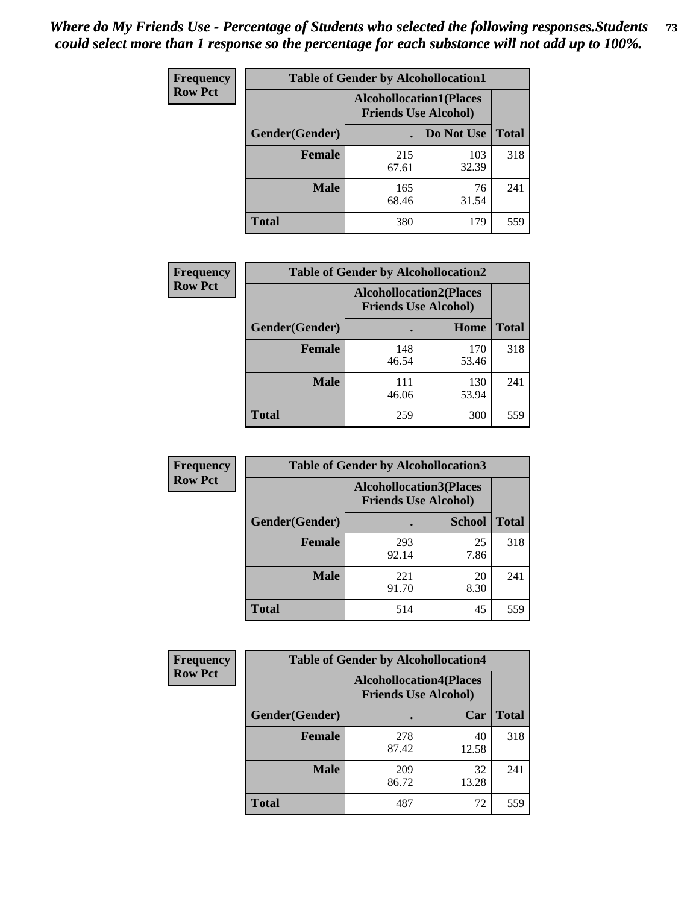*Where do My Friends Use - Percentage of Students who selected the following responses.Students could select more than 1 response so the percentage for each substance will not add up to 100%.*

**Frequency Row Pct**

| Table of Gender by Alcohollocation1 | | | |
|---|---|---|---|
| | Alcohollocation1(Places Friends Use Alcohol) | | |
| Gender(Gender) | . | Do Not Use | Total |
| Female | 215<br>67.61 | 103<br>32.39 | 318 |
| Male | 165<br>68.46 | 76<br>31.54 | 241 |
| Total | 380 | 179 | 559 |

**Frequency Row Pct**

| Table of Gender by Alcohollocation2 | | | |
|---|---|---|---|
| | Alcohollocation2(Places Friends Use Alcohol) | | |
| Gender(Gender) | . | Home | Total |
| Female | 148<br>46.54 | 170<br>53.46 | 318 |
| Male | 111<br>46.06 | 130<br>53.94 | 241 |
| Total | 259 | 300 | 559 |

**Frequency Row Pct**

| Table of Gender by Alcohollocation3 | | | |
|---|---|---|---|
| | Alcohollocation3(Places Friends Use Alcohol) | | |
| Gender(Gender) | . | School | Total |
| Female | 293<br>92.14 | 25<br>7.86 | 318 |
| Male | 221<br>91.70 | 20<br>8.30 | 241 |
| Total | 514 | 45 | 559 |

**Frequency Row Pct**

| Table of Gender by Alcohollocation4 | | | |
|---|---|---|---|
| | Alcohollocation4(Places Friends Use Alcohol) | | |
| Gender(Gender) | . | Car | Total |
| Female | 278<br>87.42 | 40<br>12.58 | 318 |
| Male | 209<br>86.72 | 32<br>13.28 | 241 |
| Total | 487 | 72 | 559 |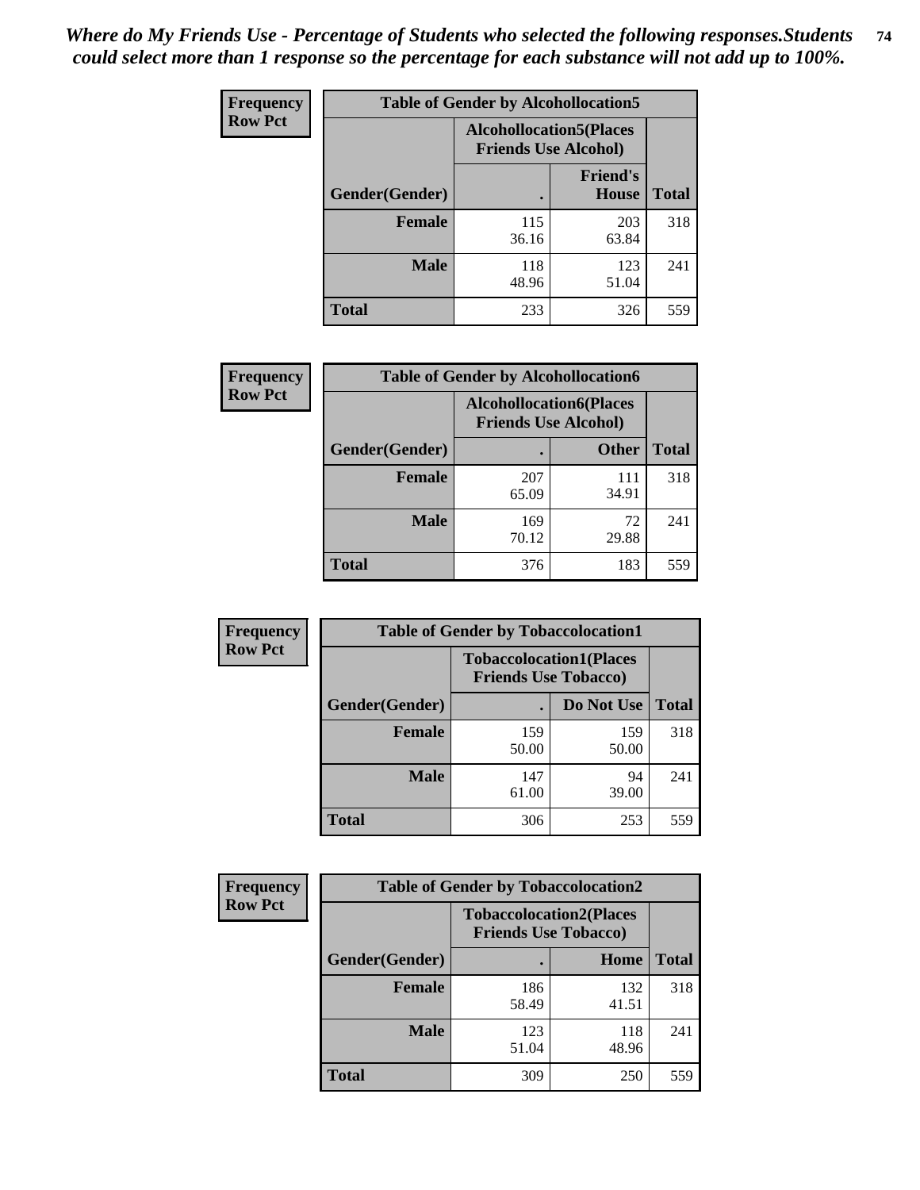*Where do My Friends Use - Percentage of Students who selected the following responses.Students could select more than 1 response so the percentage for each substance will not add up to 100%.*

**Frequency**
**Row Pct**

| Table of Gender by Alcohollocation5 | | | |
|---|---|---|---|
| | Alcohollocation5(Places Friends Use Alcohol) | | |
| Gender(Gender) | . | Friend's House | Total |
| **Female** | 115<br>36.16 | 203<br>63.84 | 318 |
| **Male** | 118<br>48.96 | 123<br>51.04 | 241 |
| **Total** | 233 | 326 | 559 |

**Frequency**
**Row Pct**

| Table of Gender by Alcohollocation6 | | | |
|---|---|---|---|
| | Alcohollocation6(Places Friends Use Alcohol) | | |
| Gender(Gender) | . | Other | Total |
| **Female** | 207<br>65.09 | 111<br>34.91 | 318 |
| **Male** | 169<br>70.12 | 72<br>29.88 | 241 |
| **Total** | 376 | 183 | 559 |

**Frequency**
**Row Pct**

| Table of Gender by Tobaccolocation1 | | | |
|---|---|---|---|
| | Tobaccolocation1(Places Friends Use Tobacco) | | |
| Gender(Gender) | . | Do Not Use | Total |
| **Female** | 159<br>50.00 | 159<br>50.00 | 318 |
| **Male** | 147<br>61.00 | 94<br>39.00 | 241 |
| **Total** | 306 | 253 | 559 |

**Frequency**
**Row Pct**

| Table of Gender by Tobaccolocation2 | | | |
|---|---|---|---|
| | Tobaccolocation2(Places Friends Use Tobacco) | | |
| Gender(Gender) | . | Home | Total |
| **Female** | 186<br>58.49 | 132<br>41.51 | 318 |
| **Male** | 123<br>51.04 | 118<br>48.96 | 241 |
| **Total** | 309 | 250 | 559 |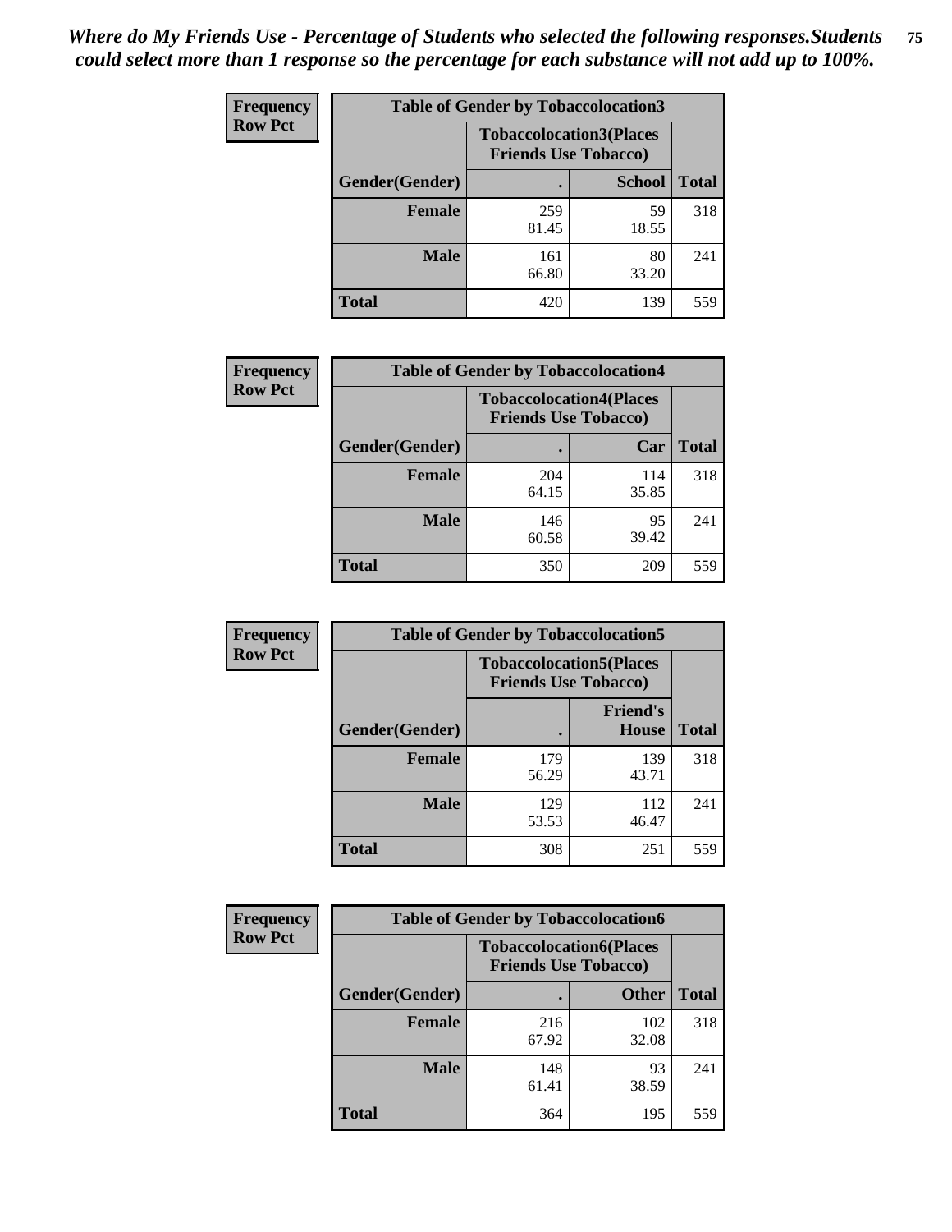*Where do My Friends Use - Percentage of Students who selected the following responses.Students could select more than 1 response so the percentage for each substance will not add up to 100%.*

**Frequency Row Pct**

| Table of Gender by Tobaccolocation3 | | | |
|---|---|---|---|
| | Tobaccolocation3(Places Friends Use Tobacco) | | |
| Gender(Gender) | . | School | Total |
| Female | 259<br>81.45 | 59<br>18.55 | 318 |
| Male | 161<br>66.80 | 80<br>33.20 | 241 |
| Total | 420 | 139 | 559 |

**Frequency Row Pct**

| Table of Gender by Tobaccolocation4 | | | |
|---|---|---|---|
| | Tobaccolocation4(Places Friends Use Tobacco) | | |
| Gender(Gender) | . | Car | Total |
| Female | 204<br>64.15 | 114<br>35.85 | 318 |
| Male | 146<br>60.58 | 95<br>39.42 | 241 |
| Total | 350 | 209 | 559 |

**Frequency Row Pct**

| Table of Gender by Tobaccolocation5 | | | |
|---|---|---|---|
| | Tobaccolocation5(Places Friends Use Tobacco) | | |
| Gender(Gender) | . | Friend's House | Total |
| Female | 179<br>56.29 | 139<br>43.71 | 318 |
| Male | 129<br>53.53 | 112<br>46.47 | 241 |
| Total | 308 | 251 | 559 |

**Frequency Row Pct**

| Table of Gender by Tobaccolocation6 | | | |
|---|---|---|---|
| | Tobaccolocation6(Places Friends Use Tobacco) | | |
| Gender(Gender) | . | Other | Total |
| Female | 216<br>67.92 | 102<br>32.08 | 318 |
| Male | 148<br>61.41 | 93<br>38.59 | 241 |
| Total | 364 | 195 | 559 |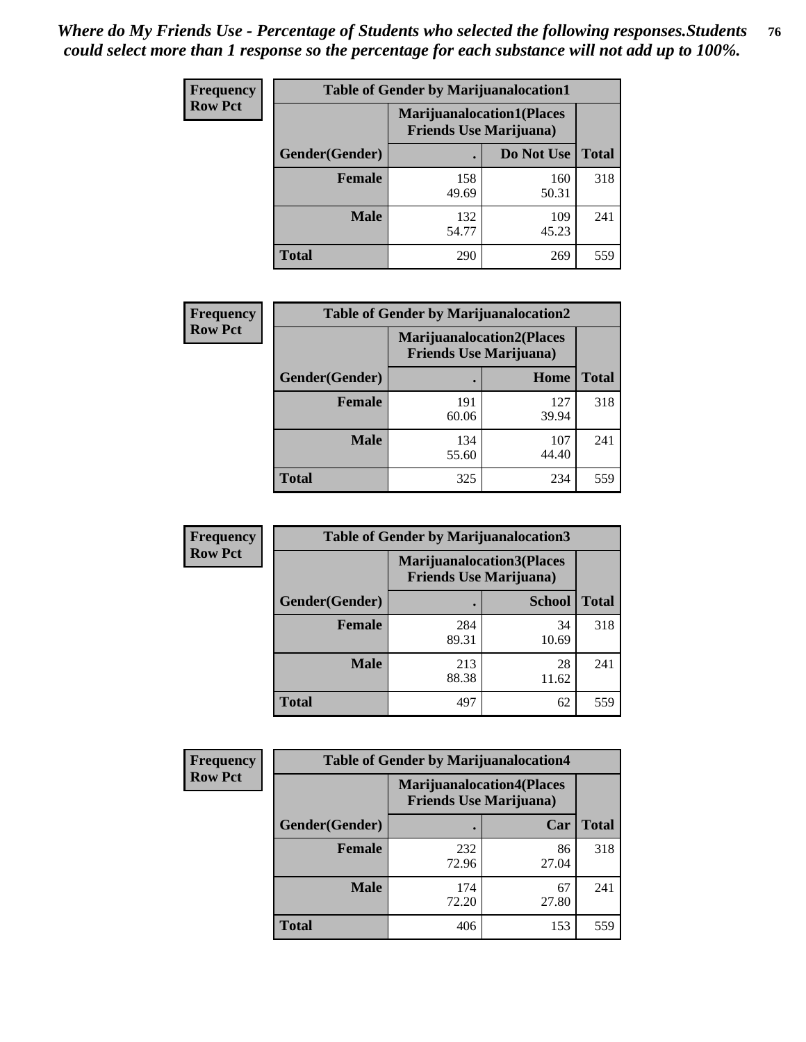*Where do My Friends Use - Percentage of Students who selected the following responses.Students could select more than 1 response so the percentage for each substance will not add up to 100%.*

| Frequency Row Pct | Table of Gender by Marijuanalocation1 | | |
|---|---|---|---|
| | Marijuanalocation1(Places Friends Use Marijuana) | | |
| Gender(Gender) | . | Do Not Use | Total |
| Female | 158<br>49.69 | 160<br>50.31 | 318 |
| Male | 132<br>54.77 | 109<br>45.23 | 241 |
| Total | 290 | 269 | 559 |

| Frequency Row Pct | Table of Gender by Marijuanalocation2 | | |
|---|---|---|---|
| | Marijuanalocation2(Places Friends Use Marijuana) | | |
| Gender(Gender) | . | Home | Total |
| Female | 191<br>60.06 | 127<br>39.94 | 318 |
| Male | 134<br>55.60 | 107<br>44.40 | 241 |
| Total | 325 | 234 | 559 |

| Frequency Row Pct | Table of Gender by Marijuanalocation3 | | |
|---|---|---|---|
| | Marijuanalocation3(Places Friends Use Marijuana) | | |
| Gender(Gender) | . | School | Total |
| Female | 284<br>89.31 | 34<br>10.69 | 318 |
| Male | 213<br>88.38 | 28<br>11.62 | 241 |
| Total | 497 | 62 | 559 |

| Frequency Row Pct | Table of Gender by Marijuanalocation4 | | |
|---|---|---|---|
| | Marijuanalocation4(Places Friends Use Marijuana) | | |
| Gender(Gender) | . | Car | Total |
| Female | 232<br>72.96 | 86<br>27.04 | 318 |
| Male | 174<br>72.20 | 67<br>27.80 | 241 |
| Total | 406 | 153 | 559 |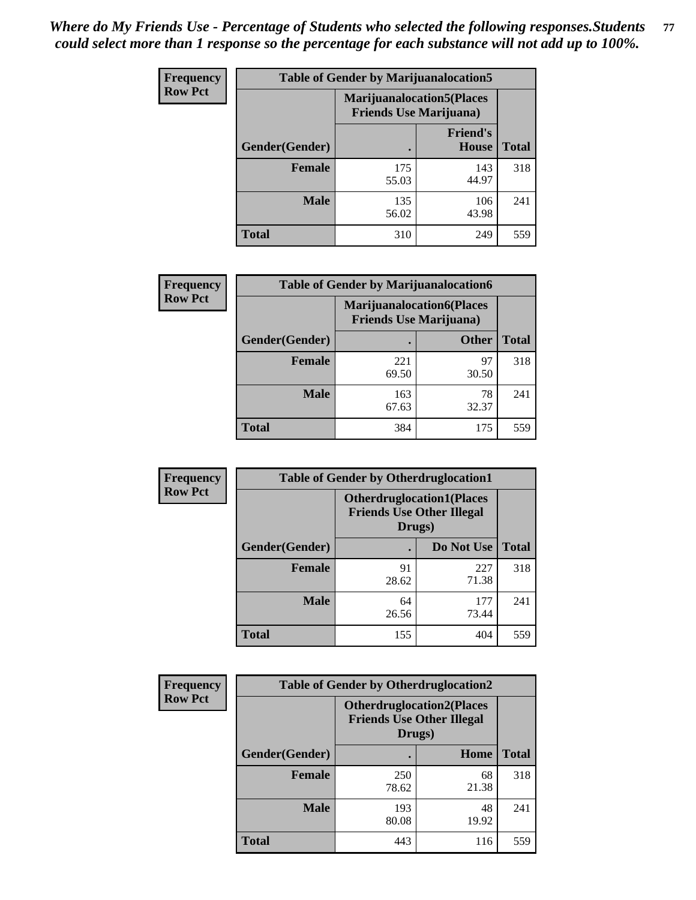*Where do My Friends Use - Percentage of Students who selected the following responses.Students could select more than 1 response so the percentage for each substance will not add up to 100%.*

**Frequency**
**Row Pct**

| Table of Gender by Marijuanalocation5 | | | |
|---|---|---|---|
| | Marijuanalocation5(Places Friends Use Marijuana) | | |
| Gender(Gender) | . | Friend's House | Total |
| **Female** | 175<br>55.03 | 143<br>44.97 | 318 |
| **Male** | 135<br>56.02 | 106<br>43.98 | 241 |
| **Total** | 310 | 249 | 559 |

**Frequency**
**Row Pct**

| Table of Gender by Marijuanalocation6 | | | |
|---|---|---|---|
| | Marijuanalocation6(Places Friends Use Marijuana) | | |
| Gender(Gender) | . | Other | Total |
| **Female** | 221<br>69.50 | 97<br>30.50 | 318 |
| **Male** | 163<br>67.63 | 78<br>32.37 | 241 |
| **Total** | 384 | 175 | 559 |

**Frequency**
**Row Pct**

| Table of Gender by Otherdruglocation1 | | | |
|---|---|---|---|
| | Otherdruglocation1(Places Friends Use Other Illegal Drugs) | | |
| Gender(Gender) | . | Do Not Use | Total |
| **Female** | 91<br>28.62 | 227<br>71.38 | 318 |
| **Male** | 64<br>26.56 | 177<br>73.44 | 241 |
| **Total** | 155 | 404 | 559 |

**Frequency**
**Row Pct**

| Table of Gender by Otherdruglocation2 | | | |
|---|---|---|---|
| | Otherdruglocation2(Places Friends Use Other Illegal Drugs) | | |
| Gender(Gender) | . | Home | Total |
| **Female** | 250<br>78.62 | 68<br>21.38 | 318 |
| **Male** | 193<br>80.08 | 48<br>19.92 | 241 |
| **Total** | 443 | 116 | 559 |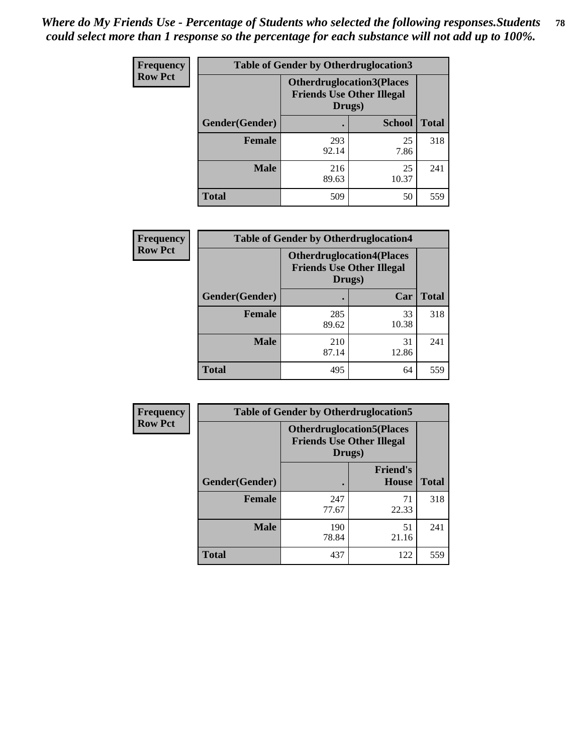*Where do My Friends Use - Percentage of Students who selected the following responses.Students could select more than 1 response so the percentage for each substance will not add up to 100%.*

**Frequency**
**Row Pct**

| Table of Gender by Otherdruglocation3 | | | |
|---|---|---|---|
| | Otherdruglocation3(Places Friends Use Other Illegal Drugs) | | |
| Gender(Gender) | . | School | Total |
| Female | 293<br>92.14 | 25<br>7.86 | 318 |
| Male | 216<br>89.63 | 25<br>10.37 | 241 |
| Total | 509 | 50 | 559 |

**Frequency**
**Row Pct**

| Table of Gender by Otherdruglocation4 | | | |
|---|---|---|---|
| | Otherdruglocation4(Places Friends Use Other Illegal Drugs) | | |
| Gender(Gender) | . | Car | Total |
| Female | 285<br>89.62 | 33<br>10.38 | 318 |
| Male | 210<br>87.14 | 31<br>12.86 | 241 |
| Total | 495 | 64 | 559 |

**Frequency**
**Row Pct**

| Table of Gender by Otherdruglocation5 | | | |
|---|---|---|---|
| | Otherdruglocation5(Places Friends Use Other Illegal Drugs) | | |
| Gender(Gender) | . | Friend's House | Total |
| Female | 247<br>77.67 | 71<br>22.33 | 318 |
| Male | 190<br>78.84 | 51<br>21.16 | 241 |
| Total | 437 | 122 | 559 |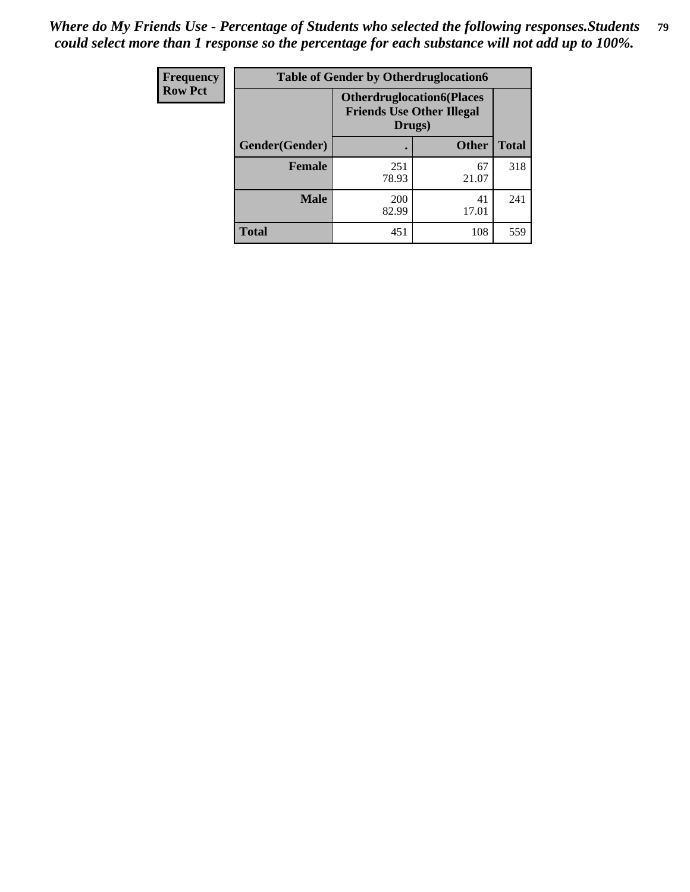*Where do My Friends Use - Percentage of Students who selected the following responses.Students could select more than 1 response so the percentage for each substance will not add up to 100%.*

| Frequency Row Pct | Table of Gender by Otherdruglocation6 | | |
|---|---|---|---|
| | **Otherdruglocation6(Places Friends Use Other Illegal Drugs)** | | |
| **Gender(Gender)** | **.** | **Other** | **Total** |
| **Female** | 251<br>78.93 | 67<br>21.07 | 318 |
| **Male** | 200<br>82.99 | 41<br>17.01 | 241 |
| **Total** | 451 | 108 | 559 |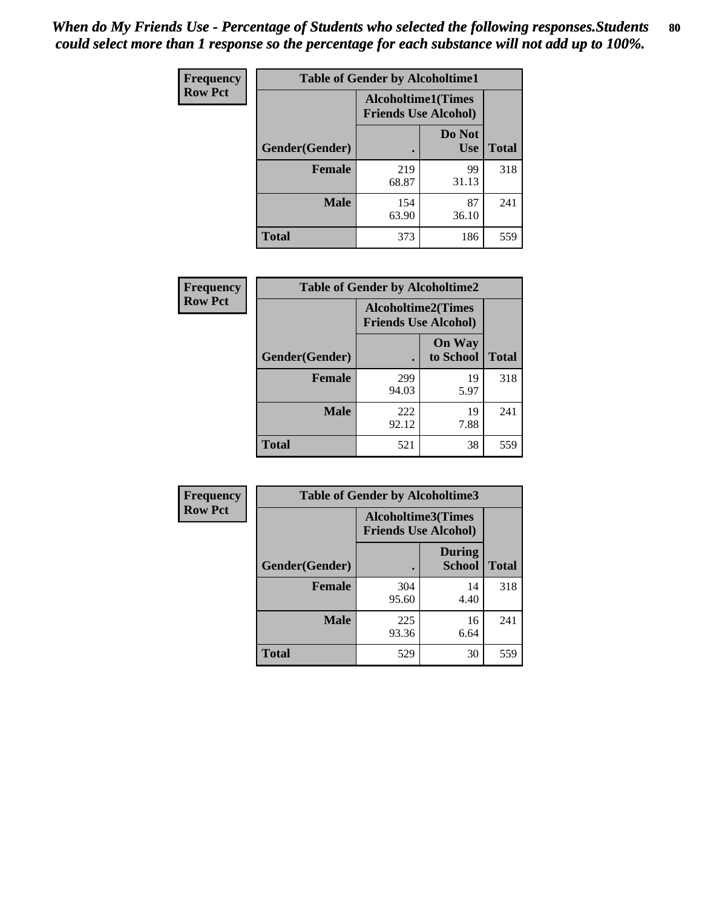*When do My Friends Use - Percentage of Students who selected the following responses.Students could select more than 1 response so the percentage for each substance will not add up to 100%.*

**Frequency**
**Row Pct**

| Table of Gender by Alcoholtime1 | | | |
|---|---|---|---|
| | Alcoholtime1(Times Friends Use Alcohol) | | |
| Gender(Gender) | . | Do Not Use | Total |
| **Female** | 219<br>68.87 | 99<br>31.13 | 318 |
| **Male** | 154<br>63.90 | 87<br>36.10 | 241 |
| **Total** | 373 | 186 | 559 |

**Frequency**
**Row Pct**

| Table of Gender by Alcoholtime2 | | | |
|---|---|---|---|
| | Alcoholtime2(Times Friends Use Alcohol) | | |
| Gender(Gender) | . | On Way to School | Total |
| **Female** | 299<br>94.03 | 19<br>5.97 | 318 |
| **Male** | 222<br>92.12 | 19<br>7.88 | 241 |
| **Total** | 521 | 38 | 559 |

**Frequency**
**Row Pct**

| Table of Gender by Alcoholtime3 | | | |
|---|---|---|---|
| | Alcoholtime3(Times Friends Use Alcohol) | | |
| Gender(Gender) | . | During School | Total |
| **Female** | 304<br>95.60 | 14<br>4.40 | 318 |
| **Male** | 225<br>93.36 | 16<br>6.64 | 241 |
| **Total** | 529 | 30 | 559 |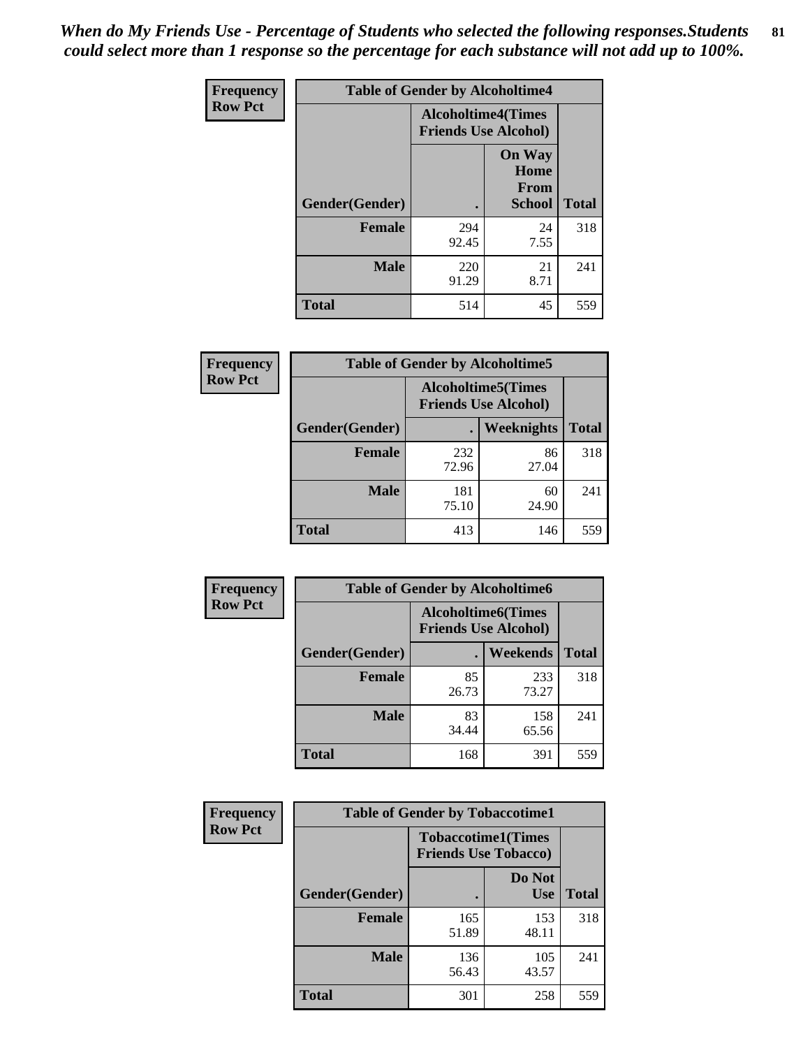*When do My Friends Use - Percentage of Students who selected the following responses.Students could select more than 1 response so the percentage for each substance will not add up to 100%.*

**Frequency**
**Row Pct**

| Table of Gender by Alcoholtime4 | | | |
|---|---|---|---|
| | Alcoholtime4(Times Friends Use Alcohol) | | |
| Gender(Gender) | . | On Way Home From School | Total |
| **Female** | 294<br>92.45 | 24<br>7.55 | 318 |
| **Male** | 220<br>91.29 | 21<br>8.71 | 241 |
| **Total** | 514 | 45 | 559 |

**Frequency**
**Row Pct**

| Table of Gender by Alcoholtime5 | | | |
|---|---|---|---|
| | Alcoholtime5(Times Friends Use Alcohol) | | |
| Gender(Gender) | . | Weeknights | Total |
| **Female** | 232<br>72.96 | 86<br>27.04 | 318 |
| **Male** | 181<br>75.10 | 60<br>24.90 | 241 |
| **Total** | 413 | 146 | 559 |

**Frequency**
**Row Pct**

| Table of Gender by Alcoholtime6 | | | |
|---|---|---|---|
| | Alcoholtime6(Times Friends Use Alcohol) | | |
| Gender(Gender) | . | Weekends | Total |
| **Female** | 85<br>26.73 | 233<br>73.27 | 318 |
| **Male** | 83<br>34.44 | 158<br>65.56 | 241 |
| **Total** | 168 | 391 | 559 |

**Frequency**
**Row Pct**

| Table of Gender by Tobaccotime1 | | | |
|---|---|---|---|
| | Tobaccotime1(Times Friends Use Tobacco) | | |
| Gender(Gender) | . | Do Not Use | Total |
| **Female** | 165<br>51.89 | 153<br>48.11 | 318 |
| **Male** | 136<br>56.43 | 105<br>43.57 | 241 |
| **Total** | 301 | 258 | 559 |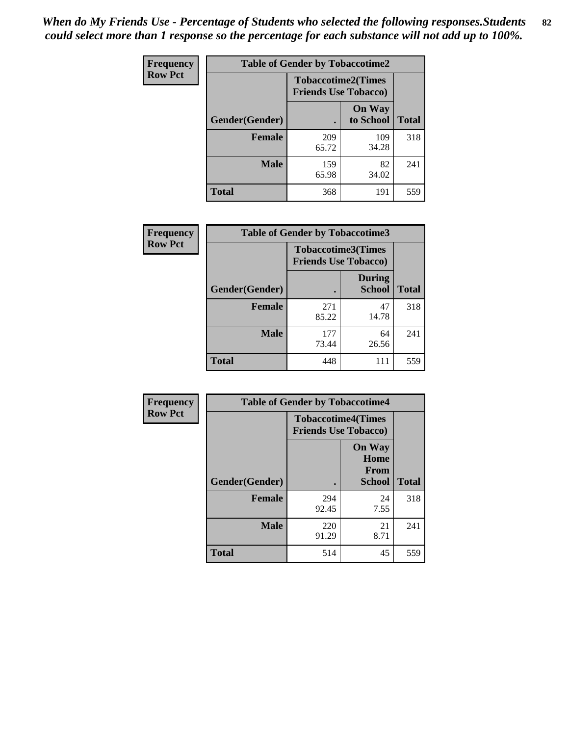*When do My Friends Use - Percentage of Students who selected the following responses.Students could select more than 1 response so the percentage for each substance will not add up to 100%.*

**Frequency**
**Row Pct**

| Table of Gender by Tobaccotime2 | | | |
|---|---|---|---|
| | Tobaccotime2(Times Friends Use Tobacco) | | |
| Gender(Gender) | . | On Way to School | Total |
| **Female** | 209<br>65.72 | 109<br>34.28 | 318 |
| **Male** | 159<br>65.98 | 82<br>34.02 | 241 |
| **Total** | 368 | 191 | 559 |

**Frequency**
**Row Pct**

| Table of Gender by Tobaccotime3 | | | |
|---|---|---|---|
| | Tobaccotime3(Times Friends Use Tobacco) | | |
| Gender(Gender) | . | During School | Total |
| **Female** | 271<br>85.22 | 47<br>14.78 | 318 |
| **Male** | 177<br>73.44 | 64<br>26.56 | 241 |
| **Total** | 448 | 111 | 559 |

**Frequency**
**Row Pct**

| Table of Gender by Tobaccotime4 | | | |
|---|---|---|---|
| | Tobaccotime4(Times Friends Use Tobacco) | | |
| Gender(Gender) | . | On Way Home From School | Total |
| **Female** | 294<br>92.45 | 24<br>7.55 | 318 |
| **Male** | 220<br>91.29 | 21<br>8.71 | 241 |
| **Total** | 514 | 45 | 559 |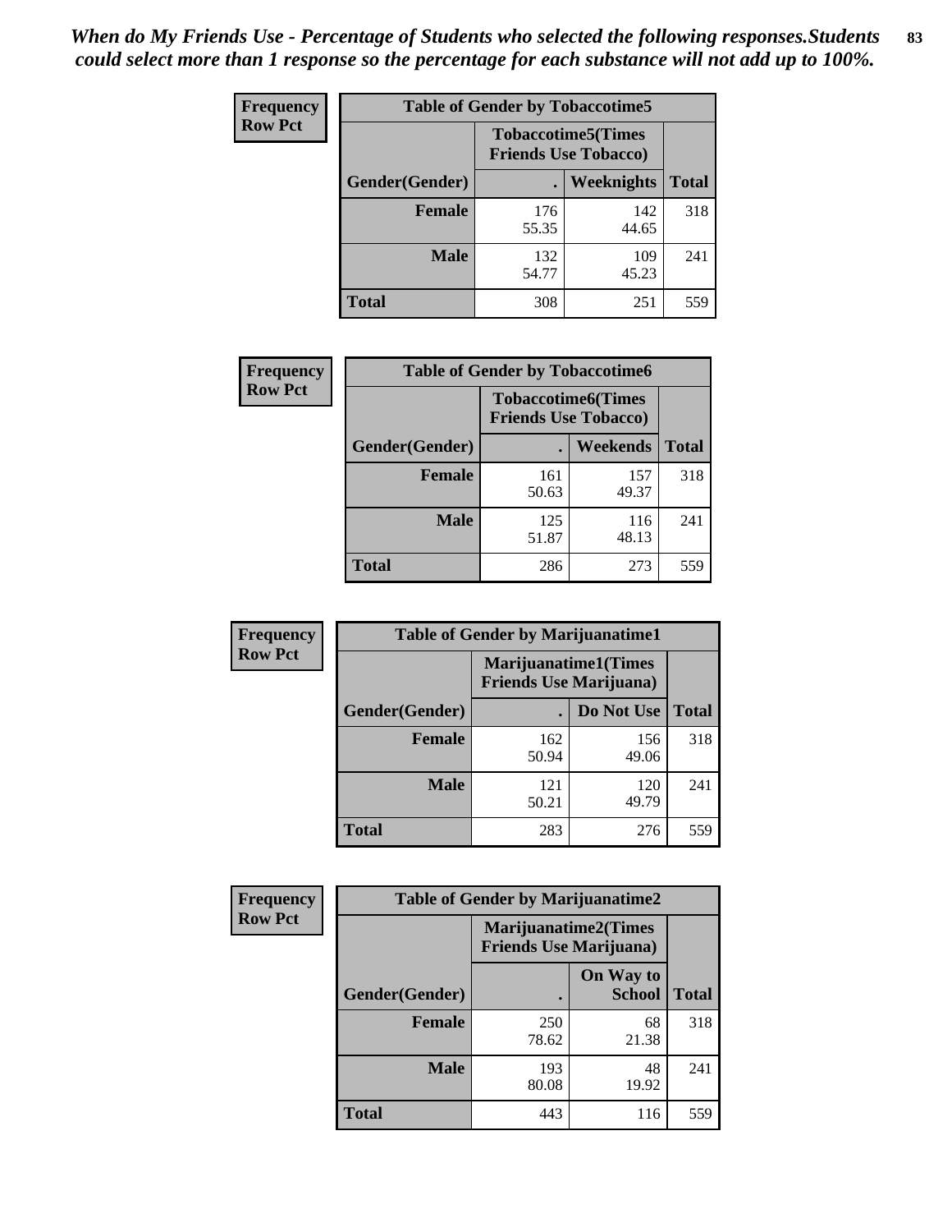*When do My Friends Use - Percentage of Students who selected the following responses.Students could select more than 1 response so the percentage for each substance will not add up to 100%.*

**Frequency**
**Row Pct**

| Table of Gender by Tobaccotime5 | | | |
|---|---|---|---|
| | Tobaccotime5(Times Friends Use Tobacco) | | |
| Gender(Gender) | . | Weeknights | Total |
| **Female** | 176<br>55.35 | 142<br>44.65 | 318 |
| **Male** | 132<br>54.77 | 109<br>45.23 | 241 |
| **Total** | 308 | 251 | 559 |

**Frequency**
**Row Pct**

| Table of Gender by Tobaccotime6 | | | |
|---|---|---|---|
| | Tobaccotime6(Times Friends Use Tobacco) | | |
| Gender(Gender) | . | Weekends | Total |
| **Female** | 161<br>50.63 | 157<br>49.37 | 318 |
| **Male** | 125<br>51.87 | 116<br>48.13 | 241 |
| **Total** | 286 | 273 | 559 |

**Frequency**
**Row Pct**

| Table of Gender by Marijuanatime1 | | | |
|---|---|---|---|
| | Marijuanatime1(Times Friends Use Marijuana) | | |
| Gender(Gender) | . | Do Not Use | Total |
| **Female** | 162<br>50.94 | 156<br>49.06 | 318 |
| **Male** | 121<br>50.21 | 120<br>49.79 | 241 |
| **Total** | 283 | 276 | 559 |

**Frequency**
**Row Pct**

| Table of Gender by Marijuanatime2 | | | |
|---|---|---|---|
| | Marijuanatime2(Times Friends Use Marijuana) | | |
| Gender(Gender) | . | On Way to School | Total |
| **Female** | 250<br>78.62 | 68<br>21.38 | 318 |
| **Male** | 193<br>80.08 | 48<br>19.92 | 241 |
| **Total** | 443 | 116 | 559 |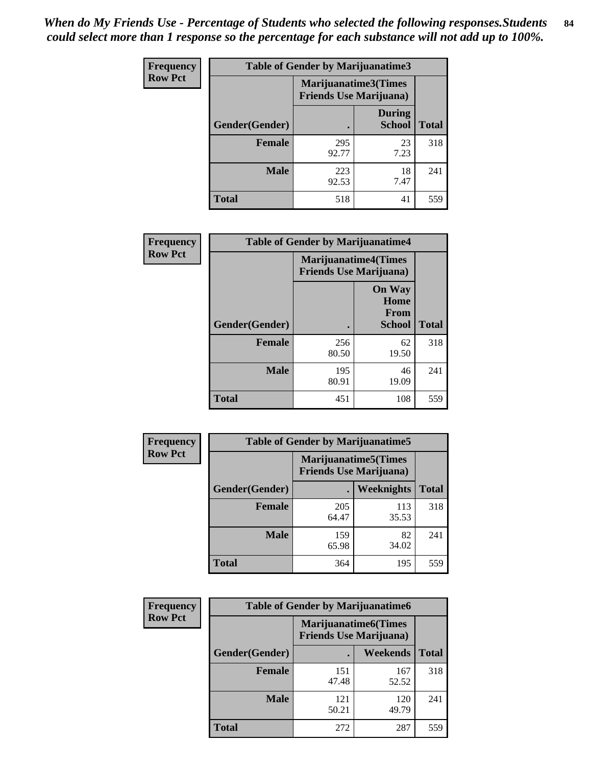*When do My Friends Use - Percentage of Students who selected the following responses.Students could select more than 1 response so the percentage for each substance will not add up to 100%.*

| Frequency Row Pct | Table of Gender by Marijuanatime3 | | |
|---|---|---|---|
| | Marijuanatime3(Times Friends Use Marijuana) | | |
| Gender(Gender) | . | During School | Total |
| Female | 295<br>92.77 | 23<br>7.23 | 318 |
| Male | 223<br>92.53 | 18<br>7.47 | 241 |
| Total | 518 | 41 | 559 |

| Frequency Row Pct | Table of Gender by Marijuanatime4 | | |
|---|---|---|---|
| | Marijuanatime4(Times Friends Use Marijuana) | | |
| Gender(Gender) | . | On Way Home From School | Total |
| Female | 256<br>80.50 | 62<br>19.50 | 318 |
| Male | 195<br>80.91 | 46<br>19.09 | 241 |
| Total | 451 | 108 | 559 |

| Frequency Row Pct | Table of Gender by Marijuanatime5 | | |
|---|---|---|---|
| | Marijuanatime5(Times Friends Use Marijuana) | | |
| Gender(Gender) | . | Weeknights | Total |
| Female | 205<br>64.47 | 113<br>35.53 | 318 |
| Male | 159<br>65.98 | 82<br>34.02 | 241 |
| Total | 364 | 195 | 559 |

| Frequency Row Pct | Table of Gender by Marijuanatime6 | | |
|---|---|---|---|
| | Marijuanatime6(Times Friends Use Marijuana) | | |
| Gender(Gender) | . | Weekends | Total |
| Female | 151<br>47.48 | 167<br>52.52 | 318 |
| Male | 121<br>50.21 | 120<br>49.79 | 241 |
| Total | 272 | 287 | 559 |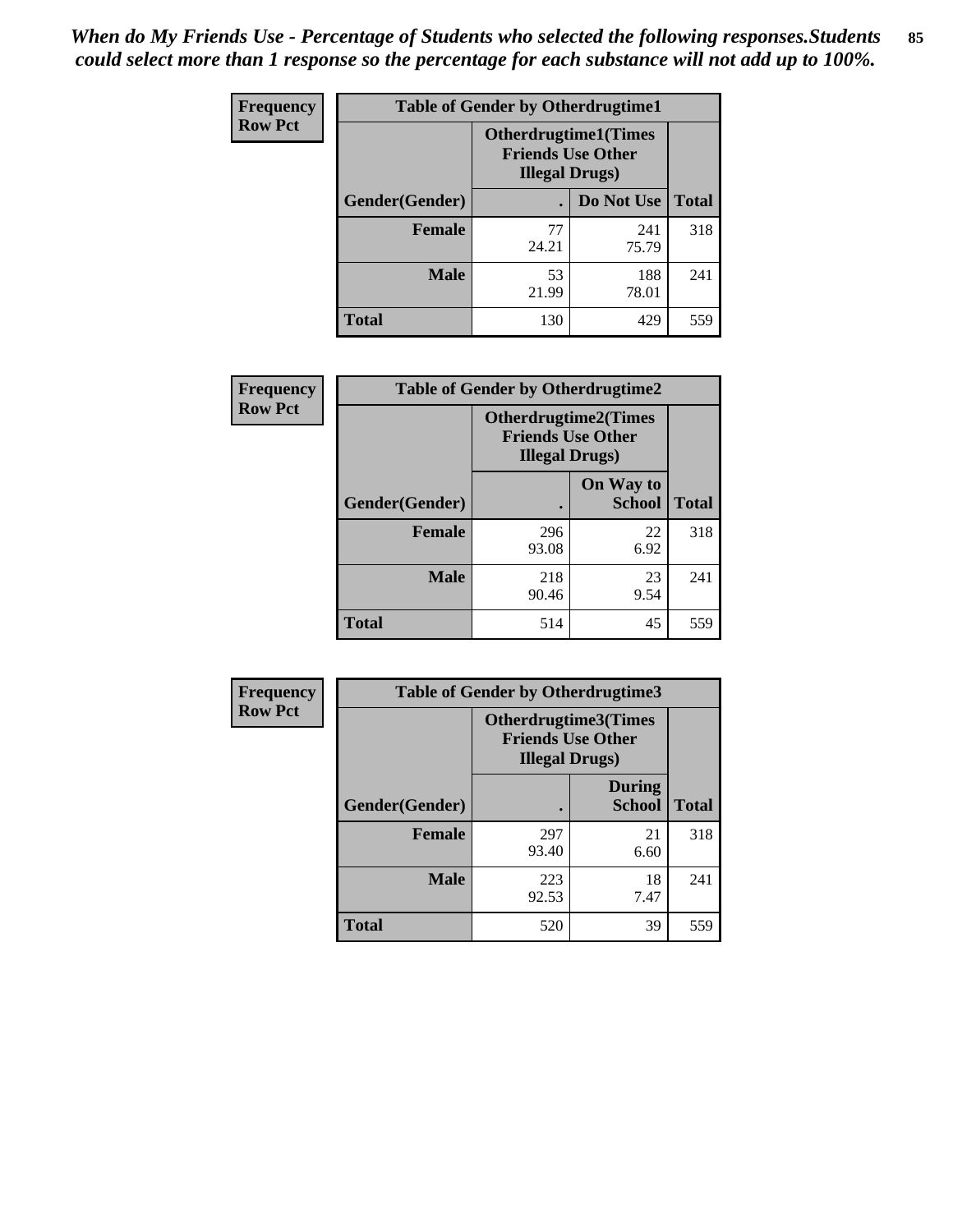*When do My Friends Use - Percentage of Students who selected the following responses.Students could select more than 1 response so the percentage for each substance will not add up to 100%.*

**Frequency**
**Row Pct**

| Table of Gender by Otherdrugtime1 | | | |
|---|---|---|---|
| | Otherdrugtime1(Times Friends Use Other Illegal Drugs) | | |
| Gender(Gender) | . | Do Not Use | Total |
| **Female** | 77<br>24.21 | 241<br>75.79 | 318 |
| **Male** | 53<br>21.99 | 188<br>78.01 | 241 |
| **Total** | 130 | 429 | 559 |

**Frequency**
**Row Pct**

| Table of Gender by Otherdrugtime2 | | | |
|---|---|---|---|
| | Otherdrugtime2(Times Friends Use Other Illegal Drugs) | | |
| Gender(Gender) | . | On Way to School | Total |
| **Female** | 296<br>93.08 | 22<br>6.92 | 318 |
| **Male** | 218<br>90.46 | 23<br>9.54 | 241 |
| **Total** | 514 | 45 | 559 |

**Frequency**
**Row Pct**

| Table of Gender by Otherdrugtime3 | | | |
|---|---|---|---|
| | Otherdrugtime3(Times Friends Use Other Illegal Drugs) | | |
| Gender(Gender) | . | During School | Total |
| **Female** | 297<br>93.40 | 21<br>6.60 | 318 |
| **Male** | 223<br>92.53 | 18<br>7.47 | 241 |
| **Total** | 520 | 39 | 559 |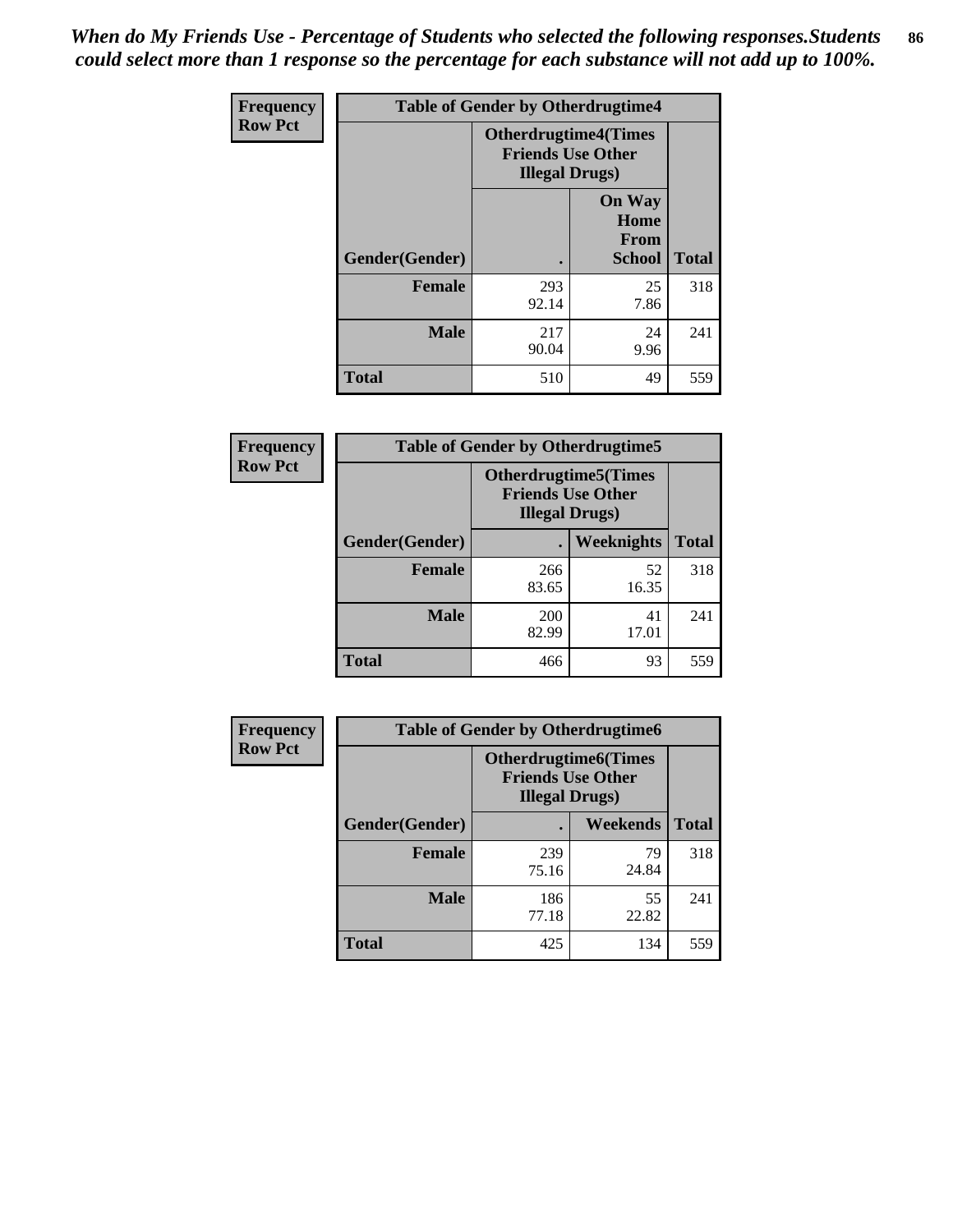*When do My Friends Use - Percentage of Students who selected the following responses.Students could select more than 1 response so the percentage for each substance will not add up to 100%.*

| Frequency Row Pct | Table of Gender by Otherdrugtime4 | | |
|---|---|---|---|
| | Otherdrugtime4(Times Friends Use Other Illegal Drugs) | | |
| Gender(Gender) | . | On Way Home From School | Total |
| Female | 293<br>92.14 | 25<br>7.86 | 318 |
| Male | 217<br>90.04 | 24<br>9.96 | 241 |
| Total | 510 | 49 | 559 |

| Frequency Row Pct | Table of Gender by Otherdrugtime5 | | |
|---|---|---|---|
| | Otherdrugtime5(Times Friends Use Other Illegal Drugs) | | |
| Gender(Gender) | . | Weeknights | Total |
| Female | 266<br>83.65 | 52<br>16.35 | 318 |
| Male | 200<br>82.99 | 41<br>17.01 | 241 |
| Total | 466 | 93 | 559 |

| Frequency Row Pct | Table of Gender by Otherdrugtime6 | | |
|---|---|---|---|
| | Otherdrugtime6(Times Friends Use Other Illegal Drugs) | | |
| Gender(Gender) | . | Weekends | Total |
| Female | 239<br>75.16 | 79<br>24.84 | 318 |
| Male | 186<br>77.18 | 55<br>22.82 | 241 |
| Total | 425 | 134 | 559 |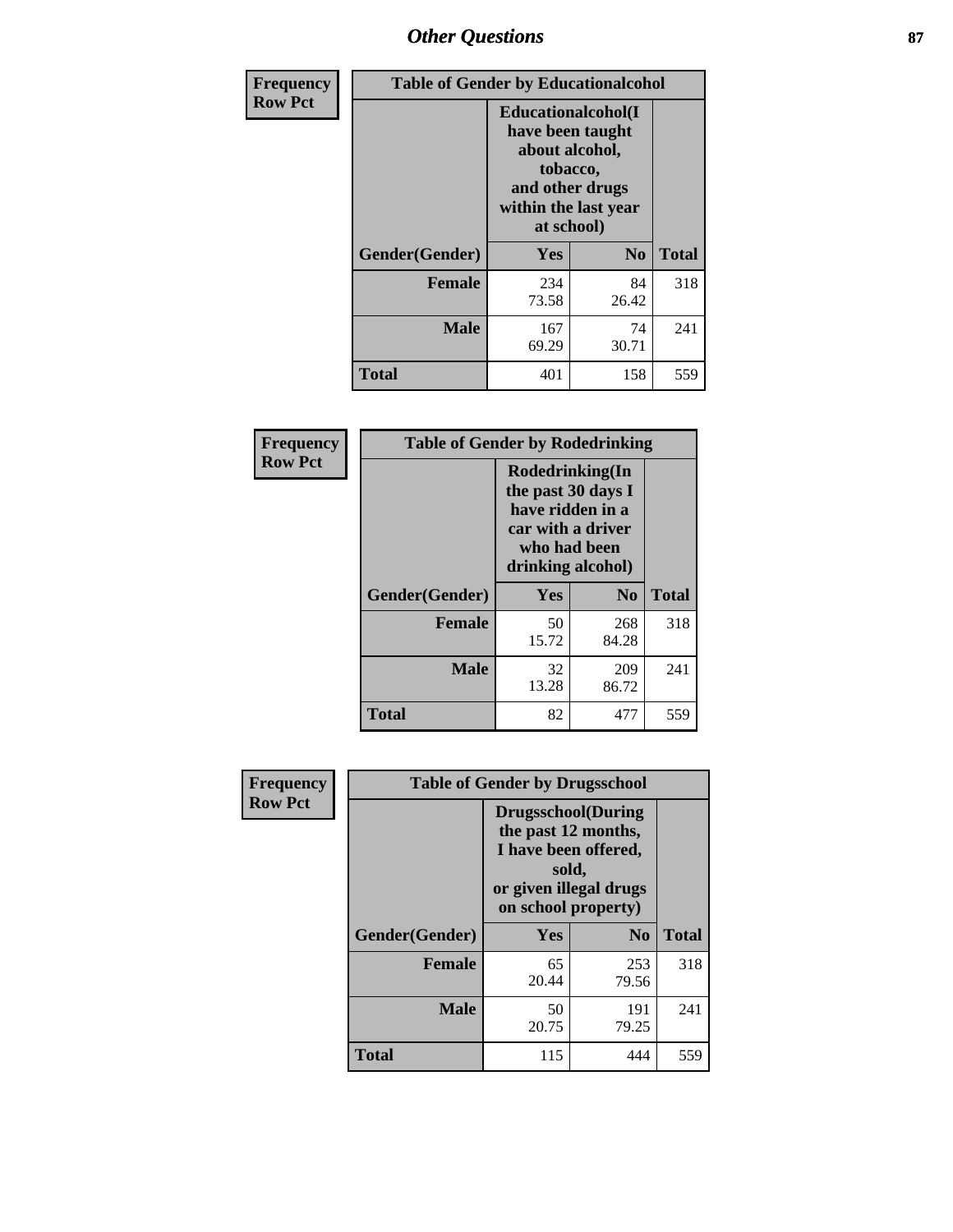# Other Questions

**Frequency**
**Row Pct**

| Table of Gender by Educationalcohol | | | |
|---|---|---|---|
| | Educationalcohol(I have been taught about alcohol, tobacco, and other drugs within the last year at school) | | |
| Gender(Gender) | Yes | No | Total |
| Female | 234<br>73.58 | 84<br>26.42 | 318 |
| Male | 167<br>69.29 | 74<br>30.71 | 241 |
| Total | 401 | 158 | 559 |

**Frequency**
**Row Pct**

| Table of Gender by Rodedrinking | | | |
|---|---|---|---|
| | Rodedrinking(In the past 30 days I have ridden in a car with a driver who had been drinking alcohol) | | |
| Gender(Gender) | Yes | No | Total |
| Female | 50<br>15.72 | 268<br>84.28 | 318 |
| Male | 32<br>13.28 | 209<br>86.72 | 241 |
| Total | 82 | 477 | 559 |

**Frequency**
**Row Pct**

| Table of Gender by Drugsschool | | | |
|---|---|---|---|
| | Drugsschool(During the past 12 months, I have been offered, sold, or given illegal drugs on school property) | | |
| Gender(Gender) | Yes | No | Total |
| Female | 65<br>20.44 | 253<br>79.56 | 318 |
| Male | 50<br>20.75 | 191<br>79.25 | 241 |
| Total | 115 | 444 | 559 |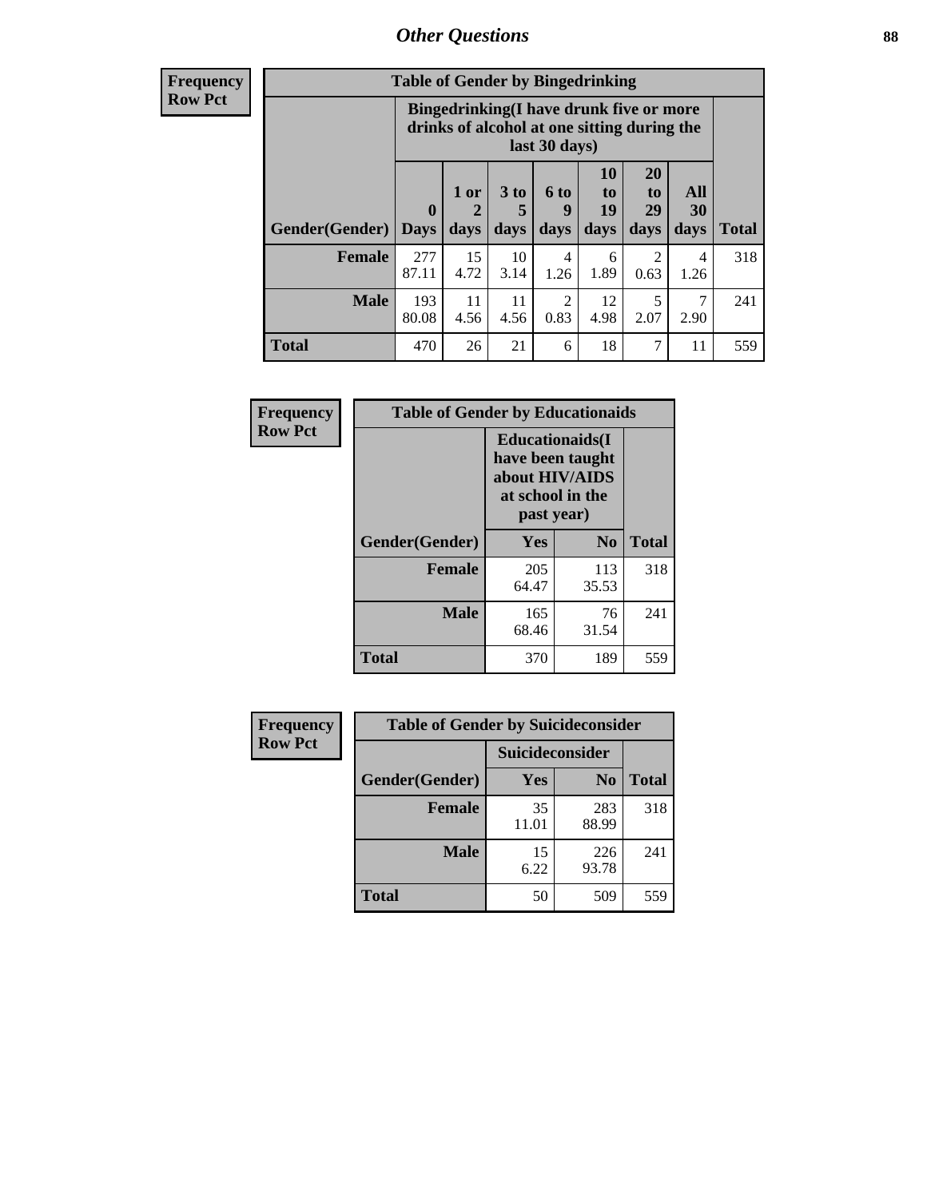## Other Questions

**Frequency**
**Row Pct**

| Table of Gender by Bingedrinking | | | | | | | | |
|---|---|---|---|---|---|---|---|---|
| | Bingedrinking(I have drunk five or more drinks of alcohol at one sitting during the last 30 days) | | | | | | | |
| Gender(Gender) | 0 Days | 1 or 2 days | 3 to 5 days | 6 to 9 days | 10 to 19 days | 20 to 29 days | All 30 days | Total |
| **Female** | 277<br>87.11 | 15<br>4.72 | 10<br>3.14 | 4<br>1.26 | 6<br>1.89 | 2<br>0.63 | 4<br>1.26 | 318 |
| **Male** | 193<br>80.08 | 11<br>4.56 | 11<br>4.56 | 2<br>0.83 | 12<br>4.98 | 5<br>2.07 | 7<br>2.90 | 241 |
| **Total** | 470 | 26 | 21 | 6 | 18 | 7 | 11 | 559 |

**Frequency**
**Row Pct**

| Table of Gender by Educationaids | | | |
|---|---|---|---|
| | Educationaids(I have been taught about HIV/AIDS at school in the past year) | | |
| Gender(Gender) | Yes | No | Total |
| **Female** | 205<br>64.47 | 113<br>35.53 | 318 |
| **Male** | 165<br>68.46 | 76<br>31.54 | 241 |
| **Total** | 370 | 189 | 559 |

**Frequency**
**Row Pct**

| Table of Gender by Suicideconsider | | | |
|---|---|---|---|
| | Suicideconsider | | |
| Gender(Gender) | Yes | No | Total |
| **Female** | 35<br>11.01 | 283<br>88.99 | 318 |
| **Male** | 15<br>6.22 | 226<br>93.78 | 241 |
| **Total** | 50 | 509 | 559 |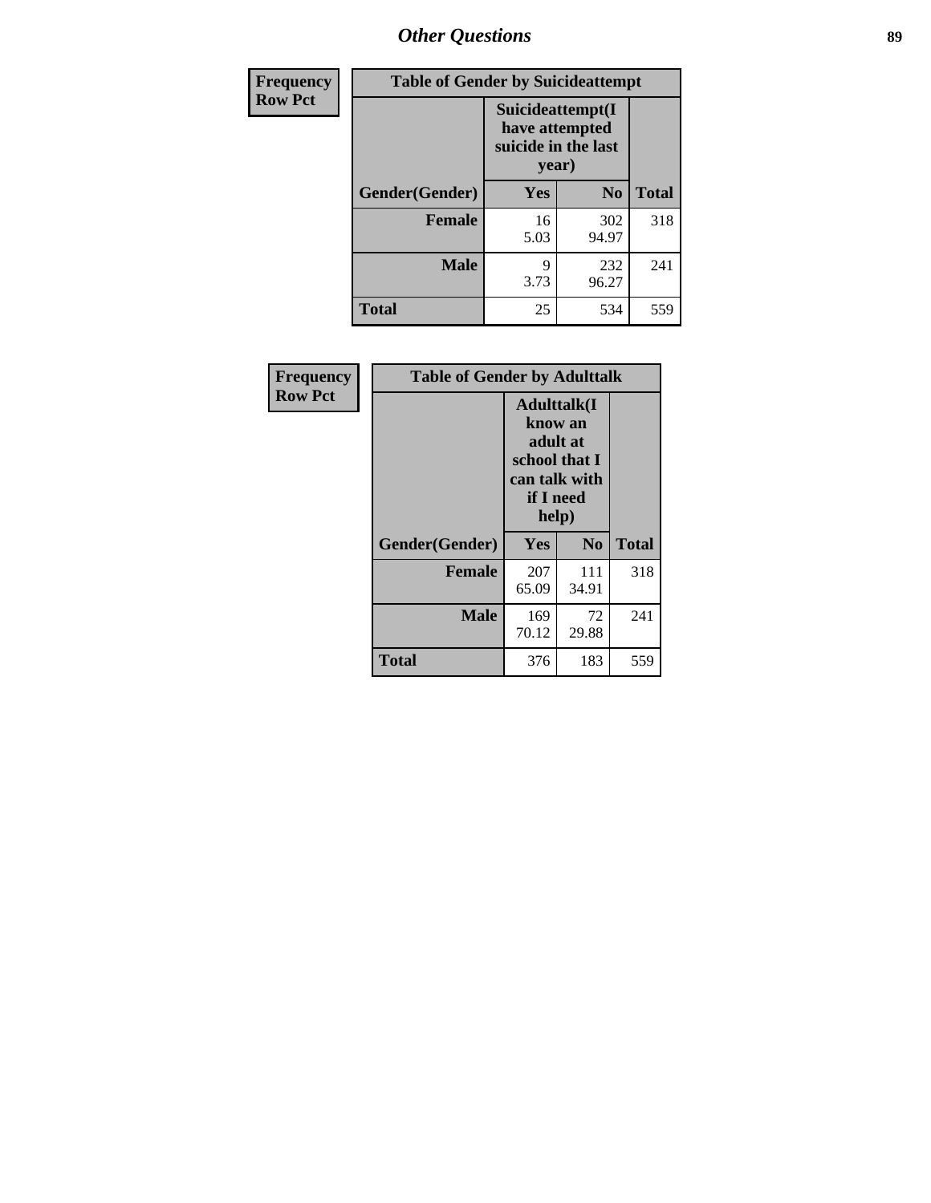## Other Questions

| Frequency<br>Row Pct | Table of Gender by Suicideattempt | | |
|---|---|---|---|
| | Suicideattempt(I have attempted suicide in the last year) | | |
| Gender(Gender) | Yes | No | Total |
| Female | 16<br>5.03 | 302<br>94.97 | 318 |
| Male | 9<br>3.73 | 232<br>96.27 | 241 |
| Total | 25 | 534 | 559 |

| Frequency<br>Row Pct | Table of Gender by Adulttalk | | |
|---|---|---|---|
| | Adulttalk(I know an adult at school that I can talk with if I need help) | | |
| Gender(Gender) | Yes | No | Total |
| Female | 207<br>65.09 | 111<br>34.91 | 318 |
| Male | 169<br>70.12 | 72<br>29.88 | 241 |
| Total | 376 | 183 | 559 |